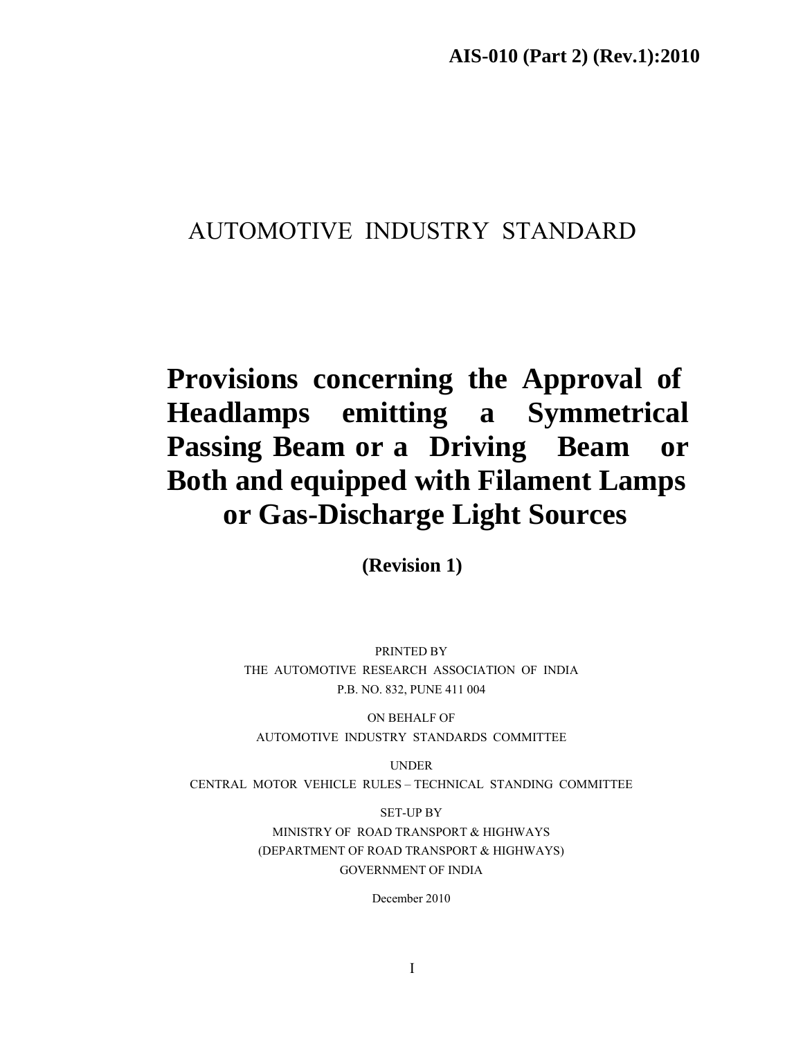**AIS-010 (Part 2) (Rev.1):2010**

AUTOMOTIVE INDUSTRY STANDARD

# Provisions concerning the Approval of Headlamps emitting a Symmetrical Passing Beam or a Driving Beam or Both and equipped with Filament Lamps or Gas-Discharge Light Sources

**(Revision 1)**

PRINTED BY
THE AUTOMOTIVE RESEARCH ASSOCIATION OF INDIA
P.B. NO. 832, PUNE 411 004

ON BEHALF OF
AUTOMOTIVE INDUSTRY STANDARDS COMMITTEE

UNDER
CENTRAL MOTOR VEHICLE RULES – TECHNICAL STANDING COMMITTEE

SET-UP BY
MINISTRY OF ROAD TRANSPORT & HIGHWAYS
(DEPARTMENT OF ROAD TRANSPORT & HIGHWAYS)
GOVERNMENT OF INDIA

December 2010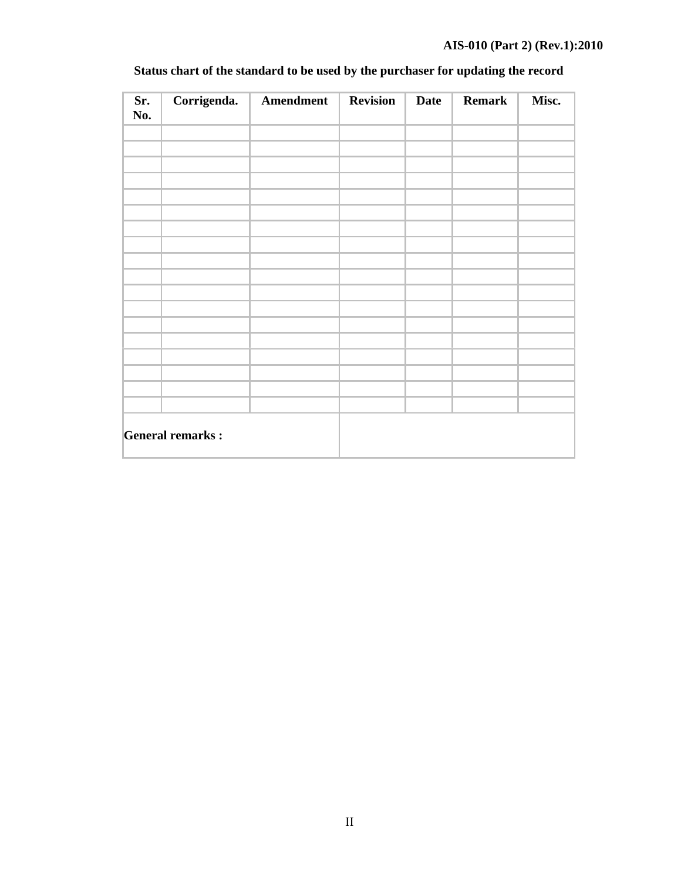**Status chart of the standard to be used by the purchaser for updating the record**

| Sr. No. | Corrigenda. | Amendment | Revision | Date | Remark | Misc. |
|---|---|---|---|---|---|---|
| | | | | | | |
| | | | | | | |
| | | | | | | |
| | | | | | | |
| | | | | | | |
| | | | | | | |
| | | | | | | |
| | | | | | | |
| | | | | | | |
| | | | | | | |
| | | | | | | |
| | | | | | | |
| | | | | | | |
| | | | | | | |
| | | | | | | |
| | | | | | | |
| | | | | | | |
| | | | | | | |
| **General remarks :** | | | | | | |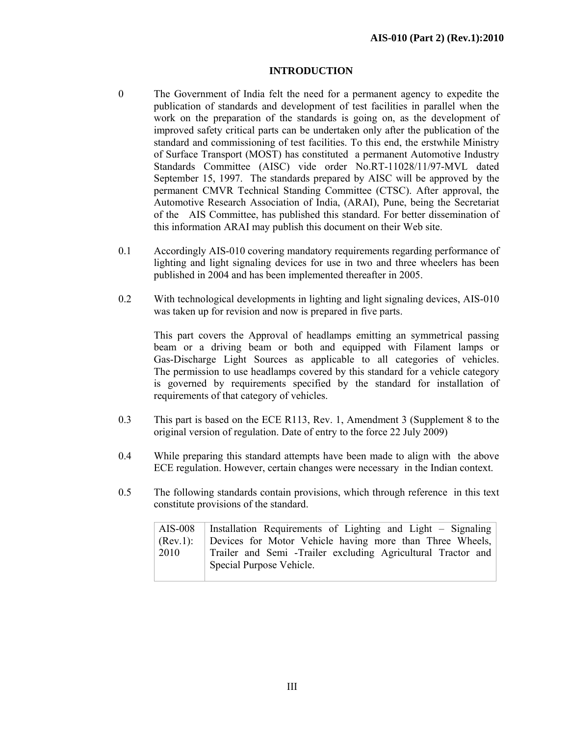## INTRODUCTION

0 The Government of India felt the need for a permanent agency to expedite the publication of standards and development of test facilities in parallel when the work on the preparation of the standards is going on, as the development of improved safety critical parts can be undertaken only after the publication of the standard and commissioning of test facilities. To this end, the erstwhile Ministry of Surface Transport (MOST) has constituted a permanent Automotive Industry Standards Committee (AISC) vide order No.RT-11028/11/97-MVL dated September 15, 1997. The standards prepared by AISC will be approved by the permanent CMVR Technical Standing Committee (CTSC). After approval, the Automotive Research Association of India, (ARAI), Pune, being the Secretariat of the AIS Committee, has published this standard. For better dissemination of this information ARAI may publish this document on their Web site.

0.1 Accordingly AIS-010 covering mandatory requirements regarding performance of lighting and light signaling devices for use in two and three wheelers has been published in 2004 and has been implemented thereafter in 2005.

0.2 With technological developments in lighting and light signaling devices, AIS-010 was taken up for revision and now is prepared in five parts.

This part covers the Approval of headlamps emitting an symmetrical passing beam or a driving beam or both and equipped with Filament lamps or Gas-Discharge Light Sources as applicable to all categories of vehicles. The permission to use headlamps covered by this standard for a vehicle category is governed by requirements specified by the standard for installation of requirements of that category of vehicles.

0.3 This part is based on the ECE R113, Rev. 1, Amendment 3 (Supplement 8 to the original version of regulation. Date of entry to the force 22 July 2009)

0.4 While preparing this standard attempts have been made to align with the above ECE regulation. However, certain changes were necessary in the Indian context.

0.5 The following standards contain provisions, which through reference in this text constitute provisions of the standard.

| | |
|---|---|
| AIS-008 (Rev.1): 2010 | Installation Requirements of Lighting and Light – Signaling Devices for Motor Vehicle having more than Three Wheels, Trailer and Semi -Trailer excluding Agricultural Tractor and Special Purpose Vehicle. |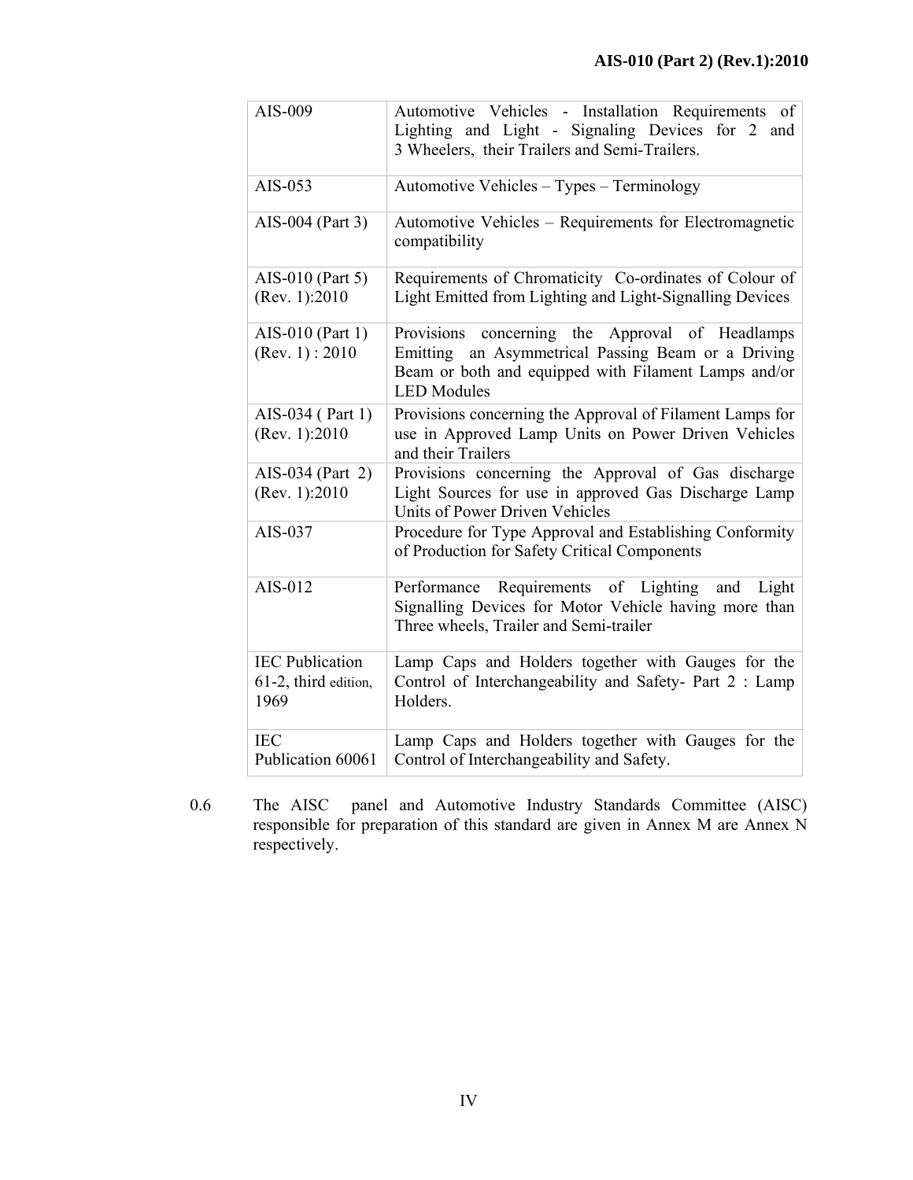| | |
|---|---|
| AIS-009 | Automotive Vehicles - Installation Requirements of Lighting and Light - Signaling Devices for 2 and 3 Wheelers, their Trailers and Semi-Trailers. |
| AIS-053 | Automotive Vehicles – Types – Terminology |
| AIS-004 (Part 3) | Automotive Vehicles – Requirements for Electromagnetic compatibility |
| AIS-010 (Part 5) (Rev. 1):2010 | Requirements of Chromaticity Co-ordinates of Colour of Light Emitted from Lighting and Light-Signalling Devices |
| AIS-010 (Part 1) (Rev. 1) : 2010 | Provisions concerning the Approval of Headlamps Emitting an Asymmetrical Passing Beam or a Driving Beam or both and equipped with Filament Lamps and/or LED Modules |
| AIS-034 ( Part 1) (Rev. 1):2010 | Provisions concerning the Approval of Filament Lamps for use in Approved Lamp Units on Power Driven Vehicles and their Trailers |
| AIS-034 (Part 2) (Rev. 1):2010 | Provisions concerning the Approval of Gas discharge Light Sources for use in approved Gas Discharge Lamp Units of Power Driven Vehicles |
| AIS-037 | Procedure for Type Approval and Establishing Conformity of Production for Safety Critical Components |
| AIS-012 | Performance Requirements of Lighting and Light Signalling Devices for Motor Vehicle having more than Three wheels, Trailer and Semi-trailer |
| IEC Publication 61-2, third edition, 1969 | Lamp Caps and Holders together with Gauges for the Control of Interchangeability and Safety- Part 2 : Lamp Holders. |
| IEC Publication 60061 | Lamp Caps and Holders together with Gauges for the Control of Interchangeability and Safety. |

0.6 The AISC panel and Automotive Industry Standards Committee (AISC) responsible for preparation of this standard are given in Annex M are Annex N respectively.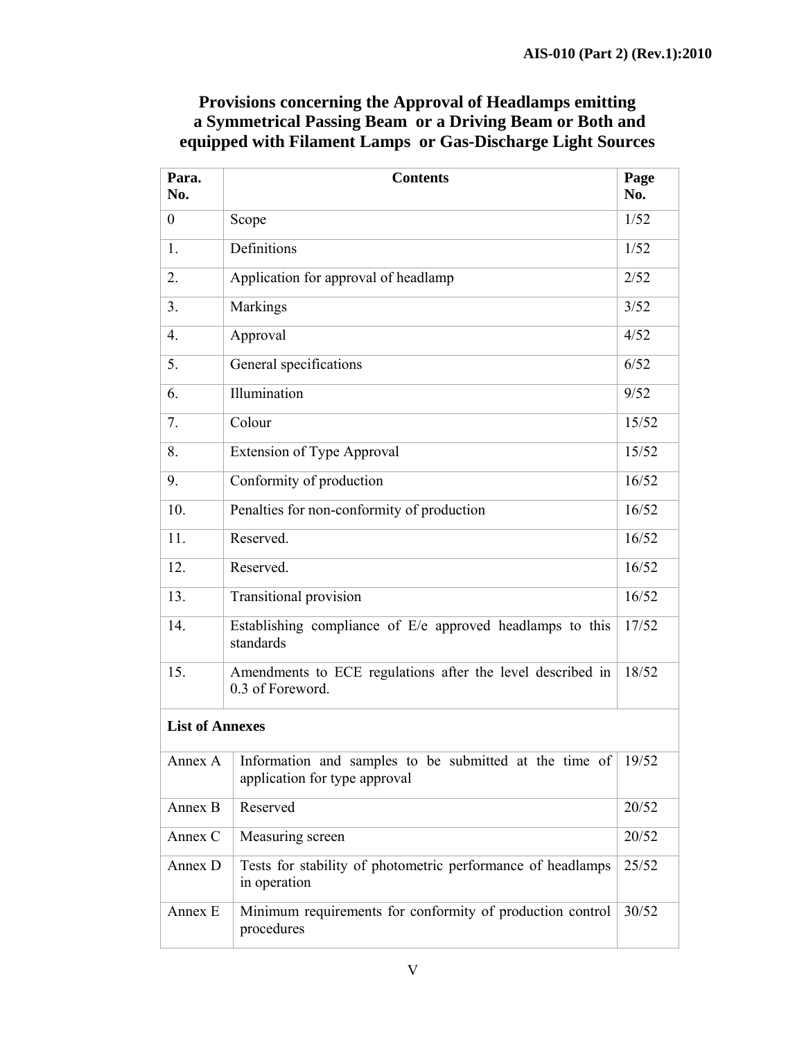# Provisions concerning the Approval of Headlamps emitting a Symmetrical Passing Beam or a Driving Beam or Both and equipped with Filament Lamps or Gas-Discharge Light Sources

| Para. No. | Contents | Page No. |
|---|---|---|
| 0 | Scope | 1/52 |
| 1. | Definitions | 1/52 |
| 2. | Application for approval of headlamp | 2/52 |
| 3. | Markings | 3/52 |
| 4. | Approval | 4/52 |
| 5. | General specifications | 6/52 |
| 6. | Illumination | 9/52 |
| 7. | Colour | 15/52 |
| 8. | Extension of Type Approval | 15/52 |
| 9. | Conformity of production | 16/52 |
| 10. | Penalties for non-conformity of production | 16/52 |
| 11. | Reserved. | 16/52 |
| 12. | Reserved. | 16/52 |
| 13. | Transitional provision | 16/52 |
| 14. | Establishing compliance of E/e approved headlamps to this standards | 17/52 |
| 15. | Amendments to ECE regulations after the level described in 0.3 of Foreword. | 18/52 |
| **List of Annexes** | | |
| Annex A | Information and samples to be submitted at the time of application for type approval | 19/52 |
| Annex B | Reserved | 20/52 |
| Annex C | Measuring screen | 20/52 |
| Annex D | Tests for stability of photometric performance of headlamps in operation | 25/52 |
| Annex E | Minimum requirements for conformity of production control procedures | 30/52 |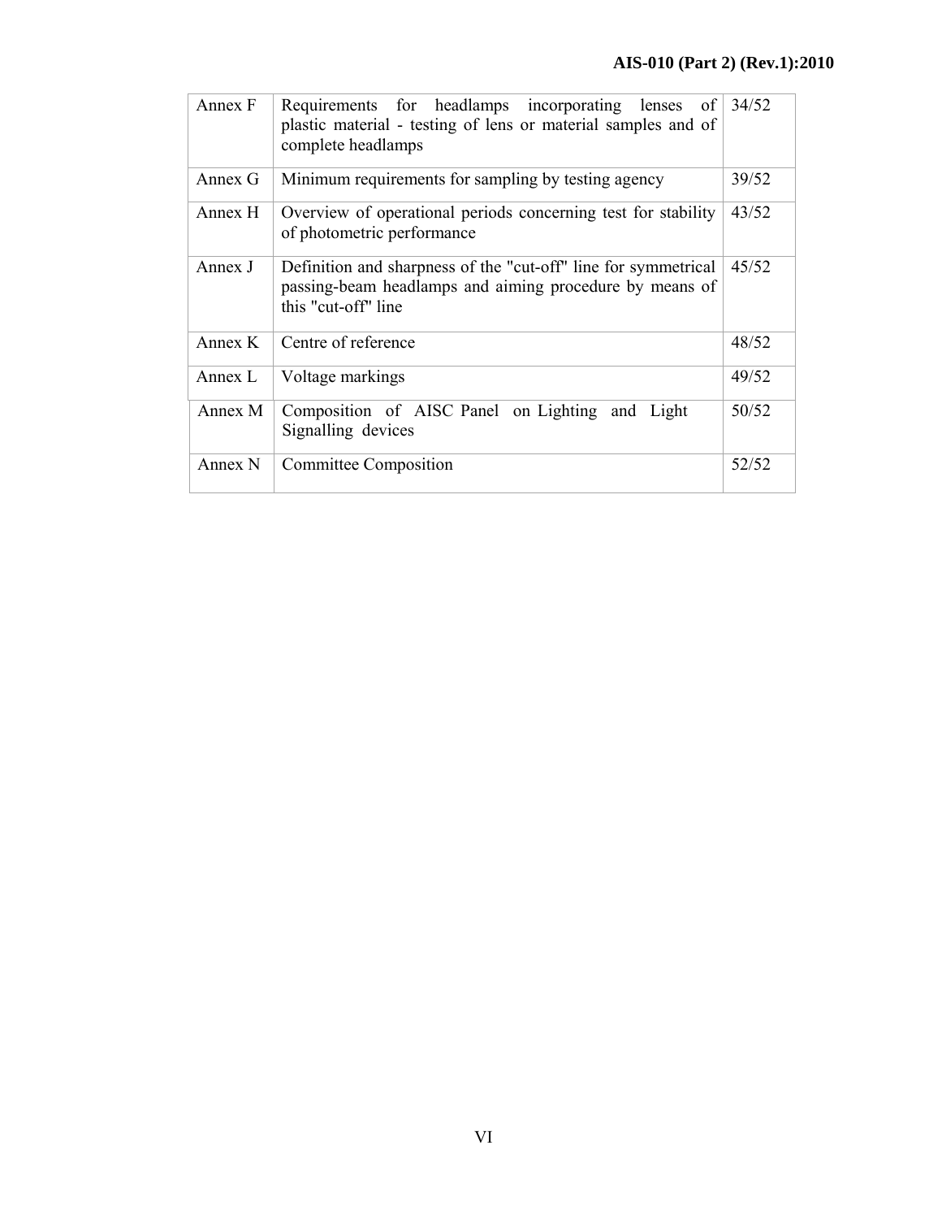| | | |
|---|---|---|
| Annex F | Requirements for headlamps incorporating lenses of plastic material - testing of lens or material samples and of complete headlamps | 34/52 |
| Annex G | Minimum requirements for sampling by testing agency | 39/52 |
| Annex H | Overview of operational periods concerning test for stability of photometric performance | 43/52 |
| Annex J | Definition and sharpness of the "cut-off" line for symmetrical passing-beam headlamps and aiming procedure by means of this "cut-off" line | 45/52 |
| Annex K | Centre of reference | 48/52 |
| Annex L | Voltage markings | 49/52 |
| Annex M | Composition of AISC Panel on Lighting and Light Signalling devices | 50/52 |
| Annex N | Committee Composition | 52/52 |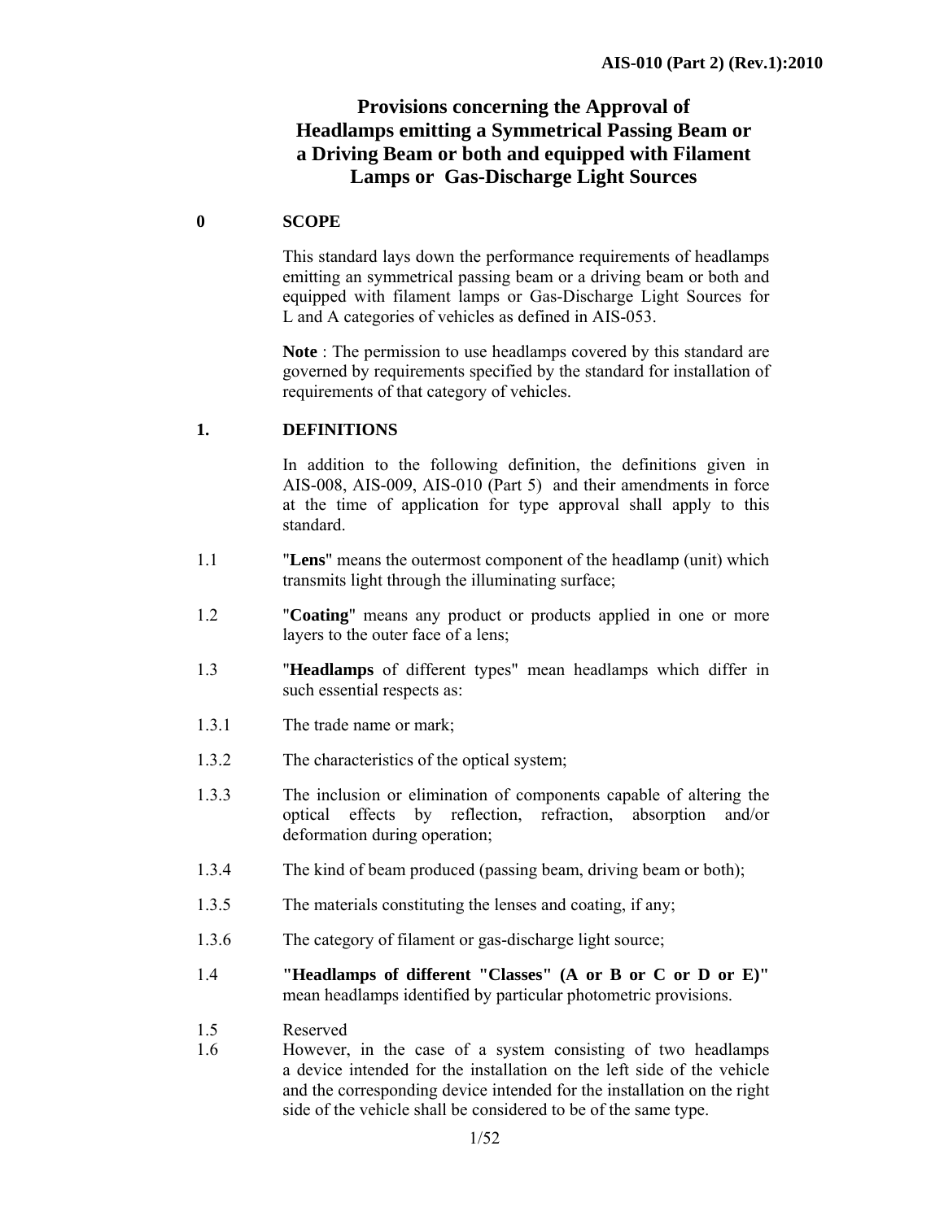# Provisions concerning the Approval of Headlamps emitting a Symmetrical Passing Beam or a Driving Beam or both and equipped with Filament Lamps or Gas-Discharge Light Sources

## 0 SCOPE

This standard lays down the performance requirements of headlamps emitting an symmetrical passing beam or a driving beam or both and equipped with filament lamps or Gas-Discharge Light Sources for L and A categories of vehicles as defined in AIS-053.

**Note** : The permission to use headlamps covered by this standard are governed by requirements specified by the standard for installation of requirements of that category of vehicles.

## 1. DEFINITIONS

In addition to the following definition, the definitions given in AIS-008, AIS-009, AIS-010 (Part 5) and their amendments in force at the time of application for type approval shall apply to this standard.

1.1 "**Lens**" means the outermost component of the headlamp (unit) which transmits light through the illuminating surface;

1.2 "**Coating**" means any product or products applied in one or more layers to the outer face of a lens;

1.3 "**Headlamps** of different types" mean headlamps which differ in such essential respects as:

1.3.1 The trade name or mark;

1.3.2 The characteristics of the optical system;

1.3.3 The inclusion or elimination of components capable of altering the optical effects by reflection, refraction, absorption and/or deformation during operation;

1.3.4 The kind of beam produced (passing beam, driving beam or both);

1.3.5 The materials constituting the lenses and coating, if any;

1.3.6 The category of filament or gas-discharge light source;

1.4 **"Headlamps of different "Classes" (A or B or C or D or E)"** mean headlamps identified by particular photometric provisions.

1.5 Reserved

1.6 However, in the case of a system consisting of two headlamps a device intended for the installation on the left side of the vehicle and the corresponding device intended for the installation on the right side of the vehicle shall be considered to be of the same type.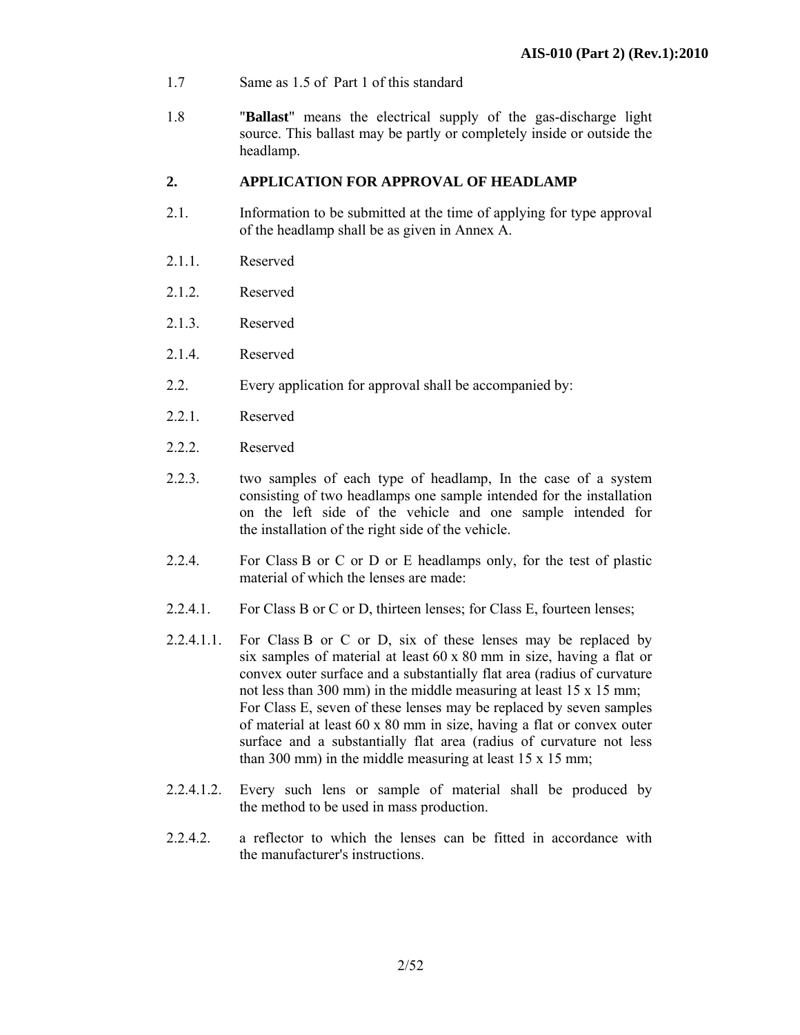1.7 Same as 1.5 of Part 1 of this standard

1.8 "**Ballast**" means the electrical supply of the gas-discharge light source. This ballast may be partly or completely inside or outside the headlamp.

## 2. APPLICATION FOR APPROVAL OF HEADLAMP

2.1. Information to be submitted at the time of applying for type approval of the headlamp shall be as given in Annex A.

2.1.1. Reserved

2.1.2. Reserved

2.1.3. Reserved

2.1.4. Reserved

2.2. Every application for approval shall be accompanied by:

2.2.1. Reserved

2.2.2. Reserved

2.2.3. two samples of each type of headlamp, In the case of a system consisting of two headlamps one sample intended for the installation on the left side of the vehicle and one sample intended for the installation of the right side of the vehicle.

2.2.4. For Class B or C or D or E headlamps only, for the test of plastic material of which the lenses are made:

2.2.4.1. For Class B or C or D, thirteen lenses; for Class E, fourteen lenses;

2.2.4.1.1. For Class B or C or D, six of these lenses may be replaced by six samples of material at least 60 x 80 mm in size, having a flat or convex outer surface and a substantially flat area (radius of curvature not less than 300 mm) in the middle measuring at least 15 x 15 mm; For Class E, seven of these lenses may be replaced by seven samples of material at least 60 x 80 mm in size, having a flat or convex outer surface and a substantially flat area (radius of curvature not less than 300 mm) in the middle measuring at least 15 x 15 mm;

2.2.4.1.2. Every such lens or sample of material shall be produced by the method to be used in mass production.

2.2.4.2. a reflector to which the lenses can be fitted in accordance with the manufacturer's instructions.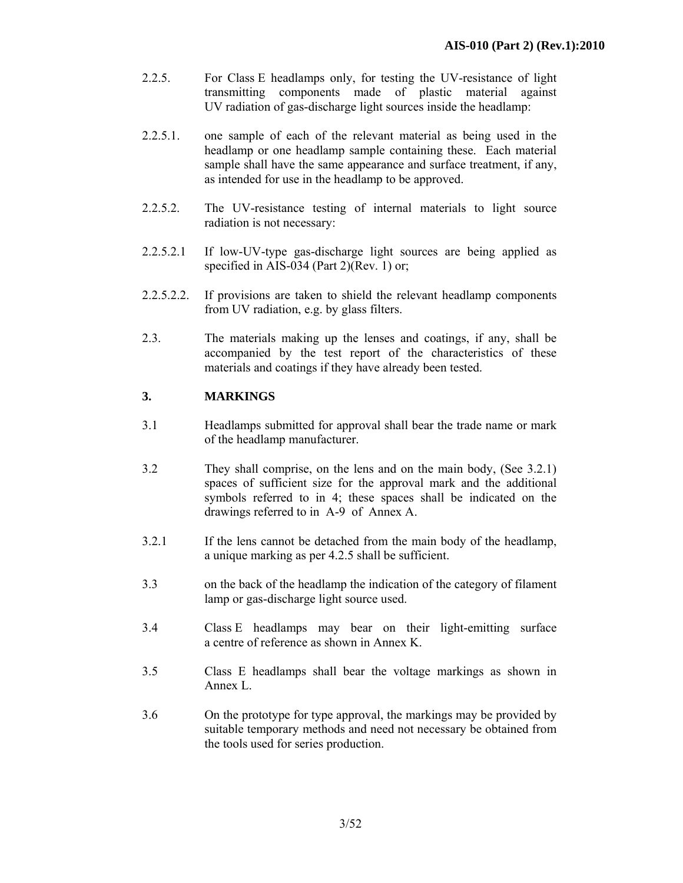2.2.5. For Class E headlamps only, for testing the UV-resistance of light transmitting components made of plastic material against UV radiation of gas-discharge light sources inside the headlamp:

2.2.5.1. one sample of each of the relevant material as being used in the headlamp or one headlamp sample containing these. Each material sample shall have the same appearance and surface treatment, if any, as intended for use in the headlamp to be approved.

2.2.5.2. The UV-resistance testing of internal materials to light source radiation is not necessary:

2.2.5.2.1 If low-UV-type gas-discharge light sources are being applied as specified in AIS-034 (Part 2)(Rev. 1) or;

2.2.5.2.2. If provisions are taken to shield the relevant headlamp components from UV radiation, e.g. by glass filters.

2.3. The materials making up the lenses and coatings, if any, shall be accompanied by the test report of the characteristics of these materials and coatings if they have already been tested.

## 3. MARKINGS

3.1 Headlamps submitted for approval shall bear the trade name or mark of the headlamp manufacturer.

3.2 They shall comprise, on the lens and on the main body, (See 3.2.1) spaces of sufficient size for the approval mark and the additional symbols referred to in 4; these spaces shall be indicated on the drawings referred to in A-9 of Annex A.

3.2.1 If the lens cannot be detached from the main body of the headlamp, a unique marking as per 4.2.5 shall be sufficient.

3.3 on the back of the headlamp the indication of the category of filament lamp or gas-discharge light source used.

3.4 Class E headlamps may bear on their light-emitting surface a centre of reference as shown in Annex K.

3.5 Class E headlamps shall bear the voltage markings as shown in Annex L.

3.6 On the prototype for type approval, the markings may be provided by suitable temporary methods and need not necessary be obtained from the tools used for series production.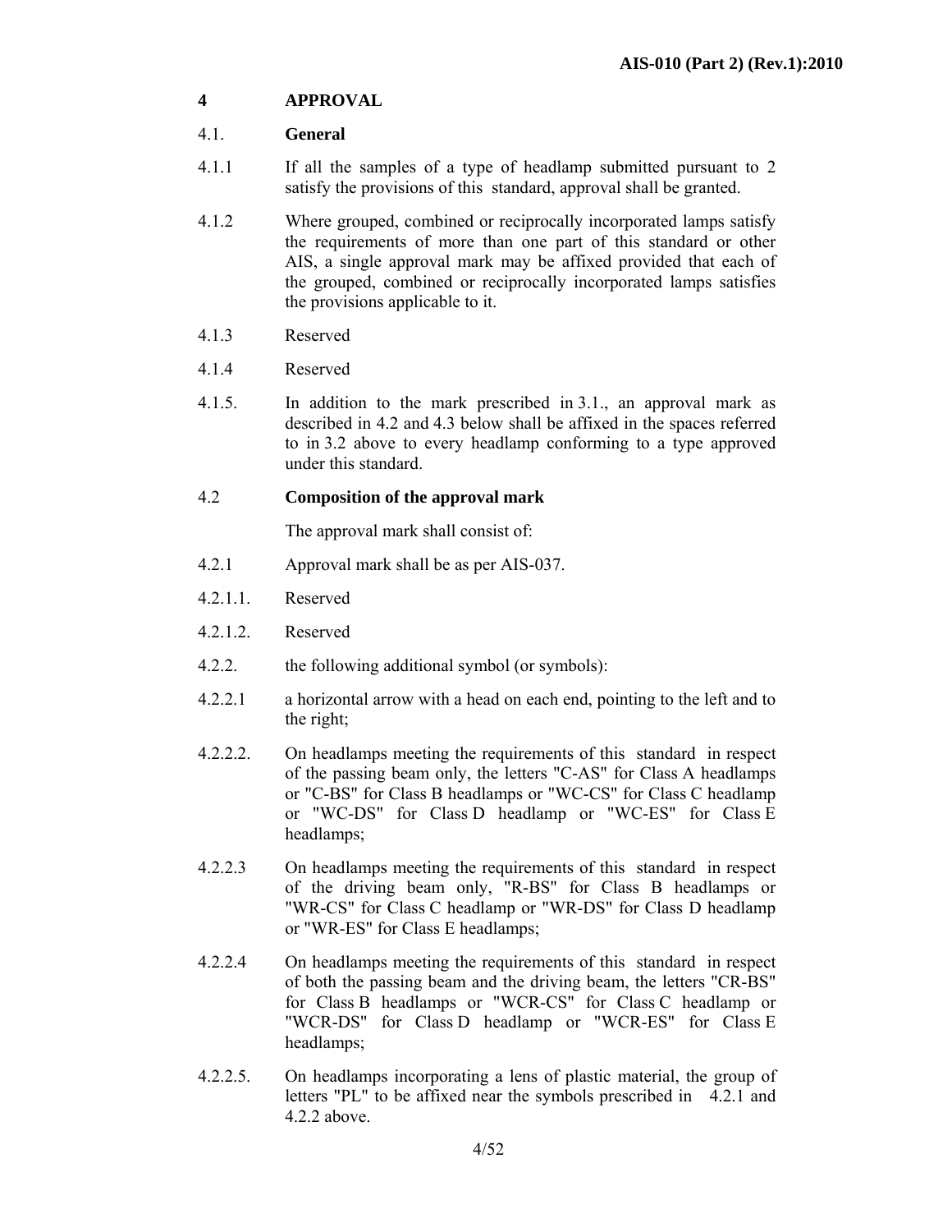## 4 APPROVAL

### 4.1. General

4.1.1 If all the samples of a type of headlamp submitted pursuant to 2 satisfy the provisions of this standard, approval shall be granted.

4.1.2 Where grouped, combined or reciprocally incorporated lamps satisfy the requirements of more than one part of this standard or other AIS, a single approval mark may be affixed provided that each of the grouped, combined or reciprocally incorporated lamps satisfies the provisions applicable to it.

4.1.3 Reserved

4.1.4 Reserved

4.1.5. In addition to the mark prescribed in 3.1., an approval mark as described in 4.2 and 4.3 below shall be affixed in the spaces referred to in 3.2 above to every headlamp conforming to a type approved under this standard.

### 4.2 Composition of the approval mark

The approval mark shall consist of:

4.2.1 Approval mark shall be as per AIS-037.

4.2.1.1. Reserved

4.2.1.2. Reserved

4.2.2. the following additional symbol (or symbols):

4.2.2.1 a horizontal arrow with a head on each end, pointing to the left and to the right;

4.2.2.2. On headlamps meeting the requirements of this standard in respect of the passing beam only, the letters "C-AS" for Class A headlamps or "C-BS" for Class B headlamps or "WC-CS" for Class C headlamp or "WC-DS" for Class D headlamp or "WC-ES" for Class E headlamps;

4.2.2.3 On headlamps meeting the requirements of this standard in respect of the driving beam only, "R-BS" for Class B headlamps or "WR-CS" for Class C headlamp or "WR-DS" for Class D headlamp or "WR-ES" for Class E headlamps;

4.2.2.4 On headlamps meeting the requirements of this standard in respect of both the passing beam and the driving beam, the letters "CR-BS" for Class B headlamps or "WCR-CS" for Class C headlamp or "WCR-DS" for Class D headlamp or "WCR-ES" for Class E headlamps;

4.2.2.5. On headlamps incorporating a lens of plastic material, the group of letters "PL" to be affixed near the symbols prescribed in 4.2.1 and 4.2.2 above.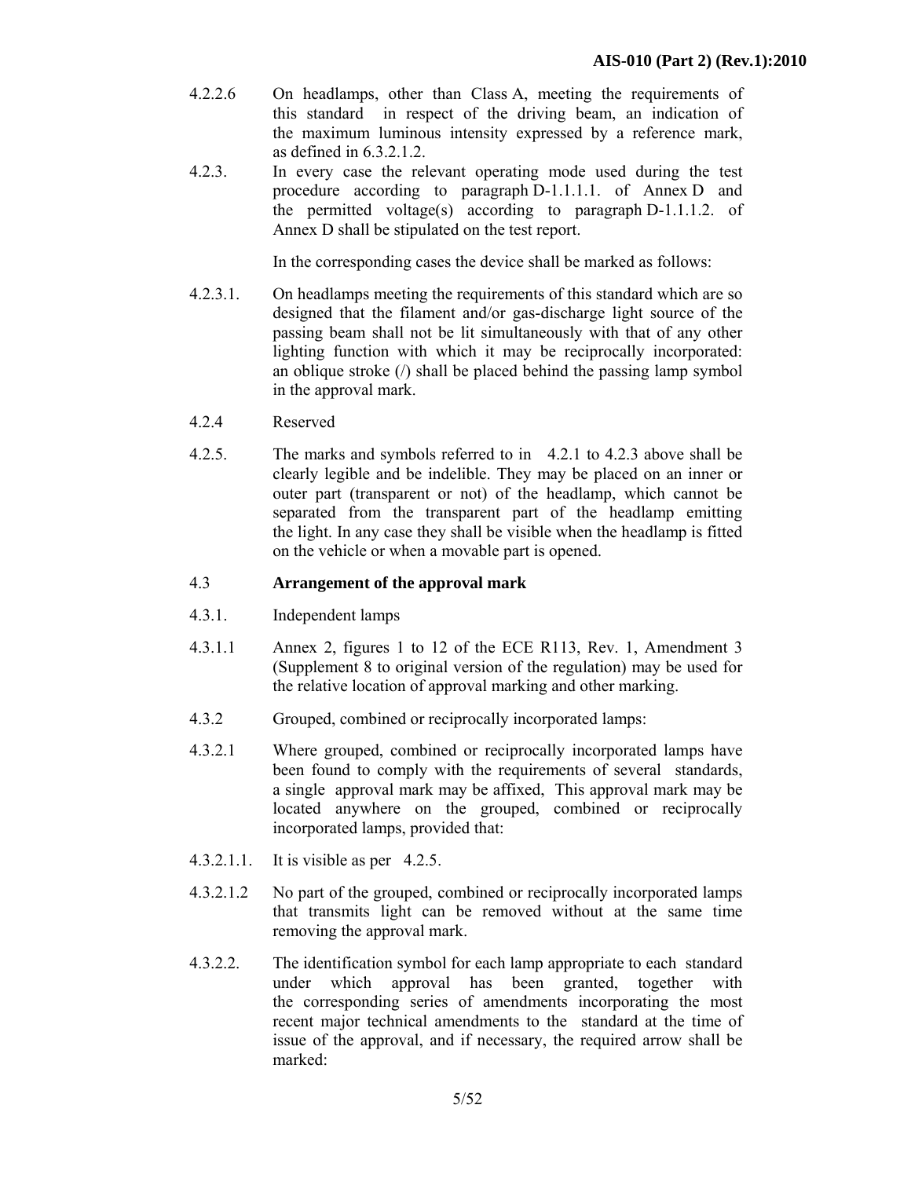4.2.2.6 On headlamps, other than Class A, meeting the requirements of this standard in respect of the driving beam, an indication of the maximum luminous intensity expressed by a reference mark, as defined in 6.3.2.1.2.

4.2.3. In every case the relevant operating mode used during the test procedure according to paragraph D-1.1.1.1. of Annex D and the permitted voltage(s) according to paragraph D-1.1.1.2. of Annex D shall be stipulated on the test report.

In the corresponding cases the device shall be marked as follows:

4.2.3.1. On headlamps meeting the requirements of this standard which are so designed that the filament and/or gas-discharge light source of the passing beam shall not be lit simultaneously with that of any other lighting function with which it may be reciprocally incorporated: an oblique stroke (/) shall be placed behind the passing lamp symbol in the approval mark.

4.2.4 Reserved

4.2.5. The marks and symbols referred to in 4.2.1 to 4.2.3 above shall be clearly legible and be indelible. They may be placed on an inner or outer part (transparent or not) of the headlamp, which cannot be separated from the transparent part of the headlamp emitting the light. In any case they shall be visible when the headlamp is fitted on the vehicle or when a movable part is opened.

## 4.3 Arrangement of the approval mark

4.3.1. Independent lamps

4.3.1.1 Annex 2, figures 1 to 12 of the ECE R113, Rev. 1, Amendment 3 (Supplement 8 to original version of the regulation) may be used for the relative location of approval marking and other marking.

4.3.2 Grouped, combined or reciprocally incorporated lamps:

4.3.2.1 Where grouped, combined or reciprocally incorporated lamps have been found to comply with the requirements of several standards, a single approval mark may be affixed, This approval mark may be located anywhere on the grouped, combined or reciprocally incorporated lamps, provided that:

4.3.2.1.1. It is visible as per 4.2.5.

4.3.2.1.2 No part of the grouped, combined or reciprocally incorporated lamps that transmits light can be removed without at the same time removing the approval mark.

4.3.2.2. The identification symbol for each lamp appropriate to each standard under which approval has been granted, together with the corresponding series of amendments incorporating the most recent major technical amendments to the standard at the time of issue of the approval, and if necessary, the required arrow shall be marked: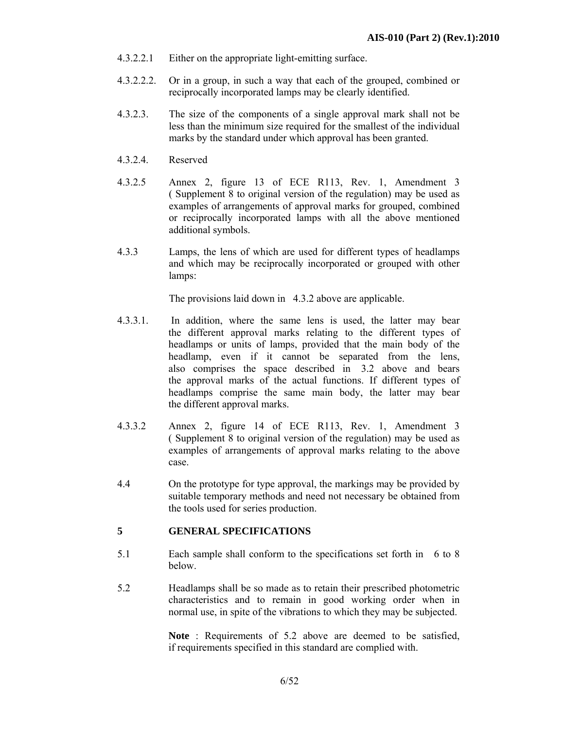4.3.2.2.1 Either on the appropriate light-emitting surface.

4.3.2.2.2. Or in a group, in such a way that each of the grouped, combined or reciprocally incorporated lamps may be clearly identified.

4.3.2.3. The size of the components of a single approval mark shall not be less than the minimum size required for the smallest of the individual marks by the standard under which approval has been granted.

4.3.2.4. Reserved

4.3.2.5 Annex 2, figure 13 of ECE R113, Rev. 1, Amendment 3 ( Supplement 8 to original version of the regulation) may be used as examples of arrangements of approval marks for grouped, combined or reciprocally incorporated lamps with all the above mentioned additional symbols.

4.3.3 Lamps, the lens of which are used for different types of headlamps and which may be reciprocally incorporated or grouped with other lamps:

The provisions laid down in 4.3.2 above are applicable.

4.3.3.1. In addition, where the same lens is used, the latter may bear the different approval marks relating to the different types of headlamps or units of lamps, provided that the main body of the headlamp, even if it cannot be separated from the lens, also comprises the space described in 3.2 above and bears the approval marks of the actual functions. If different types of headlamps comprise the same main body, the latter may bear the different approval marks.

4.3.3.2 Annex 2, figure 14 of ECE R113, Rev. 1, Amendment 3 ( Supplement 8 to original version of the regulation) may be used as examples of arrangements of approval marks relating to the above case.

4.4 On the prototype for type approval, the markings may be provided by suitable temporary methods and need not necessary be obtained from the tools used for series production.

## 5 GENERAL SPECIFICATIONS

5.1 Each sample shall conform to the specifications set forth in 6 to 8 below.

5.2 Headlamps shall be so made as to retain their prescribed photometric characteristics and to remain in good working order when in normal use, in spite of the vibrations to which they may be subjected.

**Note** : Requirements of 5.2 above are deemed to be satisfied, if requirements specified in this standard are complied with.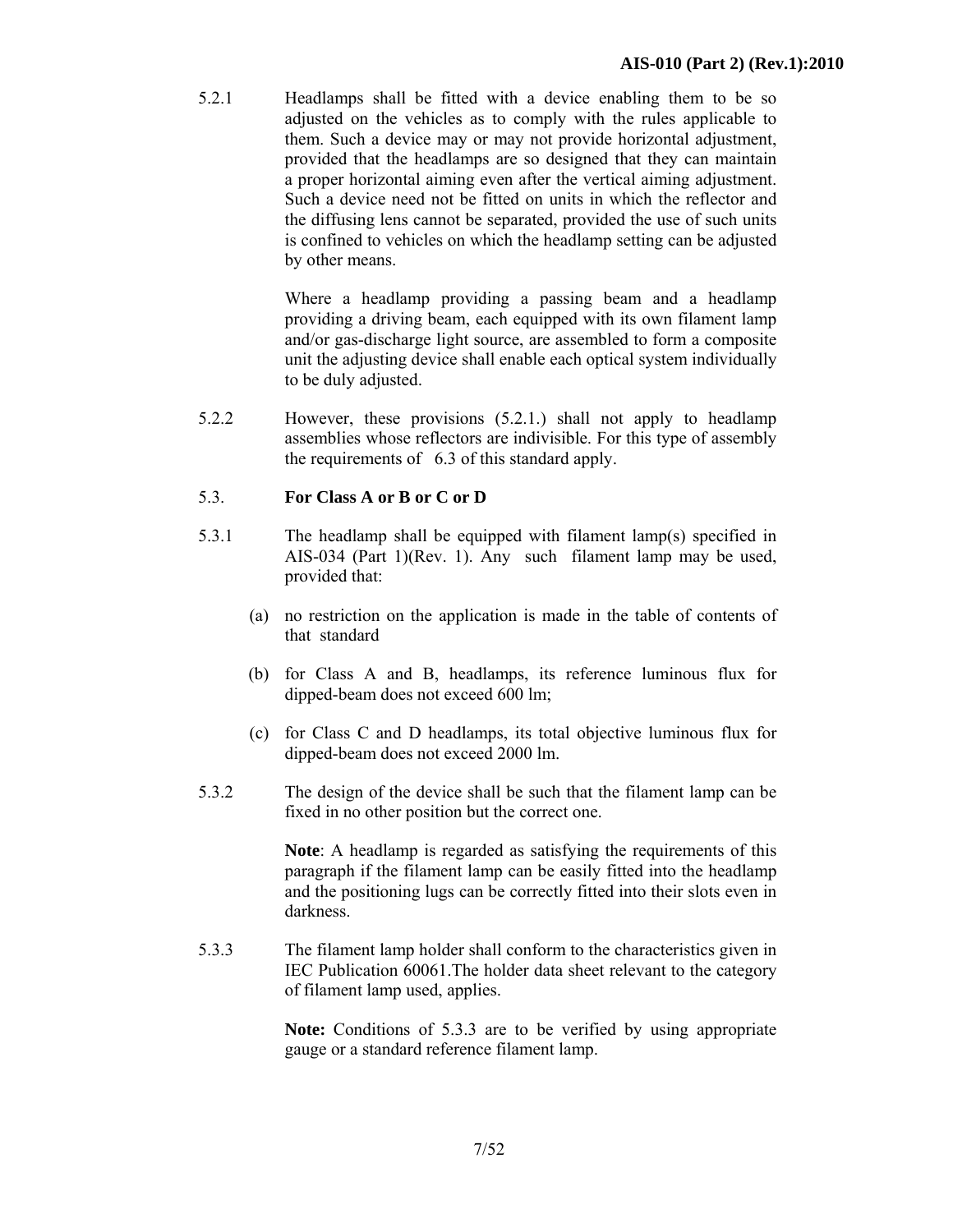5.2.1 Headlamps shall be fitted with a device enabling them to be so adjusted on the vehicles as to comply with the rules applicable to them. Such a device may or may not provide horizontal adjustment, provided that the headlamps are so designed that they can maintain a proper horizontal aiming even after the vertical aiming adjustment. Such a device need not be fitted on units in which the reflector and the diffusing lens cannot be separated, provided the use of such units is confined to vehicles on which the headlamp setting can be adjusted by other means.

Where a headlamp providing a passing beam and a headlamp providing a driving beam, each equipped with its own filament lamp and/or gas-discharge light source, are assembled to form a composite unit the adjusting device shall enable each optical system individually to be duly adjusted.

5.2.2 However, these provisions (5.2.1.) shall not apply to headlamp assemblies whose reflectors are indivisible. For this type of assembly the requirements of 6.3 of this standard apply.

5.3. **For Class A or B or C or D**

5.3.1 The headlamp shall be equipped with filament lamp(s) specified in AIS-034 (Part 1)(Rev. 1). Any such filament lamp may be used, provided that:

(a) no restriction on the application is made in the table of contents of that standard

(b) for Class A and B, headlamps, its reference luminous flux for dipped-beam does not exceed 600 lm;

(c) for Class C and D headlamps, its total objective luminous flux for dipped-beam does not exceed 2000 lm.

5.3.2 The design of the device shall be such that the filament lamp can be fixed in no other position but the correct one.

**Note**: A headlamp is regarded as satisfying the requirements of this paragraph if the filament lamp can be easily fitted into the headlamp and the positioning lugs can be correctly fitted into their slots even in darkness.

5.3.3 The filament lamp holder shall conform to the characteristics given in IEC Publication 60061.The holder data sheet relevant to the category of filament lamp used, applies.

**Note:** Conditions of 5.3.3 are to be verified by using appropriate gauge or a standard reference filament lamp.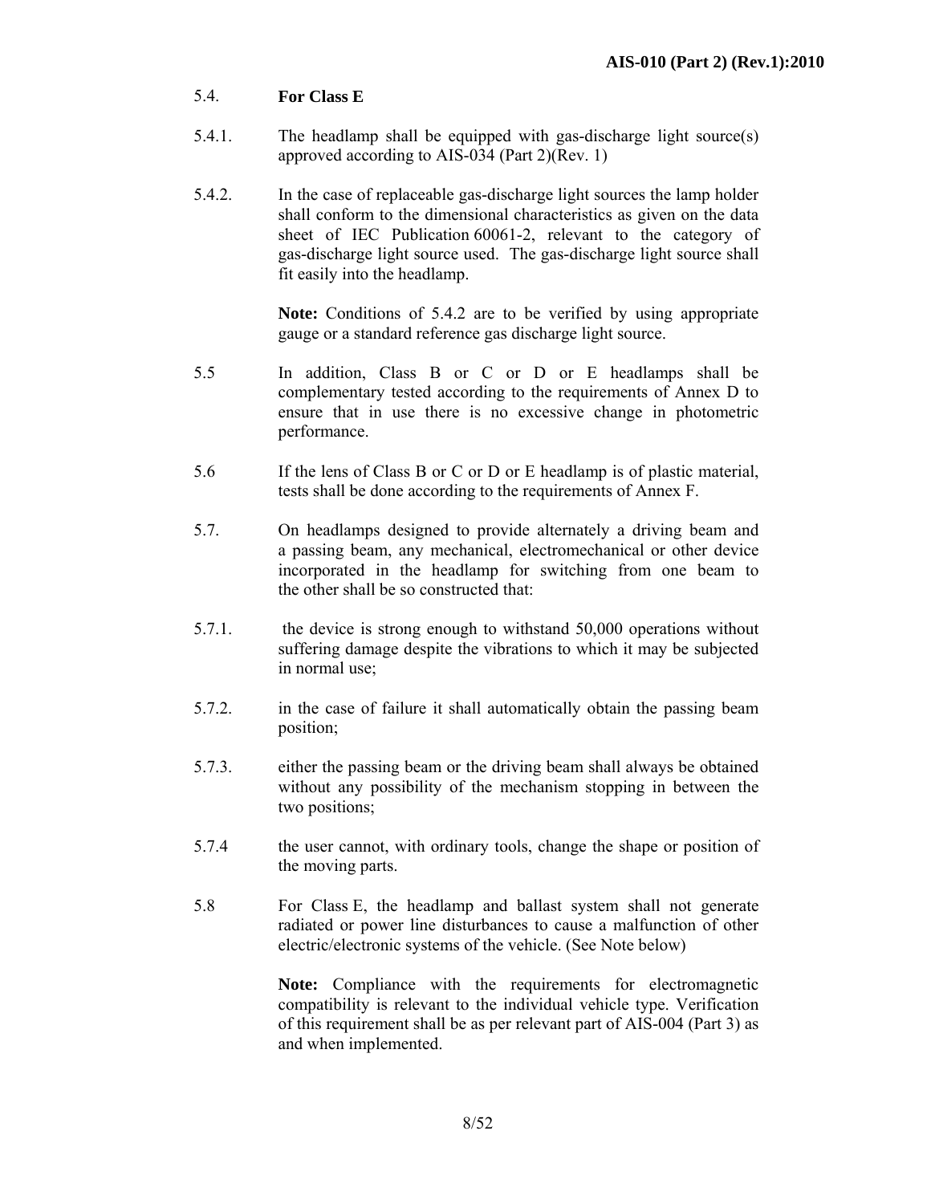5.4. **For Class E**

5.4.1. The headlamp shall be equipped with gas-discharge light source(s) approved according to AIS-034 (Part 2)(Rev. 1)

5.4.2. In the case of replaceable gas-discharge light sources the lamp holder shall conform to the dimensional characteristics as given on the data sheet of IEC Publication 60061-2, relevant to the category of gas-discharge light source used. The gas-discharge light source shall fit easily into the headlamp.

**Note:** Conditions of 5.4.2 are to be verified by using appropriate gauge or a standard reference gas discharge light source.

5.5 In addition, Class B or C or D or E headlamps shall be complementary tested according to the requirements of Annex D to ensure that in use there is no excessive change in photometric performance.

5.6 If the lens of Class B or C or D or E headlamp is of plastic material, tests shall be done according to the requirements of Annex F.

5.7. On headlamps designed to provide alternately a driving beam and a passing beam, any mechanical, electromechanical or other device incorporated in the headlamp for switching from one beam to the other shall be so constructed that:

5.7.1. the device is strong enough to withstand 50,000 operations without suffering damage despite the vibrations to which it may be subjected in normal use;

5.7.2. in the case of failure it shall automatically obtain the passing beam position;

5.7.3. either the passing beam or the driving beam shall always be obtained without any possibility of the mechanism stopping in between the two positions;

5.7.4 the user cannot, with ordinary tools, change the shape or position of the moving parts.

5.8 For Class E, the headlamp and ballast system shall not generate radiated or power line disturbances to cause a malfunction of other electric/electronic systems of the vehicle. (See Note below)

**Note:** Compliance with the requirements for electromagnetic compatibility is relevant to the individual vehicle type. Verification of this requirement shall be as per relevant part of AIS-004 (Part 3) as and when implemented.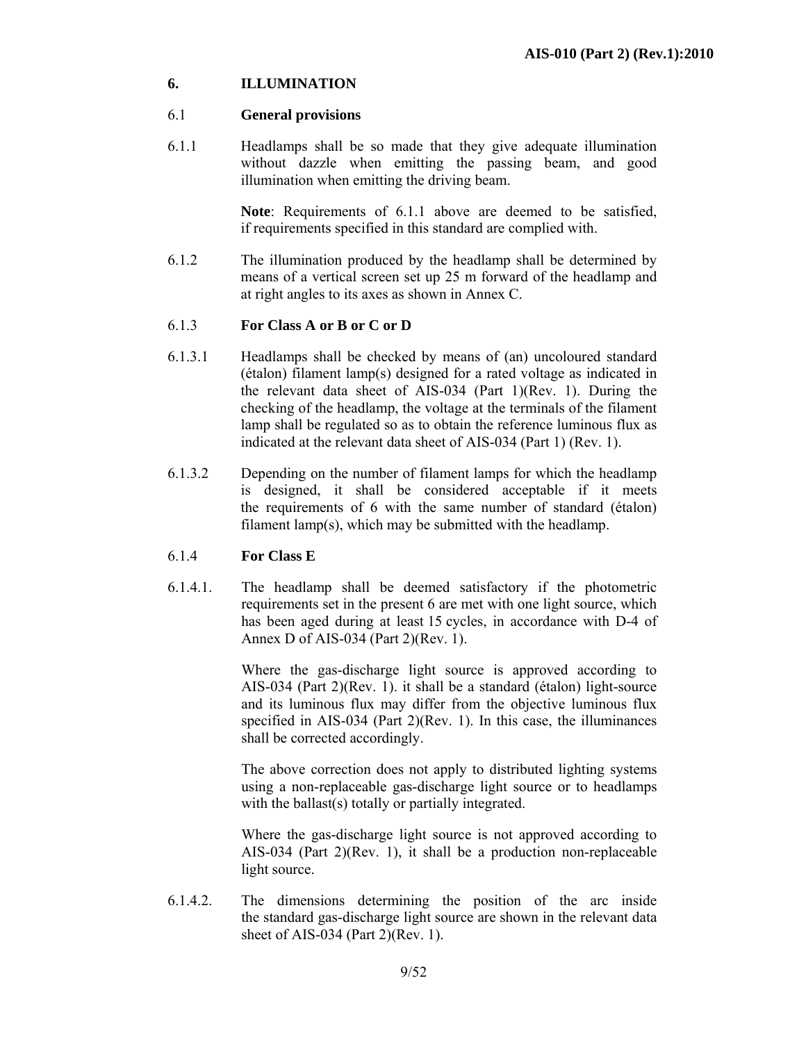## 6. ILLUMINATION

### 6.1 General provisions

6.1.1 Headlamps shall be so made that they give adequate illumination without dazzle when emitting the passing beam, and good illumination when emitting the driving beam.

**Note**: Requirements of 6.1.1 above are deemed to be satisfied, if requirements specified in this standard are complied with.

6.1.2 The illumination produced by the headlamp shall be determined by means of a vertical screen set up 25 m forward of the headlamp and at right angles to its axes as shown in Annex C.

6.1.3 **For Class A or B or C or D**

6.1.3.1 Headlamps shall be checked by means of (an) uncoloured standard (étalon) filament lamp(s) designed for a rated voltage as indicated in the relevant data sheet of AIS-034 (Part 1)(Rev. 1). During the checking of the headlamp, the voltage at the terminals of the filament lamp shall be regulated so as to obtain the reference luminous flux as indicated at the relevant data sheet of AIS-034 (Part 1) (Rev. 1).

6.1.3.2 Depending on the number of filament lamps for which the headlamp is designed, it shall be considered acceptable if it meets the requirements of 6 with the same number of standard (étalon) filament lamp(s), which may be submitted with the headlamp.

6.1.4 **For Class E**

6.1.4.1. The headlamp shall be deemed satisfactory if the photometric requirements set in the present 6 are met with one light source, which has been aged during at least 15 cycles, in accordance with D-4 of Annex D of AIS-034 (Part 2)(Rev. 1).

Where the gas-discharge light source is approved according to AIS-034 (Part 2)(Rev. 1). it shall be a standard (étalon) light-source and its luminous flux may differ from the objective luminous flux specified in AIS-034 (Part 2)(Rev. 1). In this case, the illuminances shall be corrected accordingly.

The above correction does not apply to distributed lighting systems using a non-replaceable gas-discharge light source or to headlamps with the ballast(s) totally or partially integrated.

Where the gas-discharge light source is not approved according to AIS-034 (Part 2)(Rev. 1), it shall be a production non-replaceable light source.

6.1.4.2. The dimensions determining the position of the arc inside the standard gas-discharge light source are shown in the relevant data sheet of AIS-034 (Part 2)(Rev. 1).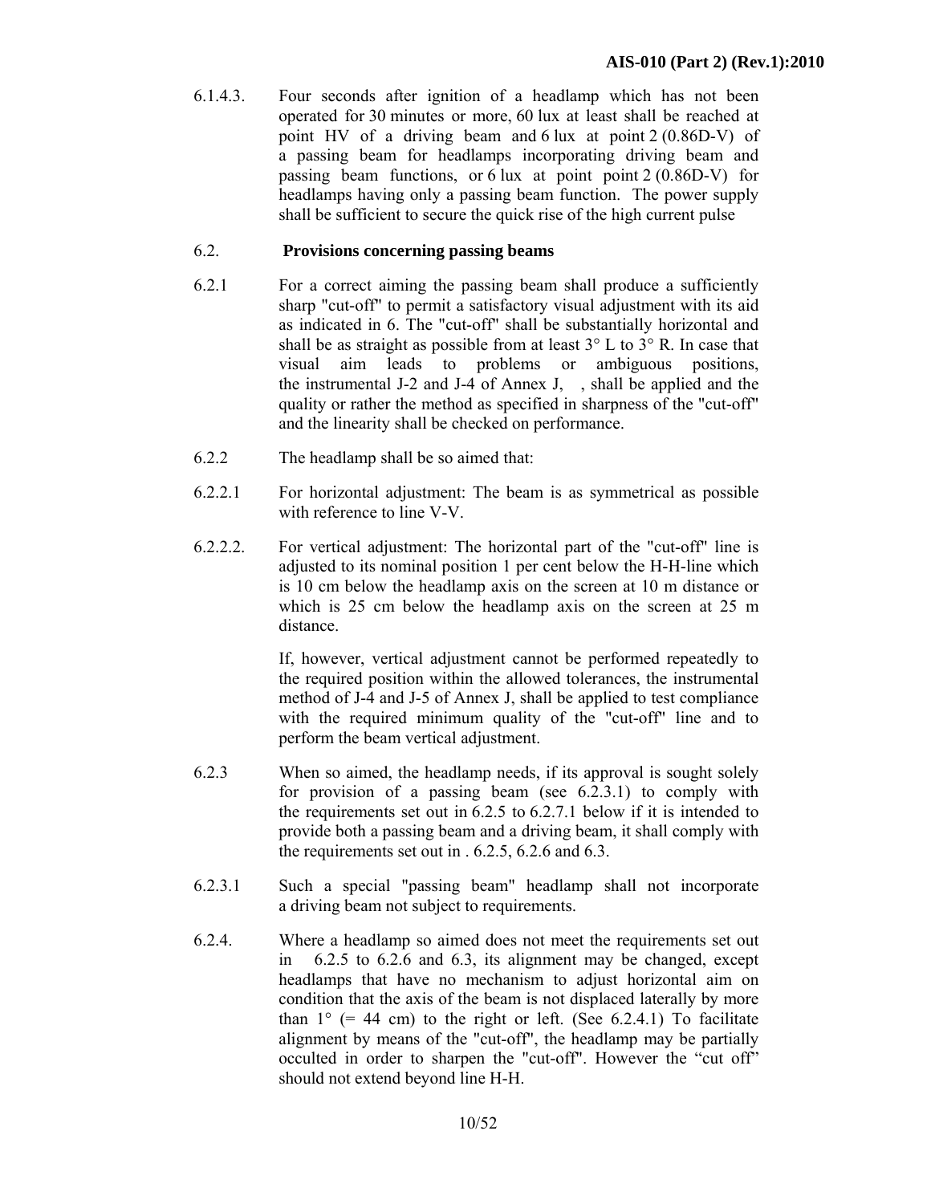6.1.4.3. Four seconds after ignition of a headlamp which has not been operated for 30 minutes or more, 60 lux at least shall be reached at point HV of a driving beam and 6 lux at point 2 (0.86D-V) of a passing beam for headlamps incorporating driving beam and passing beam functions, or 6 lux at point point 2 (0.86D-V) for headlamps having only a passing beam function. The power supply shall be sufficient to secure the quick rise of the high current pulse

## 6.2. Provisions concerning passing beams

6.2.1 For a correct aiming the passing beam shall produce a sufficiently sharp "cut-off" to permit a satisfactory visual adjustment with its aid as indicated in 6. The "cut-off" shall be substantially horizontal and shall be as straight as possible from at least 3° L to 3° R. In case that visual aim leads to problems or ambiguous positions, the instrumental J-2 and J-4 of Annex J, , shall be applied and the quality or rather the method as specified in sharpness of the "cut-off" and the linearity shall be checked on performance.

6.2.2 The headlamp shall be so aimed that:

6.2.2.1 For horizontal adjustment: The beam is as symmetrical as possible with reference to line V-V.

6.2.2.2. For vertical adjustment: The horizontal part of the "cut-off" line is adjusted to its nominal position 1 per cent below the H-H-line which is 10 cm below the headlamp axis on the screen at 10 m distance or which is 25 cm below the headlamp axis on the screen at 25 m distance.

If, however, vertical adjustment cannot be performed repeatedly to the required position within the allowed tolerances, the instrumental method of J-4 and J-5 of Annex J, shall be applied to test compliance with the required minimum quality of the "cut-off" line and to perform the beam vertical adjustment.

6.2.3 When so aimed, the headlamp needs, if its approval is sought solely for provision of a passing beam (see 6.2.3.1) to comply with the requirements set out in 6.2.5 to 6.2.7.1 below if it is intended to provide both a passing beam and a driving beam, it shall comply with the requirements set out in . 6.2.5, 6.2.6 and 6.3.

6.2.3.1 Such a special "passing beam" headlamp shall not incorporate a driving beam not subject to requirements.

6.2.4. Where a headlamp so aimed does not meet the requirements set out in 6.2.5 to 6.2.6 and 6.3, its alignment may be changed, except headlamps that have no mechanism to adjust horizontal aim on condition that the axis of the beam is not displaced laterally by more than 1° (= 44 cm) to the right or left. (See 6.2.4.1) To facilitate alignment by means of the "cut-off", the headlamp may be partially occulted in order to sharpen the "cut-off". However the "cut off" should not extend beyond line H-H.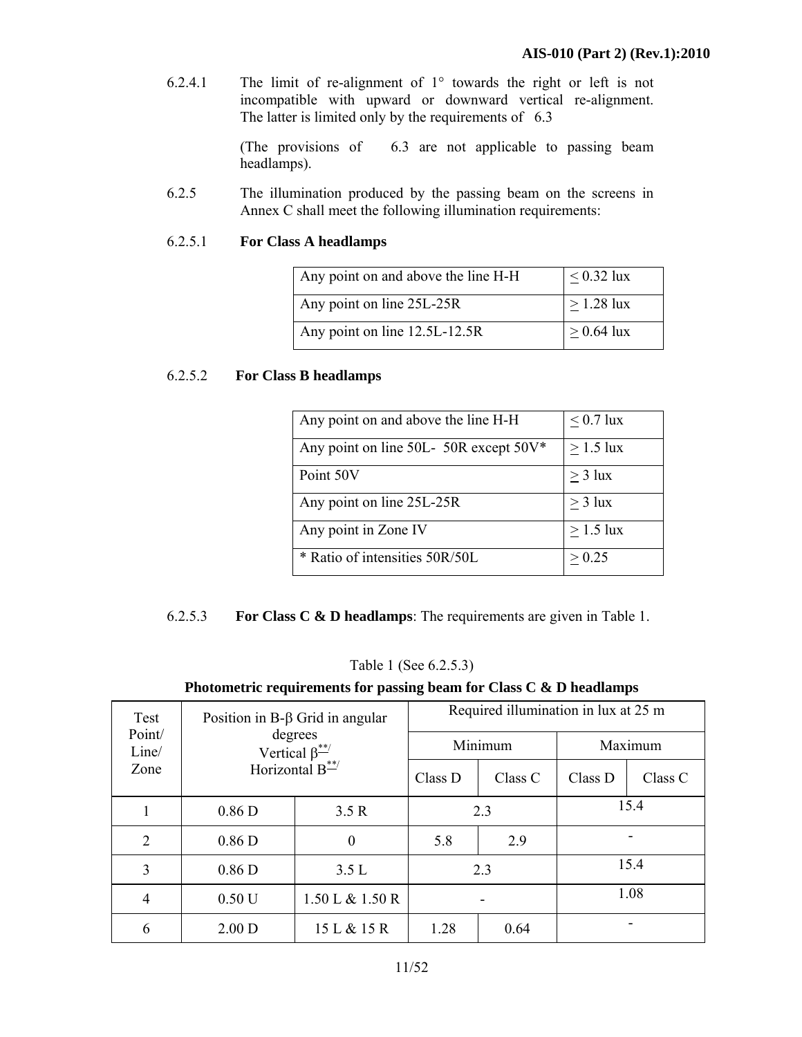6.2.4.1 The limit of re-alignment of 1° towards the right or left is not incompatible with upward or downward vertical re-alignment. The latter is limited only by the requirements of 6.3

(The provisions of 6.3 are not applicable to passing beam headlamps).

6.2.5 The illumination produced by the passing beam on the screens in Annex C shall meet the following illumination requirements:

6.2.5.1 **For Class A headlamps**

| | |
|---|---|
| Any point on and above the line H-H | ≤ 0.32 lux |
| Any point on line 25L-25R | ≥ 1.28 lux |
| Any point on line 12.5L-12.5R | ≥ 0.64 lux |

6.2.5.2 **For Class B headlamps**

| | |
|---|---|
| Any point on and above the line H-H | ≤ 0.7 lux |
| Any point on line 50L- 50R except 50V* | ≥ 1.5 lux |
| Point 50V | ≥ 3 lux |
| Any point on line 25L-25R | ≥ 3 lux |
| Any point in Zone IV | ≥ 1.5 lux |
| * Ratio of intensities 50R/50L | ≥ 0.25 |

6.2.5.3 **For Class C & D headlamps**: The requirements are given in Table 1.

Table 1 (See 6.2.5.3)

**Photometric requirements for passing beam for Class C & D headlamps**

| Test Point/ Line/ Zone | Position in B-β Grid in angular degrees Vertical β**/ Horizontal B**/ | | Required illumination in lux at 25 m | | | |
|---|---|---|---|---|---|---|
| | | | Minimum | | Maximum | |
| | | | Class D | Class C | Class D | Class C |
| 1 | 0.86 D | 3.5 R | 2.3 | | 15.4 | |
| 2 | 0.86 D | 0 | 5.8 | 2.9 | - | |
| 3 | 0.86 D | 3.5 L | 2.3 | | 15.4 | |
| 4 | 0.50 U | 1.50 L & 1.50 R | - | | 1.08 | |
| 6 | 2.00 D | 15 L & 15 R | 1.28 | 0.64 | - | |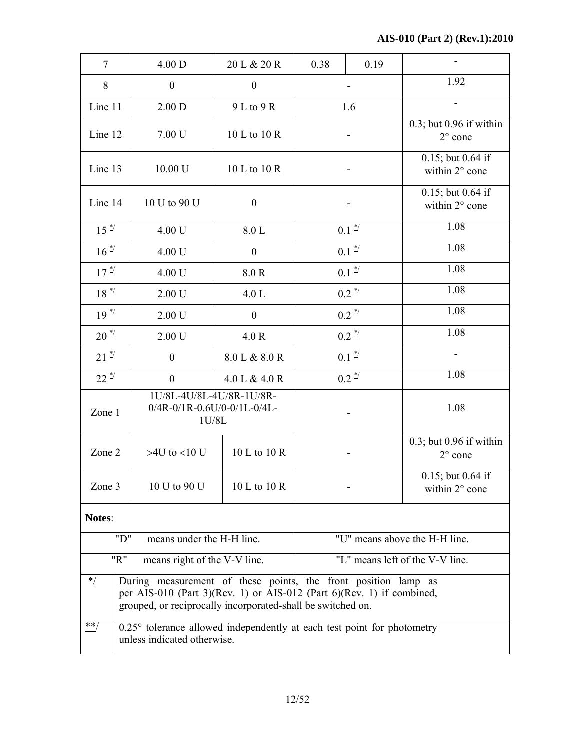| | | | | | |
|---|---|---|---|---|---|
| 7 | 4.00 D | 20 L & 20 R | 0.38 | 0.19 | - |
| 8 | 0 | 0 | - | | 1.92 |
| Line 11 | 2.00 D | 9 L to 9 R | 1.6 | | - |
| Line 12 | 7.00 U | 10 L to 10 R | - | | 0.3; but 0.96 if within 2° cone |
| Line 13 | 10.00 U | 10 L to 10 R | - | | 0.15; but 0.64 if within 2° cone |
| Line 14 | 10 U to 90 U | 0 | - | | 0.15; but 0.64 if within 2° cone |
| 15 */ | 4.00 U | 8.0 L | 0.1 */ | | 1.08 |
| 16 */ | 4.00 U | 0 | 0.1 */ | | 1.08 |
| 17 */ | 4.00 U | 8.0 R | 0.1 */ | | 1.08 |
| 18 */ | 2.00 U | 4.0 L | 0.2 */ | | 1.08 |
| 19 */ | 2.00 U | 0 | 0.2 */ | | 1.08 |
| 20 */ | 2.00 U | 4.0 R | 0.2 */ | | 1.08 |
| 21 */ | 0 | 8.0 L & 8.0 R | 0.1 */ | | - |
| 22 */ | 0 | 4.0 L & 4.0 R | 0.2 */ | | 1.08 |
| Zone 1 | 1U/8L-4U/8L-4U/8R-1U/8R-0/4R-0/1R-0.6U/0-0/1L-0/4L-1U/8L | | - | | 1.08 |
| Zone 2 | >4U to <10 U | 10 L to 10 R | - | | 0.3; but 0.96 if within 2° cone |
| Zone 3 | 10 U to 90 U | 10 L to 10 R | - | | 0.15; but 0.64 if within 2° cone |

**Notes**:

"D" means under the H-H line. "U" means above the H-H line.

"R" means right of the V-V line. "L" means left of the V-V line.

*/ During measurement of these points, the front position lamp as per AIS-010 (Part 3)(Rev. 1) or AIS-012 (Part 6)(Rev. 1) if combined, grouped, or reciprocally incorporated-shall be switched on.

**/ 0.25° tolerance allowed independently at each test point for photometry unless indicated otherwise.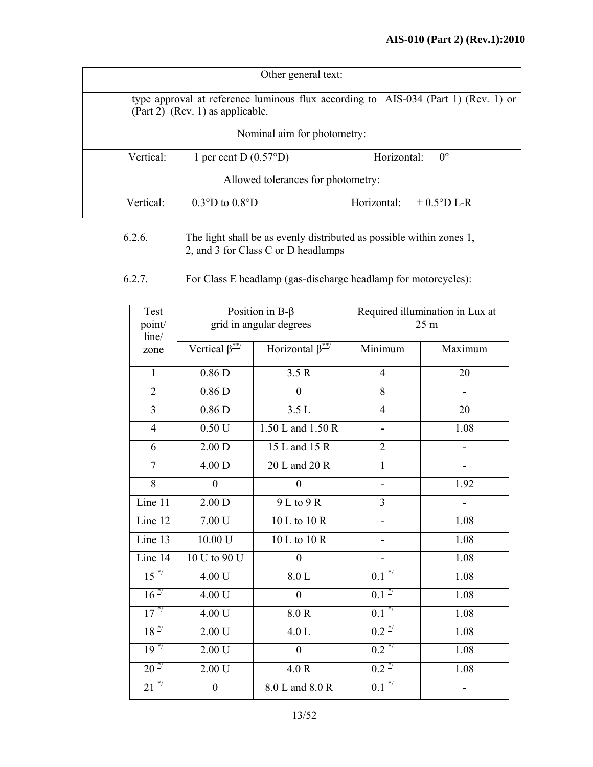| Other general text: | |
|---|---|
| type approval at reference luminous flux according to AIS-034 (Part 1) (Rev. 1) or (Part 2) (Rev. 1) as applicable. | |
| Nominal aim for photometry: | |
| Vertical: 1 per cent D (0.57°D) | Horizontal: 0° |
| Allowed tolerances for photometry: | |
| Vertical: 0.3°D to 0.8°D | Horizontal: ± 0.5°D L-R |

6.2.6. The light shall be as evenly distributed as possible within zones 1, 2, and 3 for Class C or D headlamps

6.2.7. For Class E headlamp (gas-discharge headlamp for motorcycles):

| Test point/ line/ zone | Position in B-β grid in angular degrees | | Required illumination in Lux at 25 m | |
|---|---|---|---|---|
| | Vertical β**/ | Horizontal β**/ | Minimum | Maximum |
| 1 | 0.86 D | 3.5 R | 4 | 20 |
| 2 | 0.86 D | 0 | 8 | - |
| 3 | 0.86 D | 3.5 L | 4 | 20 |
| 4 | 0.50 U | 1.50 L and 1.50 R | - | 1.08 |
| 6 | 2.00 D | 15 L and 15 R | 2 | - |
| 7 | 4.00 D | 20 L and 20 R | 1 | - |
| 8 | 0 | 0 | - | 1.92 |
| Line 11 | 2.00 D | 9 L to 9 R | 3 | - |
| Line 12 | 7.00 U | 10 L to 10 R | - | 1.08 |
| Line 13 | 10.00 U | 10 L to 10 R | - | 1.08 |
| Line 14 | 10 U to 90 U | 0 | - | 1.08 |
| 15 */ | 4.00 U | 8.0 L | 0.1 */ | 1.08 |
| 16 */ | 4.00 U | 0 | 0.1 */ | 1.08 |
| 17 */ | 4.00 U | 8.0 R | 0.1 */ | 1.08 |
| 18 */ | 2.00 U | 4.0 L | 0.2 */ | 1.08 |
| 19 */ | 2.00 U | 0 | 0.2 */ | 1.08 |
| 20 */ | 2.00 U | 4.0 R | 0.2 */ | 1.08 |
| 21 */ | 0 | 8.0 L and 8.0 R | 0.1 */ | - |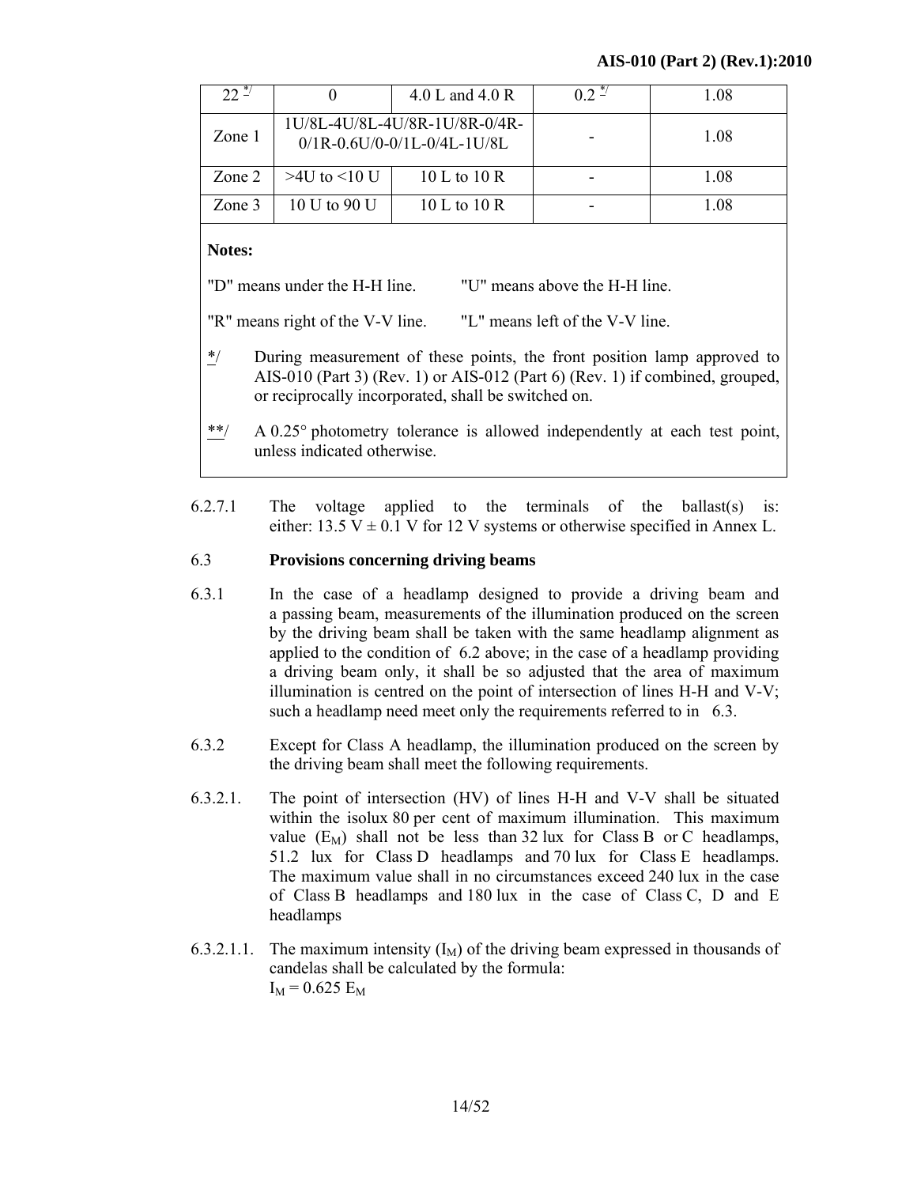| 22 */ | 0 | 4.0 L and 4.0 R | 0.2 */ | 1.08 |
|---|---|---|---|---|
| Zone 1 | 1U/8L-4U/8L-4U/8R-1U/8R-0/4R-0/1R-0.6U/0-0/1L-0/4L-1U/8L | | - | 1.08 |
| Zone 2 | >4U to <10 U | 10 L to 10 R | - | 1.08 |
| Zone 3 | 10 U to 90 U | 10 L to 10 R | - | 1.08 |

**Notes:**

"D" means under the H-H line. "U" means above the H-H line.

"R" means right of the V-V line. "L" means left of the V-V line.

*/ During measurement of these points, the front position lamp approved to AIS-010 (Part 3) (Rev. 1) or AIS-012 (Part 6) (Rev. 1) if combined, grouped, or reciprocally incorporated, shall be switched on.

**/ A 0.25° photometry tolerance is allowed independently at each test point, unless indicated otherwise.

6.2.7.1 The voltage applied to the terminals of the ballast(s) is: either: 13.5 V ± 0.1 V for 12 V systems or otherwise specified in Annex L.

## 6.3 Provisions concerning driving beams

6.3.1 In the case of a headlamp designed to provide a driving beam and a passing beam, measurements of the illumination produced on the screen by the driving beam shall be taken with the same headlamp alignment as applied to the condition of 6.2 above; in the case of a headlamp providing a driving beam only, it shall be so adjusted that the area of maximum illumination is centred on the point of intersection of lines H-H and V-V; such a headlamp need meet only the requirements referred to in 6.3.

6.3.2 Except for Class A headlamp, the illumination produced on the screen by the driving beam shall meet the following requirements.

6.3.2.1. The point of intersection (HV) of lines H-H and V-V shall be situated within the isolux 80 per cent of maximum illumination. This maximum value ($E_M$) shall not be less than 32 lux for Class B or C headlamps, 51.2 lux for Class D headlamps and 70 lux for Class E headlamps. The maximum value shall in no circumstances exceed 240 lux in the case of Class B headlamps and 180 lux in the case of Class C, D and E headlamps

6.3.2.1.1. The maximum intensity ($I_M$) of the driving beam expressed in thousands of candelas shall be calculated by the formula:

$I_M = 0.625\ E_M$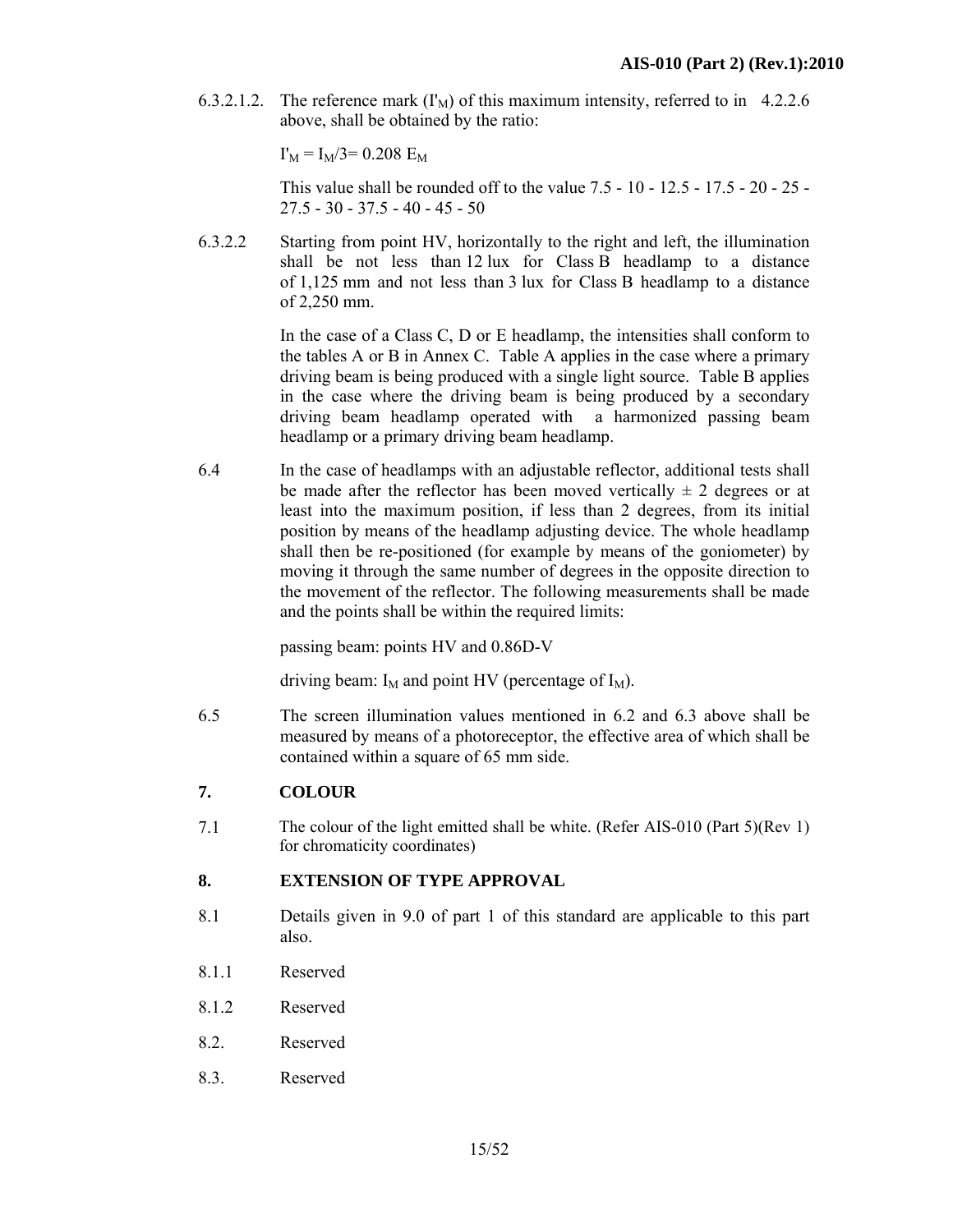6.3.2.1.2. The reference mark ($I'_M$) of this maximum intensity, referred to in 4.2.2.6 above, shall be obtained by the ratio:

$I'_M = I_M/3 = 0.208\ E_M$

This value shall be rounded off to the value 7.5 - 10 - 12.5 - 17.5 - 20 - 25 - 27.5 - 30 - 37.5 - 40 - 45 - 50

6.3.2.2 Starting from point HV, horizontally to the right and left, the illumination shall be not less than 12 lux for Class B headlamp to a distance of 1,125 mm and not less than 3 lux for Class B headlamp to a distance of 2,250 mm.

In the case of a Class C, D or E headlamp, the intensities shall conform to the tables A or B in Annex C. Table A applies in the case where a primary driving beam is being produced with a single light source. Table B applies in the case where the driving beam is being produced by a secondary driving beam headlamp operated with a harmonized passing beam headlamp or a primary driving beam headlamp.

6.4 In the case of headlamps with an adjustable reflector, additional tests shall be made after the reflector has been moved vertically ± 2 degrees or at least into the maximum position, if less than 2 degrees, from its initial position by means of the headlamp adjusting device. The whole headlamp shall then be re-positioned (for example by means of the goniometer) by moving it through the same number of degrees in the opposite direction to the movement of the reflector. The following measurements shall be made and the points shall be within the required limits:

passing beam: points HV and 0.86D-V

driving beam: $I_M$ and point HV (percentage of $I_M$).

6.5 The screen illumination values mentioned in 6.2 and 6.3 above shall be measured by means of a photoreceptor, the effective area of which shall be contained within a square of 65 mm side.

## 7. COLOUR

7.1 The colour of the light emitted shall be white. (Refer AIS-010 (Part 5)(Rev 1) for chromaticity coordinates)

## 8. EXTENSION OF TYPE APPROVAL

8.1 Details given in 9.0 of part 1 of this standard are applicable to this part also.

8.1.1 Reserved

8.1.2 Reserved

8.2. Reserved

8.3. Reserved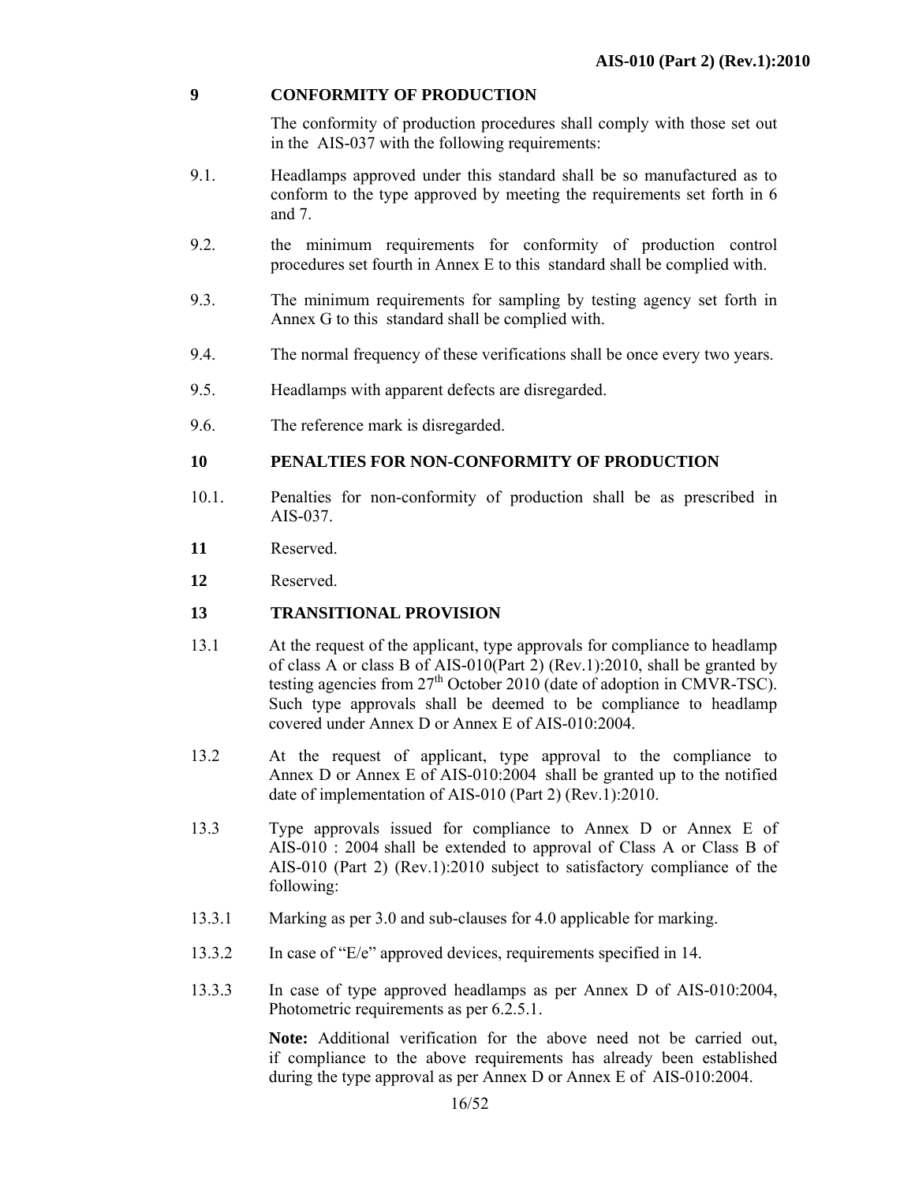## 9 CONFORMITY OF PRODUCTION

The conformity of production procedures shall comply with those set out in the AIS-037 with the following requirements:

9.1. Headlamps approved under this standard shall be so manufactured as to conform to the type approved by meeting the requirements set forth in 6 and 7.

9.2. the minimum requirements for conformity of production control procedures set fourth in Annex E to this standard shall be complied with.

9.3. The minimum requirements for sampling by testing agency set forth in Annex G to this standard shall be complied with.

9.4. The normal frequency of these verifications shall be once every two years.

9.5. Headlamps with apparent defects are disregarded.

9.6. The reference mark is disregarded.

## 10 PENALTIES FOR NON-CONFORMITY OF PRODUCTION

10.1. Penalties for non-conformity of production shall be as prescribed in AIS-037.

**11** Reserved.

**12** Reserved.

## 13 TRANSITIONAL PROVISION

13.1 At the request of the applicant, type approvals for compliance to headlamp of class A or class B of AIS-010(Part 2) (Rev.1):2010, shall be granted by testing agencies from 27th October 2010 (date of adoption in CMVR-TSC). Such type approvals shall be deemed to be compliance to headlamp covered under Annex D or Annex E of AIS-010:2004.

13.2 At the request of applicant, type approval to the compliance to Annex D or Annex E of AIS-010:2004 shall be granted up to the notified date of implementation of AIS-010 (Part 2) (Rev.1):2010.

13.3 Type approvals issued for compliance to Annex D or Annex E of AIS-010 : 2004 shall be extended to approval of Class A or Class B of AIS-010 (Part 2) (Rev.1):2010 subject to satisfactory compliance of the following:

13.3.1 Marking as per 3.0 and sub-clauses for 4.0 applicable for marking.

13.3.2 In case of "E/e" approved devices, requirements specified in 14.

13.3.3 In case of type approved headlamps as per Annex D of AIS-010:2004, Photometric requirements as per 6.2.5.1.

**Note:** Additional verification for the above need not be carried out, if compliance to the above requirements has already been established during the type approval as per Annex D or Annex E of AIS-010:2004.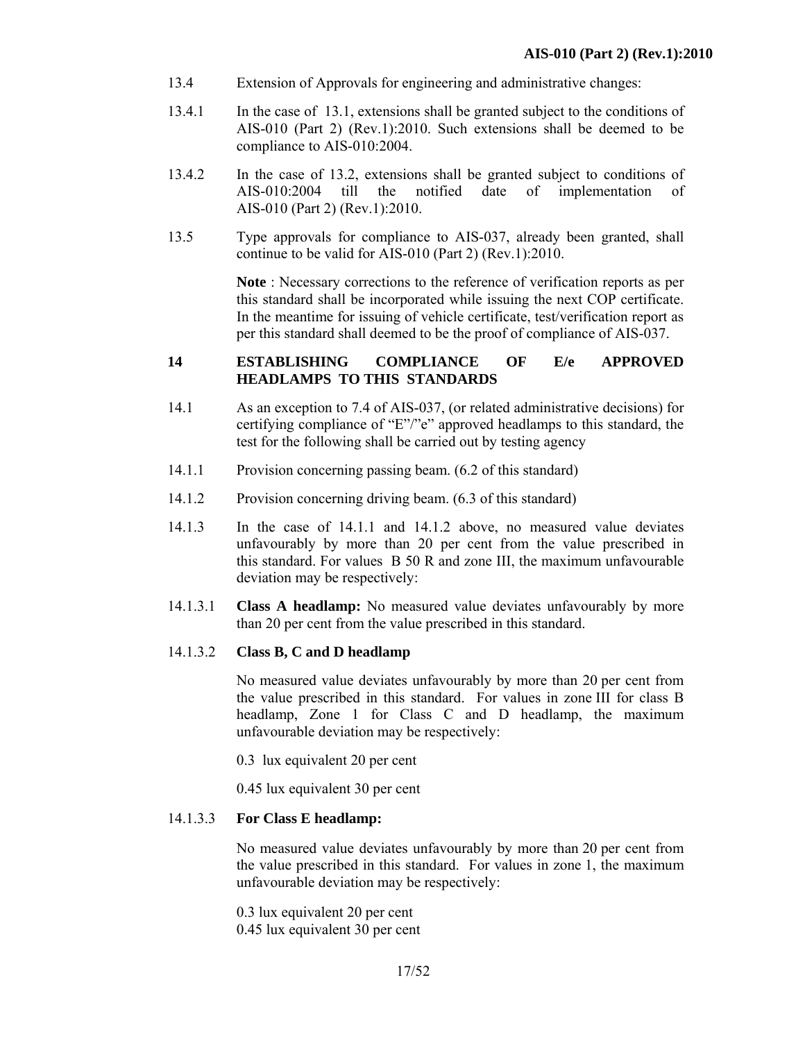13.4 Extension of Approvals for engineering and administrative changes:

13.4.1 In the case of 13.1, extensions shall be granted subject to the conditions of AIS-010 (Part 2) (Rev.1):2010. Such extensions shall be deemed to be compliance to AIS-010:2004.

13.4.2 In the case of 13.2, extensions shall be granted subject to conditions of AIS-010:2004 till the notified date of implementation of AIS-010 (Part 2) (Rev.1):2010.

13.5 Type approvals for compliance to AIS-037, already been granted, shall continue to be valid for AIS-010 (Part 2) (Rev.1):2010.

**Note** : Necessary corrections to the reference of verification reports as per this standard shall be incorporated while issuing the next COP certificate. In the meantime for issuing of vehicle certificate, test/verification report as per this standard shall deemed to be the proof of compliance of AIS-037.

## 14 ESTABLISHING COMPLIANCE OF E/e APPROVED HEADLAMPS TO THIS STANDARDS

14.1 As an exception to 7.4 of AIS-037, (or related administrative decisions) for certifying compliance of "E"/"e" approved headlamps to this standard, the test for the following shall be carried out by testing agency

14.1.1 Provision concerning passing beam. (6.2 of this standard)

14.1.2 Provision concerning driving beam. (6.3 of this standard)

14.1.3 In the case of 14.1.1 and 14.1.2 above, no measured value deviates unfavourably by more than 20 per cent from the value prescribed in this standard. For values B 50 R and zone III, the maximum unfavourable deviation may be respectively:

14.1.3.1 **Class A headlamp:** No measured value deviates unfavourably by more than 20 per cent from the value prescribed in this standard.

14.1.3.2 **Class B, C and D headlamp**

No measured value deviates unfavourably by more than 20 per cent from the value prescribed in this standard. For values in zone III for class B headlamp, Zone 1 for Class C and D headlamp, the maximum unfavourable deviation may be respectively:

0.3 lux equivalent 20 per cent

0.45 lux equivalent 30 per cent

14.1.3.3 **For Class E headlamp:**

No measured value deviates unfavourably by more than 20 per cent from the value prescribed in this standard. For values in zone 1, the maximum unfavourable deviation may be respectively:

0.3 lux equivalent 20 per cent
0.45 lux equivalent 30 per cent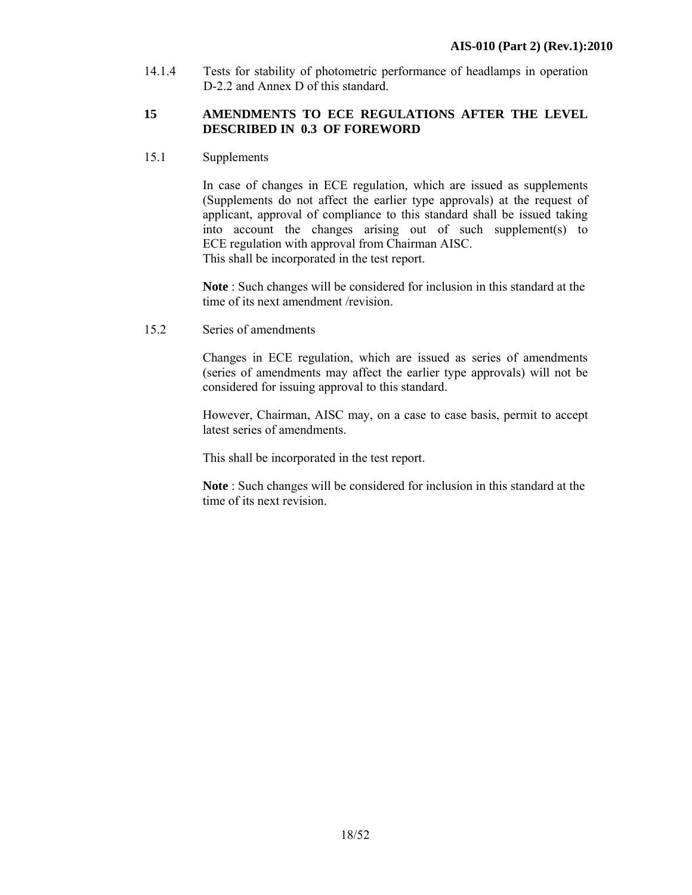14.1.4 Tests for stability of photometric performance of headlamps in operation D-2.2 and Annex D of this standard.

## 15 AMENDMENTS TO ECE REGULATIONS AFTER THE LEVEL DESCRIBED IN 0.3 OF FOREWORD

15.1 Supplements

In case of changes in ECE regulation, which are issued as supplements (Supplements do not affect the earlier type approvals) at the request of applicant, approval of compliance to this standard shall be issued taking into account the changes arising out of such supplement(s) to ECE regulation with approval from Chairman AISC.
This shall be incorporated in the test report.

**Note** : Such changes will be considered for inclusion in this standard at the time of its next amendment /revision.

15.2 Series of amendments

Changes in ECE regulation, which are issued as series of amendments (series of amendments may affect the earlier type approvals) will not be considered for issuing approval to this standard.

However, Chairman, AISC may, on a case to case basis, permit to accept latest series of amendments.

This shall be incorporated in the test report.

**Note** : Such changes will be considered for inclusion in this standard at the time of its next revision.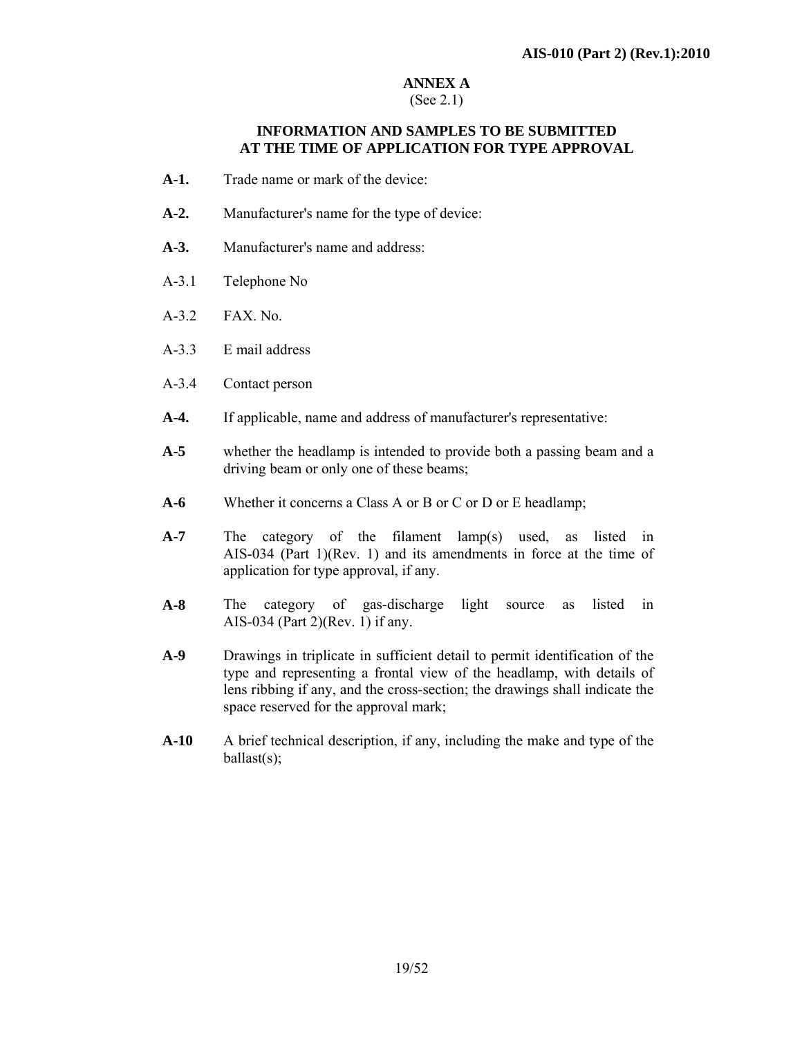## ANNEX A

(See 2.1)

### INFORMATION AND SAMPLES TO BE SUBMITTED AT THE TIME OF APPLICATION FOR TYPE APPROVAL

**A-1.** Trade name or mark of the device:

**A-2.** Manufacturer's name for the type of device:

**A-3.** Manufacturer's name and address:

A-3.1 Telephone No

A-3.2 FAX. No.

A-3.3 E mail address

A-3.4 Contact person

**A-4.** If applicable, name and address of manufacturer's representative:

**A-5** whether the headlamp is intended to provide both a passing beam and a driving beam or only one of these beams;

**A-6** Whether it concerns a Class A or B or C or D or E headlamp;

**A-7** The category of the filament lamp(s) used, as listed in AIS-034 (Part 1)(Rev. 1) and its amendments in force at the time of application for type approval, if any.

**A-8** The category of gas-discharge light source as listed in AIS-034 (Part 2)(Rev. 1) if any.

**A-9** Drawings in triplicate in sufficient detail to permit identification of the type and representing a frontal view of the headlamp, with details of lens ribbing if any, and the cross-section; the drawings shall indicate the space reserved for the approval mark;

**A-10** A brief technical description, if any, including the make and type of the ballast(s);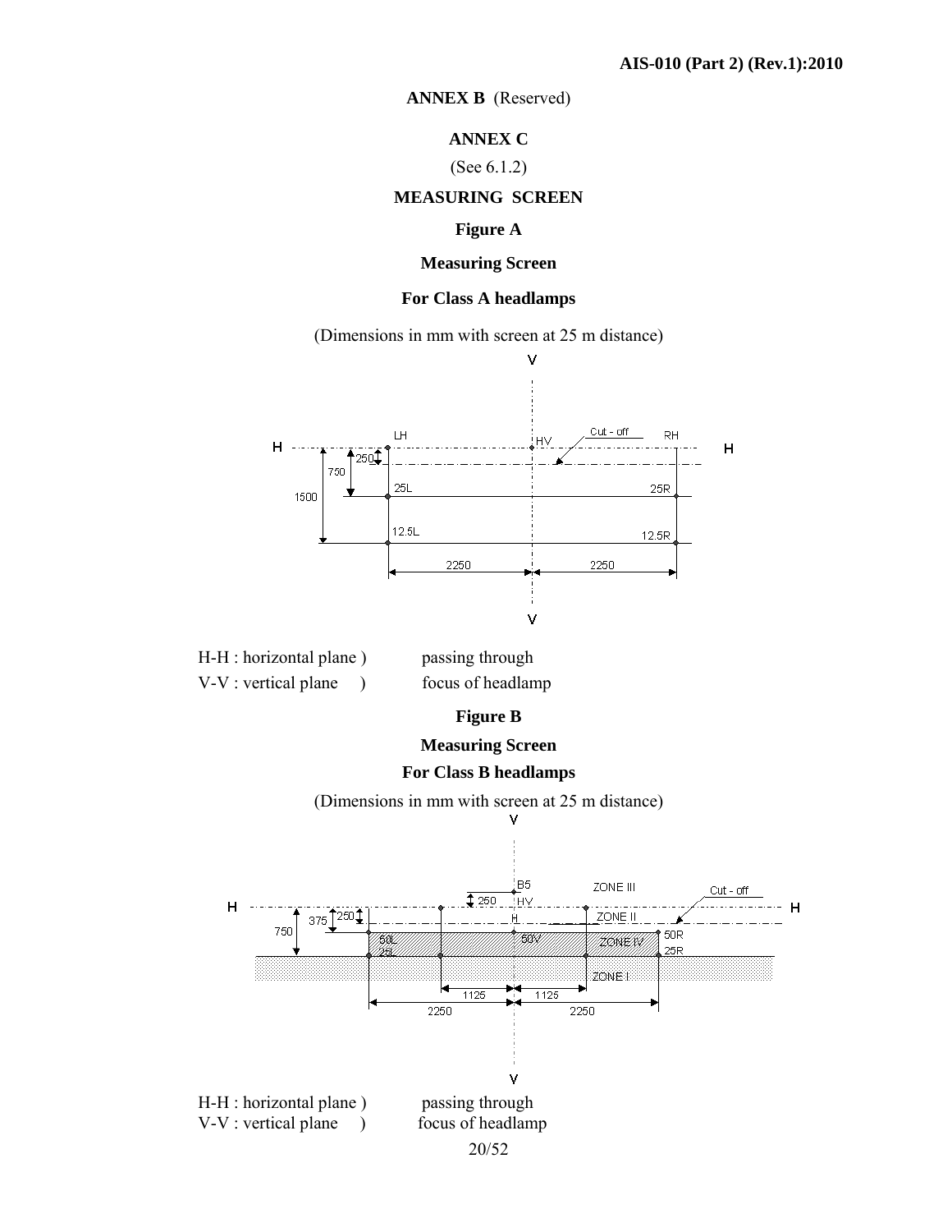**ANNEX B** (Reserved)

## ANNEX C

(See 6.1.2)

## MEASURING SCREEN

### Figure A

### Measuring Screen

### For Class A headlamps

(Dimensions in mm with screen at 25 m distance)

V

H LH HV Cut - off RH H

250

750

1500

25L 25R

12.5L 12.5R

2250 2250

V

H-H : horizontal plane ) passing through
V-V : vertical plane ) focus of headlamp

### Figure B

### Measuring Screen

### For Class B headlamps

(Dimensions in mm with screen at 25 m distance)

V

B5 ZONE III Cut - off

H 250 HV H

375 250 H ZONE II

750 50L 50V ZONE IV 50R

25L 25R

ZONE I

1125 1125

2250 2250

V

H-H : horizontal plane ) passing through
V-V : vertical plane ) focus of headlamp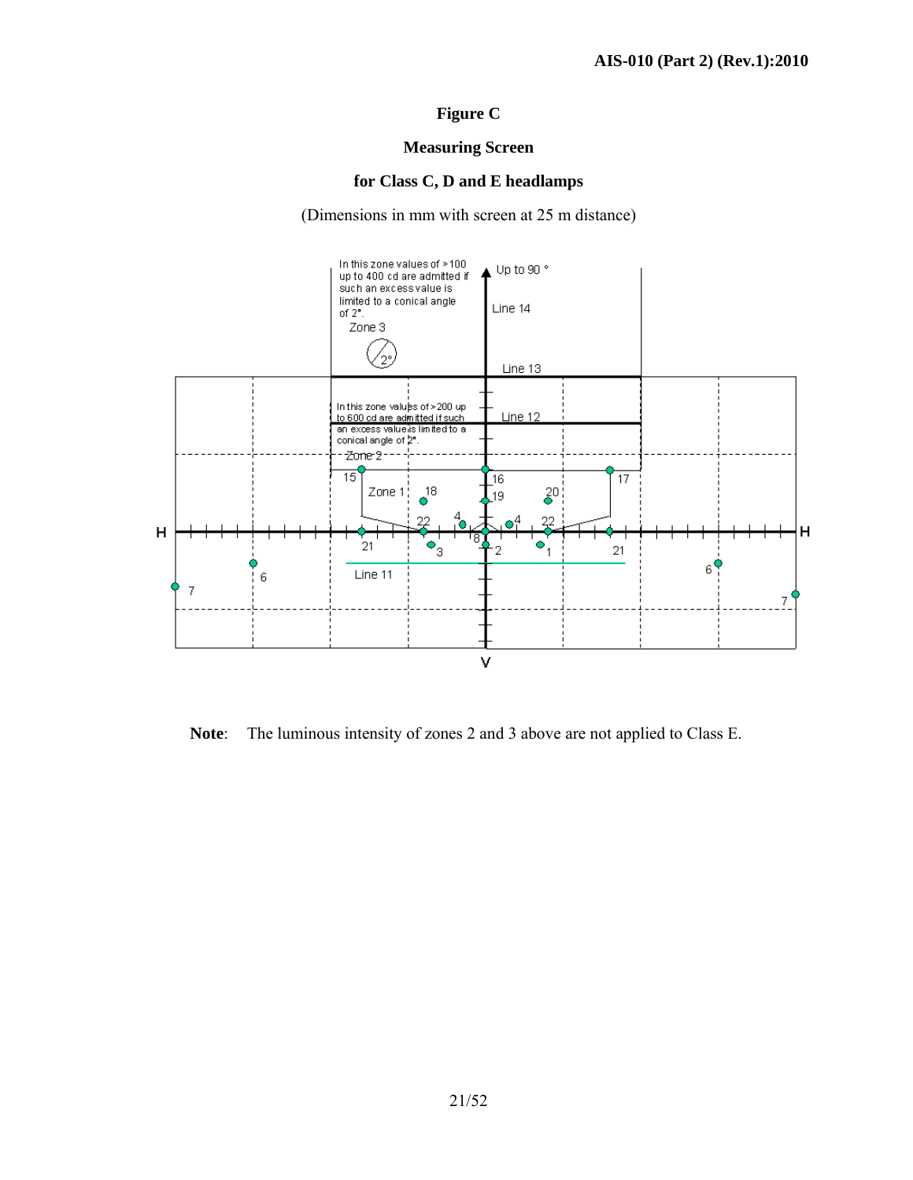**Figure C**

**Measuring Screen**

**for Class C, D and E headlamps**

(Dimensions in mm with screen at 25 m distance)

In this zone values of >100 up to 400 cd are admitted if such an excess value is limited to a conical angle of 2°.

Zone 3

2°

Up to 90 °

Line 14

Line 13

In this zone values of >200 up to 600 cd are admitted if such an excess value is limited to a conical angle of 2°.

Line 12

Zone 2

15

16

17

Zone 1

18

19

20

4

22

4

22

H

H

8

21

3

2

1

21

6

6

7

7

Line 11

V

**Note**: The luminous intensity of zones 2 and 3 above are not applied to Class E.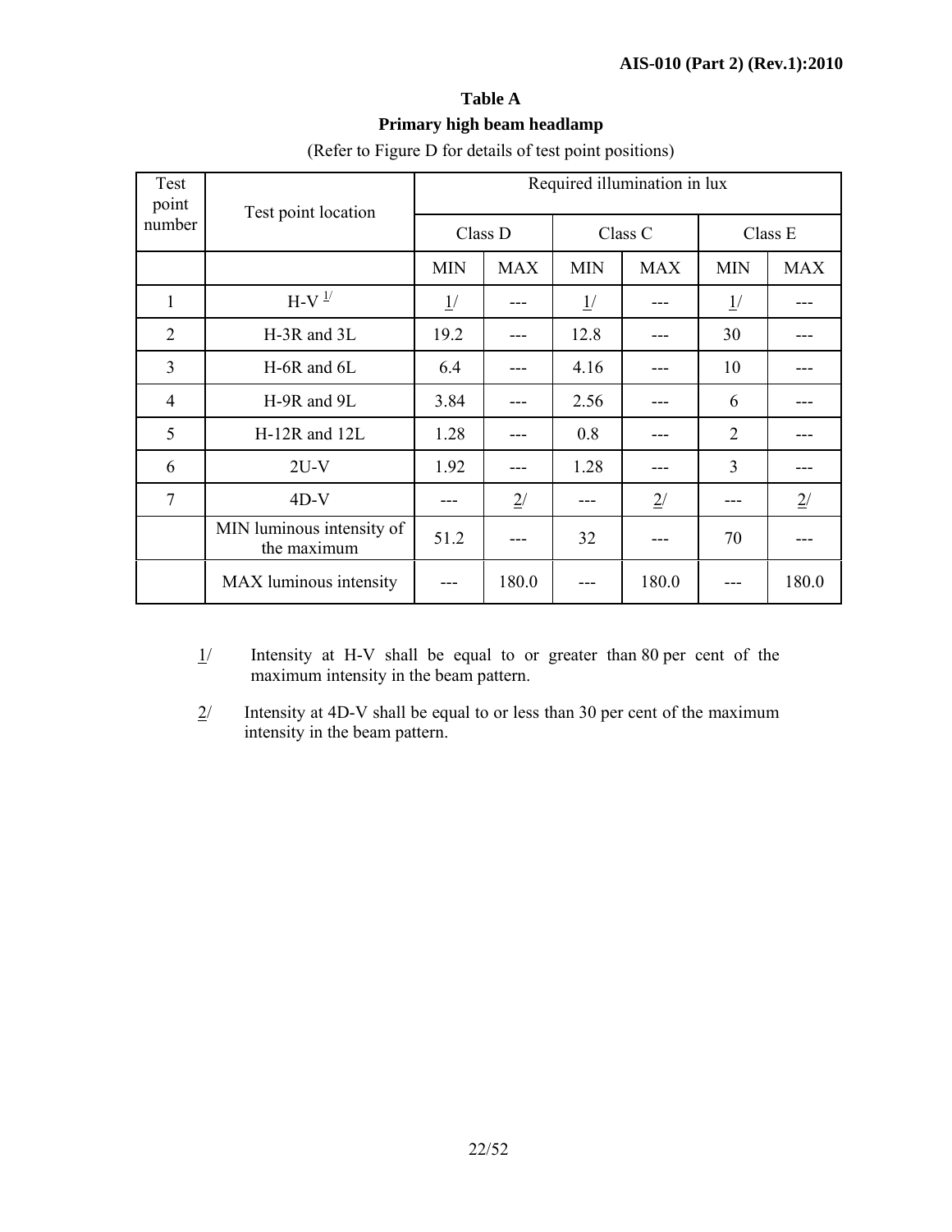**Table A**

**Primary high beam headlamp**

(Refer to Figure D for details of test point positions)

| Test point number | Test point location | Required illumination in lux | | | | | |
|---|---|---|---|---|---|---|---|
| | | Class D | | Class C | | Class E | |
| | | MIN | MAX | MIN | MAX | MIN | MAX |
| 1 | H-V 1/ | 1/ | --- | 1/ | --- | 1/ | --- |
| 2 | H-3R and 3L | 19.2 | --- | 12.8 | --- | 30 | --- |
| 3 | H-6R and 6L | 6.4 | --- | 4.16 | --- | 10 | --- |
| 4 | H-9R and 9L | 3.84 | --- | 2.56 | --- | 6 | --- |
| 5 | H-12R and 12L | 1.28 | --- | 0.8 | --- | 2 | --- |
| 6 | 2U-V | 1.92 | --- | 1.28 | --- | 3 | --- |
| 7 | 4D-V | --- | 2/ | --- | 2/ | --- | 2/ |
| | MIN luminous intensity of the maximum | 51.2 | --- | 32 | --- | 70 | --- |
| | MAX luminous intensity | --- | 180.0 | --- | 180.0 | --- | 180.0 |

1/ Intensity at H-V shall be equal to or greater than 80 per cent of the maximum intensity in the beam pattern.

2/ Intensity at 4D-V shall be equal to or less than 30 per cent of the maximum intensity in the beam pattern.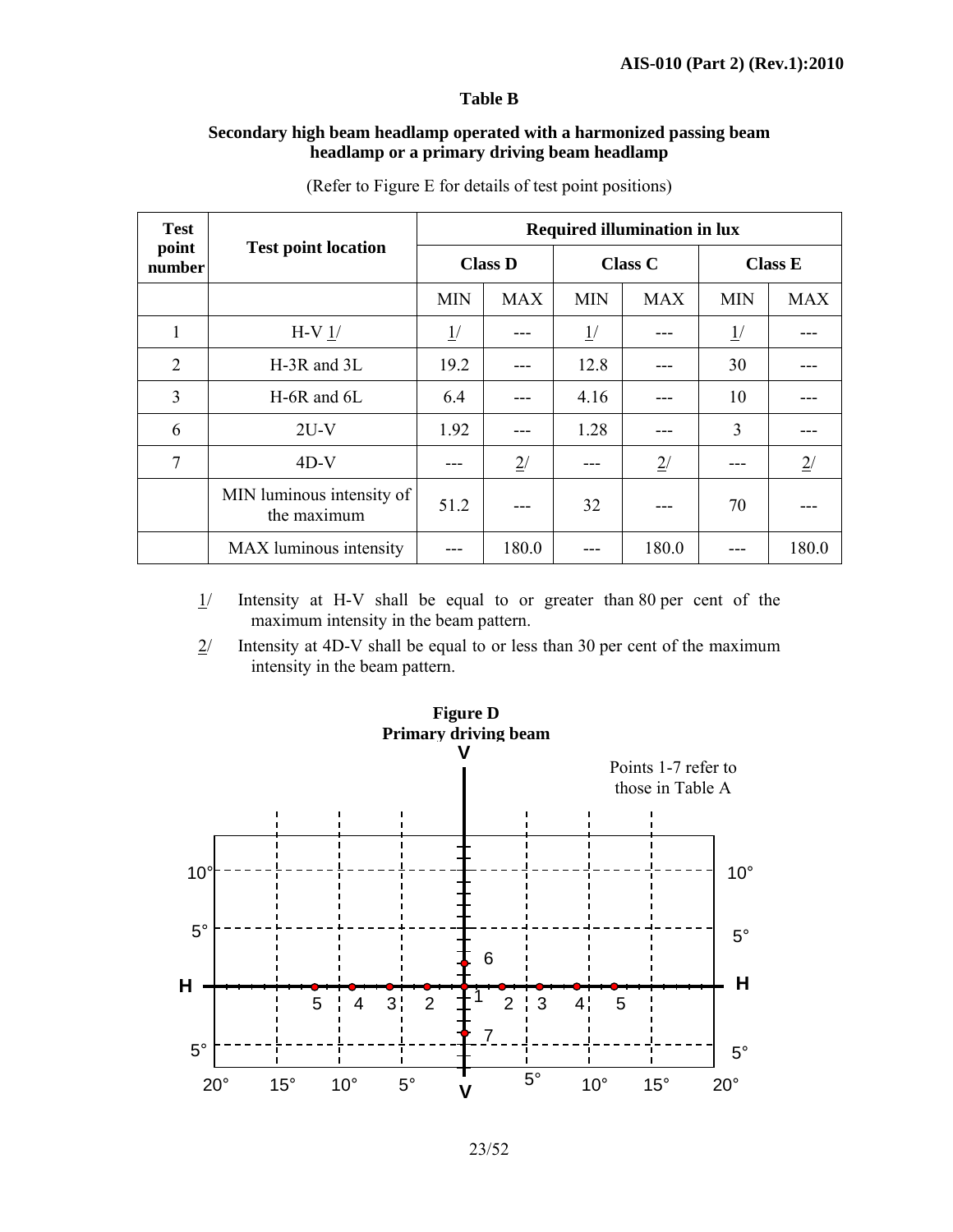**Table B**

**Secondary high beam headlamp operated with a harmonized passing beam headlamp or a primary driving beam headlamp**

(Refer to Figure E for details of test point positions)

| Test point number | Test point location | Required illumination in lux | | | | | |
|---|---|---|---|---|---|---|---|
| | | Class D | | Class C | | Class E | |
| | | MIN | MAX | MIN | MAX | MIN | MAX |
| 1 | H-V 1/ | 1/ | --- | 1/ | --- | 1/ | --- |
| 2 | H-3R and 3L | 19.2 | --- | 12.8 | --- | 30 | --- |
| 3 | H-6R and 6L | 6.4 | --- | 4.16 | --- | 10 | --- |
| 6 | 2U-V | 1.92 | --- | 1.28 | --- | 3 | --- |
| 7 | 4D-V | --- | 2/ | --- | 2/ | --- | 2/ |
| | MIN luminous intensity of the maximum | 51.2 | --- | 32 | --- | 70 | --- |
| | MAX luminous intensity | --- | 180.0 | --- | 180.0 | --- | 180.0 |

1/ Intensity at H-V shall be equal to or greater than 80 per cent of the maximum intensity in the beam pattern.

2/ Intensity at 4D-V shall be equal to or less than 30 per cent of the maximum intensity in the beam pattern.

**Figure D**
**Primary driving beam**

Points 1-7 refer to those in Table A

V
H H
10° 10°
5° 5°
5° 5°
20° 15° 10° 5° 5° 10° 15° 20°
5 4 3 2 1 2 3 4 5
6
7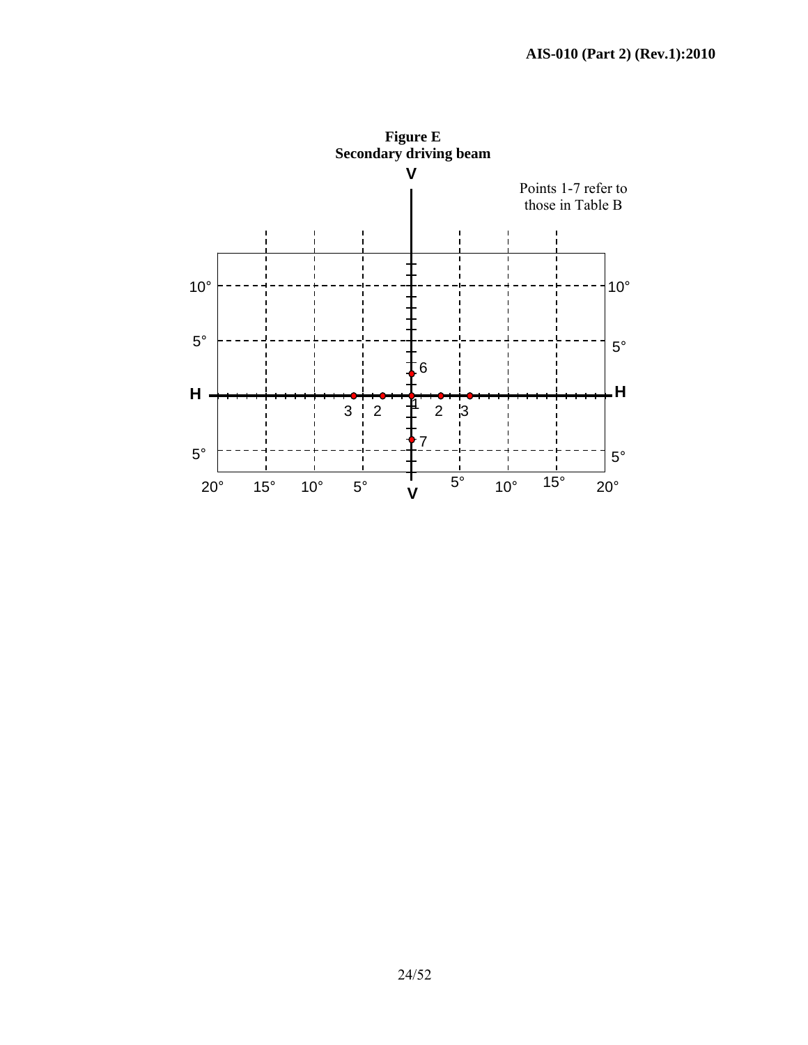**Figure E**
**Secondary driving beam**

Points 1-7 refer to those in Table B

V

10° 10°

5° 5°

H H

6

3 2 1 2 3

7

5° 5°

20° 15° 10° 5° 5° 10° 15° 20°

V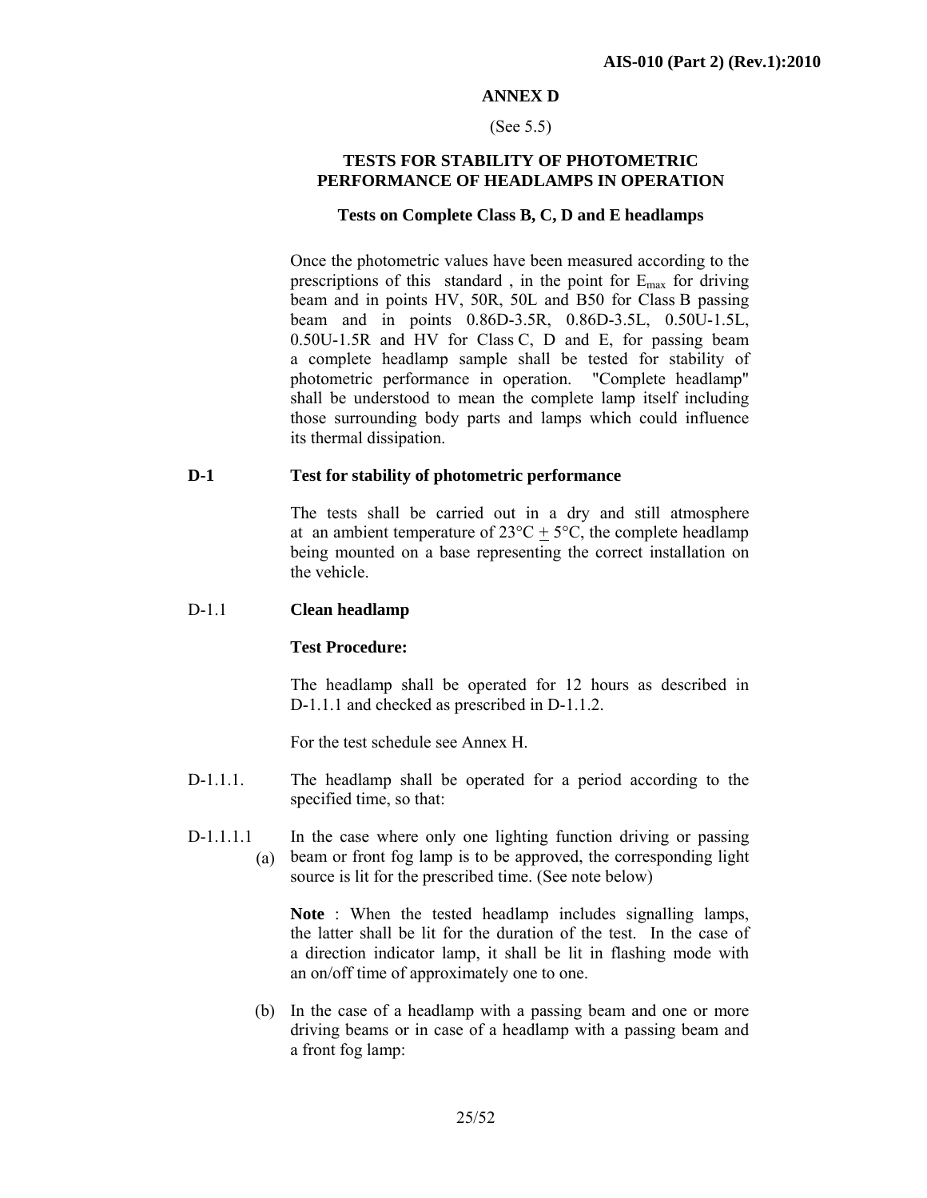# ANNEX D

(See 5.5)

## TESTS FOR STABILITY OF PHOTOMETRIC PERFORMANCE OF HEADLAMPS IN OPERATION

### Tests on Complete Class B, C, D and E headlamps

Once the photometric values have been measured according to the prescriptions of this standard , in the point for $E_{max}$ for driving beam and in points HV, 50R, 50L and B50 for Class B passing beam and in points 0.86D-3.5R, 0.86D-3.5L, 0.50U-1.5L, 0.50U-1.5R and HV for Class C, D and E, for passing beam a complete headlamp sample shall be tested for stability of photometric performance in operation. "Complete headlamp" shall be understood to mean the complete lamp itself including those surrounding body parts and lamps which could influence its thermal dissipation.

**D-1 Test for stability of photometric performance**

The tests shall be carried out in a dry and still atmosphere at an ambient temperature of 23°C ± 5°C, the complete headlamp being mounted on a base representing the correct installation on the vehicle.

D-1.1 **Clean headlamp**

**Test Procedure:**

The headlamp shall be operated for 12 hours as described in D-1.1.1 and checked as prescribed in D-1.1.2.

For the test schedule see Annex H.

D-1.1.1. The headlamp shall be operated for a period according to the specified time, so that:

D-1.1.1.1 (a) In the case where only one lighting function driving or passing beam or front fog lamp is to be approved, the corresponding light source is lit for the prescribed time. (See note below)

**Note** : When the tested headlamp includes signalling lamps, the latter shall be lit for the duration of the test. In the case of a direction indicator lamp, it shall be lit in flashing mode with an on/off time of approximately one to one.

(b) In the case of a headlamp with a passing beam and one or more driving beams or in case of a headlamp with a passing beam and a front fog lamp: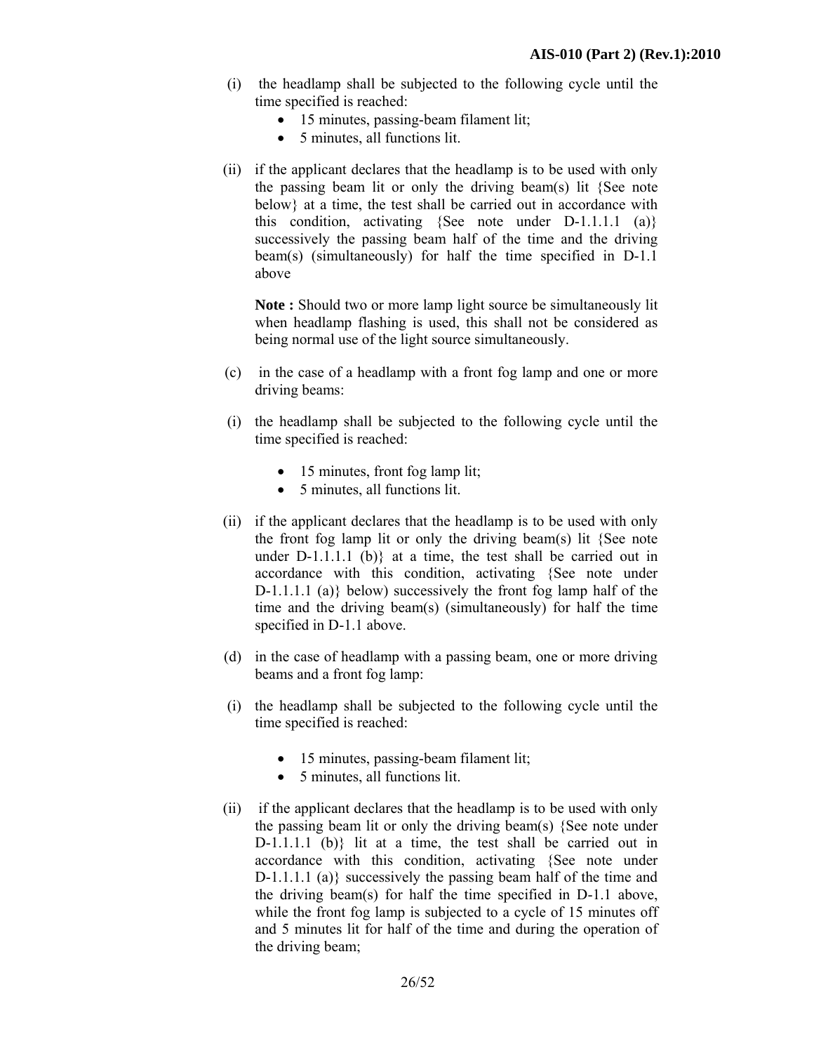(i) the headlamp shall be subjected to the following cycle until the time specified is reached:

- 15 minutes, passing-beam filament lit;
- 5 minutes, all functions lit.

(ii) if the applicant declares that the headlamp is to be used with only the passing beam lit or only the driving beam(s) lit {See note below} at a time, the test shall be carried out in accordance with this condition, activating {See note under D-1.1.1.1 (a)} successively the passing beam half of the time and the driving beam(s) (simultaneously) for half the time specified in D-1.1 above

**Note :** Should two or more lamp light source be simultaneously lit when headlamp flashing is used, this shall not be considered as being normal use of the light source simultaneously.

(c) in the case of a headlamp with a front fog lamp and one or more driving beams:

(i) the headlamp shall be subjected to the following cycle until the time specified is reached:

- 15 minutes, front fog lamp lit;
- 5 minutes, all functions lit.

(ii) if the applicant declares that the headlamp is to be used with only the front fog lamp lit or only the driving beam(s) lit {See note under D-1.1.1.1 (b)} at a time, the test shall be carried out in accordance with this condition, activating {See note under D-1.1.1.1 (a)} below) successively the front fog lamp half of the time and the driving beam(s) (simultaneously) for half the time specified in D-1.1 above.

(d) in the case of headlamp with a passing beam, one or more driving beams and a front fog lamp:

(i) the headlamp shall be subjected to the following cycle until the time specified is reached:

- 15 minutes, passing-beam filament lit;
- 5 minutes, all functions lit.

(ii) if the applicant declares that the headlamp is to be used with only the passing beam lit or only the driving beam(s) {See note under D-1.1.1.1 (b)} lit at a time, the test shall be carried out in accordance with this condition, activating {See note under D-1.1.1.1 (a)} successively the passing beam half of the time and the driving beam(s) for half the time specified in D-1.1 above, while the front fog lamp is subjected to a cycle of 15 minutes off and 5 minutes lit for half of the time and during the operation of the driving beam;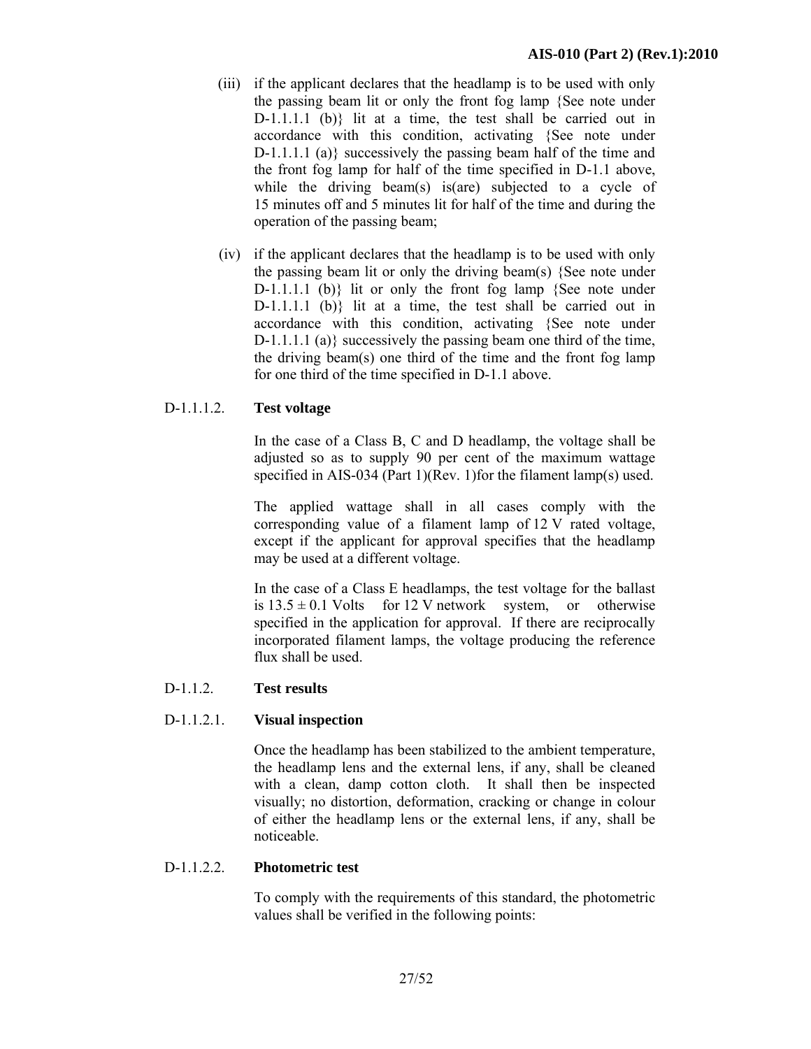(iii) if the applicant declares that the headlamp is to be used with only the passing beam lit or only the front fog lamp {See note under D-1.1.1.1 (b)} lit at a time, the test shall be carried out in accordance with this condition, activating {See note under D-1.1.1.1 (a)} successively the passing beam half of the time and the front fog lamp for half of the time specified in D-1.1 above, while the driving beam(s) is(are) subjected to a cycle of 15 minutes off and 5 minutes lit for half of the time and during the operation of the passing beam;

(iv) if the applicant declares that the headlamp is to be used with only the passing beam lit or only the driving beam(s) {See note under D-1.1.1.1 (b)} lit or only the front fog lamp {See note under D-1.1.1.1 (b)} lit at a time, the test shall be carried out in accordance with this condition, activating {See note under D-1.1.1.1 (a)} successively the passing beam one third of the time, the driving beam(s) one third of the time and the front fog lamp for one third of the time specified in D-1.1 above.

D-1.1.1.2. **Test voltage**

In the case of a Class B, C and D headlamp, the voltage shall be adjusted so as to supply 90 per cent of the maximum wattage specified in AIS-034 (Part 1)(Rev. 1)for the filament lamp(s) used.

The applied wattage shall in all cases comply with the corresponding value of a filament lamp of 12 V rated voltage, except if the applicant for approval specifies that the headlamp may be used at a different voltage.

In the case of a Class E headlamps, the test voltage for the ballast is $13.5 \pm 0.1$ Volts for 12 V network system, or otherwise specified in the application for approval. If there are reciprocally incorporated filament lamps, the voltage producing the reference flux shall be used.

D-1.1.2. **Test results**

D-1.1.2.1. **Visual inspection**

Once the headlamp has been stabilized to the ambient temperature, the headlamp lens and the external lens, if any, shall be cleaned with a clean, damp cotton cloth. It shall then be inspected visually; no distortion, deformation, cracking or change in colour of either the headlamp lens or the external lens, if any, shall be noticeable.

D-1.1.2.2. **Photometric test**

To comply with the requirements of this standard, the photometric values shall be verified in the following points: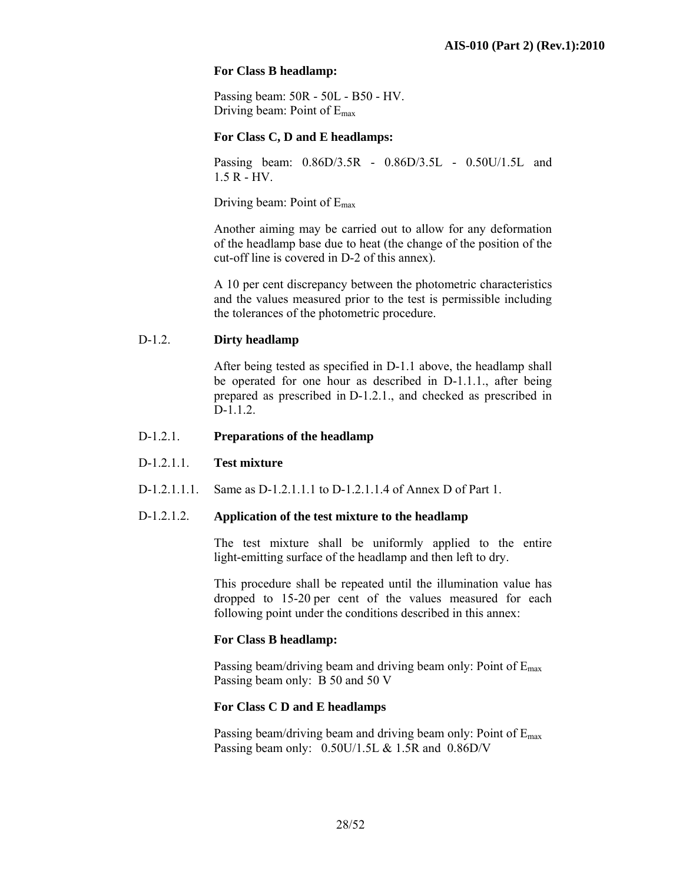**For Class B headlamp:**

Passing beam: 50R - 50L - B50 - HV.
Driving beam: Point of $E_{max}$

**For Class C, D and E headlamps:**

Passing beam: 0.86D/3.5R - 0.86D/3.5L - 0.50U/1.5L and 1.5 R - HV.

Driving beam: Point of $E_{max}$

Another aiming may be carried out to allow for any deformation of the headlamp base due to heat (the change of the position of the cut-off line is covered in D-2 of this annex).

A 10 per cent discrepancy between the photometric characteristics and the values measured prior to the test is permissible including the tolerances of the photometric procedure.

D-1.2. **Dirty headlamp**

After being tested as specified in D-1.1 above, the headlamp shall be operated for one hour as described in D-1.1.1., after being prepared as prescribed in D-1.2.1., and checked as prescribed in D-1.1.2.

D-1.2.1. **Preparations of the headlamp**

D-1.2.1.1. **Test mixture**

D-1.2.1.1.1. Same as D-1.2.1.1.1 to D-1.2.1.1.4 of Annex D of Part 1.

D-1.2.1.2. **Application of the test mixture to the headlamp**

The test mixture shall be uniformly applied to the entire light-emitting surface of the headlamp and then left to dry.

This procedure shall be repeated until the illumination value has dropped to 15-20 per cent of the values measured for each following point under the conditions described in this annex:

**For Class B headlamp:**

Passing beam/driving beam and driving beam only: Point of $E_{max}$
Passing beam only: B 50 and 50 V

**For Class C D and E headlamps**

Passing beam/driving beam and driving beam only: Point of $E_{max}$
Passing beam only: 0.50U/1.5L & 1.5R and 0.86D/V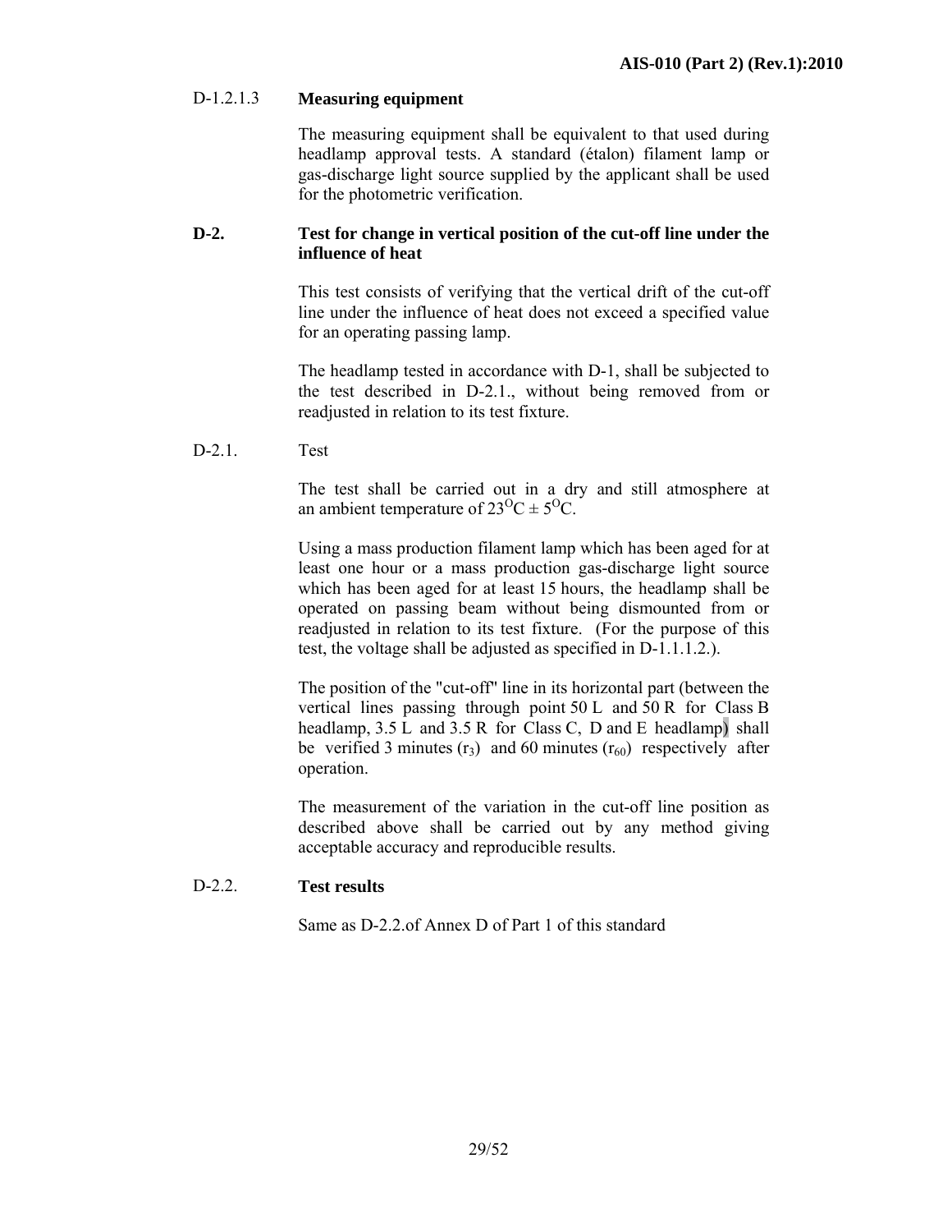D-1.2.1.3 **Measuring equipment**

The measuring equipment shall be equivalent to that used during headlamp approval tests. A standard (étalon) filament lamp or gas-discharge light source supplied by the applicant shall be used for the photometric verification.

## D-2. Test for change in vertical position of the cut-off line under the influence of heat

This test consists of verifying that the vertical drift of the cut-off line under the influence of heat does not exceed a specified value for an operating passing lamp.

The headlamp tested in accordance with D-1, shall be subjected to the test described in D-2.1., without being removed from or readjusted in relation to its test fixture.

D-2.1. Test

The test shall be carried out in a dry and still atmosphere at an ambient temperature of $23^{O}C \pm 5^{O}C$.

Using a mass production filament lamp which has been aged for at least one hour or a mass production gas-discharge light source which has been aged for at least 15 hours, the headlamp shall be operated on passing beam without being dismounted from or readjusted in relation to its test fixture. (For the purpose of this test, the voltage shall be adjusted as specified in D-1.1.1.2.).

The position of the "cut-off" line in its horizontal part (between the vertical lines passing through point 50 L and 50 R for Class B headlamp, 3.5 L and 3.5 R for Class C, D and E headlamp) shall be verified 3 minutes ($r_3$) and 60 minutes ($r_{60}$) respectively after operation.

The measurement of the variation in the cut-off line position as described above shall be carried out by any method giving acceptable accuracy and reproducible results.

D-2.2. **Test results**

Same as D-2.2.of Annex D of Part 1 of this standard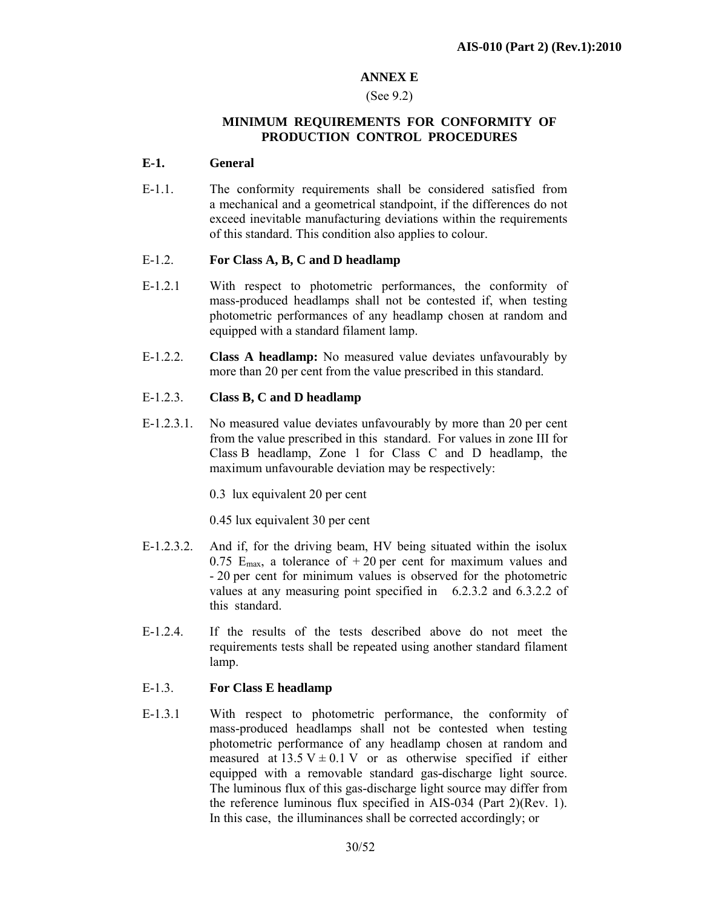# ANNEX E

(See 9.2)

## MINIMUM REQUIREMENTS FOR CONFORMITY OF PRODUCTION CONTROL PROCEDURES

**E-1. General**

E-1.1. The conformity requirements shall be considered satisfied from a mechanical and a geometrical standpoint, if the differences do not exceed inevitable manufacturing deviations within the requirements of this standard. This condition also applies to colour.

E-1.2. **For Class A, B, C and D headlamp**

E-1.2.1 With respect to photometric performances, the conformity of mass-produced headlamps shall not be contested if, when testing photometric performances of any headlamp chosen at random and equipped with a standard filament lamp.

E-1.2.2. **Class A headlamp:** No measured value deviates unfavourably by more than 20 per cent from the value prescribed in this standard.

E-1.2.3. **Class B, C and D headlamp**

E-1.2.3.1. No measured value deviates unfavourably by more than 20 per cent from the value prescribed in this standard. For values in zone III for Class B headlamp, Zone 1 for Class C and D headlamp, the maximum unfavourable deviation may be respectively:

0.3 lux equivalent 20 per cent

0.45 lux equivalent 30 per cent

E-1.2.3.2. And if, for the driving beam, HV being situated within the isolux 0.75 $E_{max}$, a tolerance of + 20 per cent for maximum values and - 20 per cent for minimum values is observed for the photometric values at any measuring point specified in 6.2.3.2 and 6.3.2.2 of this standard.

E-1.2.4. If the results of the tests described above do not meet the requirements tests shall be repeated using another standard filament lamp.

E-1.3. **For Class E headlamp**

E-1.3.1 With respect to photometric performance, the conformity of mass-produced headlamps shall not be contested when testing photometric performance of any headlamp chosen at random and measured at 13.5 V ± 0.1 V or as otherwise specified if either equipped with a removable standard gas-discharge light source. The luminous flux of this gas-discharge light source may differ from the reference luminous flux specified in AIS-034 (Part 2)(Rev. 1). In this case, the illuminances shall be corrected accordingly; or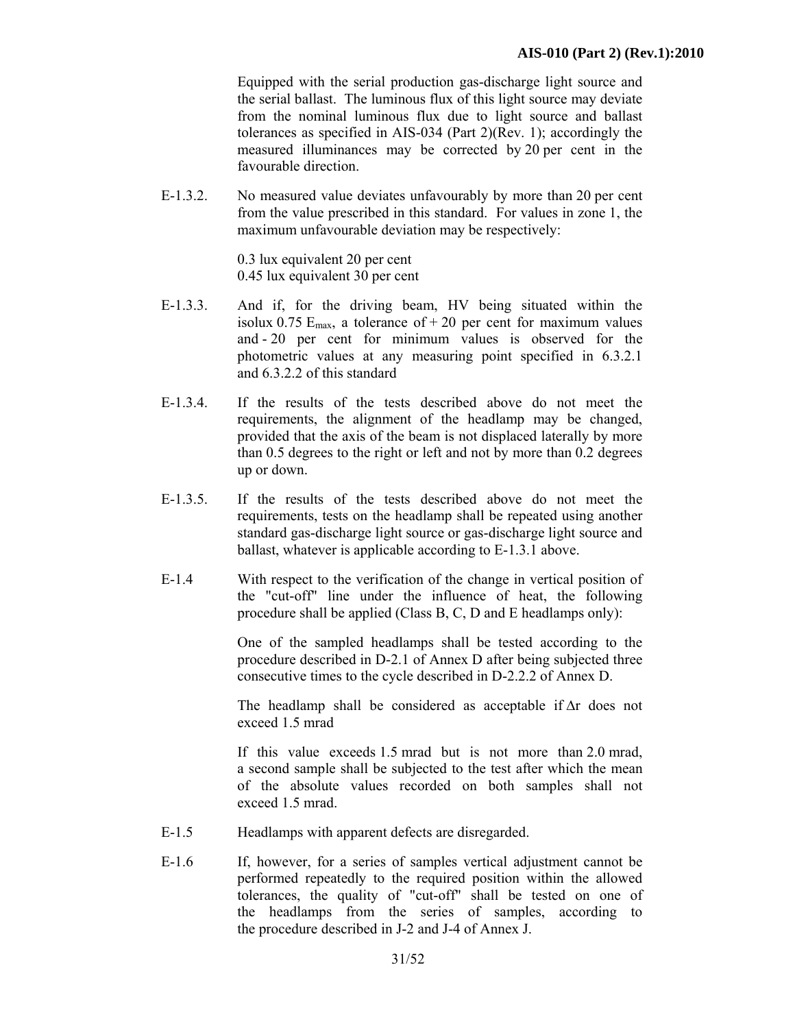Equipped with the serial production gas-discharge light source and the serial ballast. The luminous flux of this light source may deviate from the nominal luminous flux due to light source and ballast tolerances as specified in AIS-034 (Part 2)(Rev. 1); accordingly the measured illuminances may be corrected by 20 per cent in the favourable direction.

E-1.3.2. No measured value deviates unfavourably by more than 20 per cent from the value prescribed in this standard. For values in zone 1, the maximum unfavourable deviation may be respectively:

0.3 lux equivalent 20 per cent
0.45 lux equivalent 30 per cent

E-1.3.3. And if, for the driving beam, HV being situated within the isolux 0.75 $E_{max}$, a tolerance of + 20 per cent for maximum values and - 20 per cent for minimum values is observed for the photometric values at any measuring point specified in 6.3.2.1 and 6.3.2.2 of this standard

E-1.3.4. If the results of the tests described above do not meet the requirements, the alignment of the headlamp may be changed, provided that the axis of the beam is not displaced laterally by more than 0.5 degrees to the right or left and not by more than 0.2 degrees up or down.

E-1.3.5. If the results of the tests described above do not meet the requirements, tests on the headlamp shall be repeated using another standard gas-discharge light source or gas-discharge light source and ballast, whatever is applicable according to E-1.3.1 above.

E-1.4 With respect to the verification of the change in vertical position of the "cut-off" line under the influence of heat, the following procedure shall be applied (Class B, C, D and E headlamps only):

One of the sampled headlamps shall be tested according to the procedure described in D-2.1 of Annex D after being subjected three consecutive times to the cycle described in D-2.2.2 of Annex D.

The headlamp shall be considered as acceptable if $\Delta r$ does not exceed 1.5 mrad

If this value exceeds 1.5 mrad but is not more than 2.0 mrad, a second sample shall be subjected to the test after which the mean of the absolute values recorded on both samples shall not exceed 1.5 mrad.

E-1.5 Headlamps with apparent defects are disregarded.

E-1.6 If, however, for a series of samples vertical adjustment cannot be performed repeatedly to the required position within the allowed tolerances, the quality of "cut-off" shall be tested on one of the headlamps from the series of samples, according to the procedure described in J-2 and J-4 of Annex J.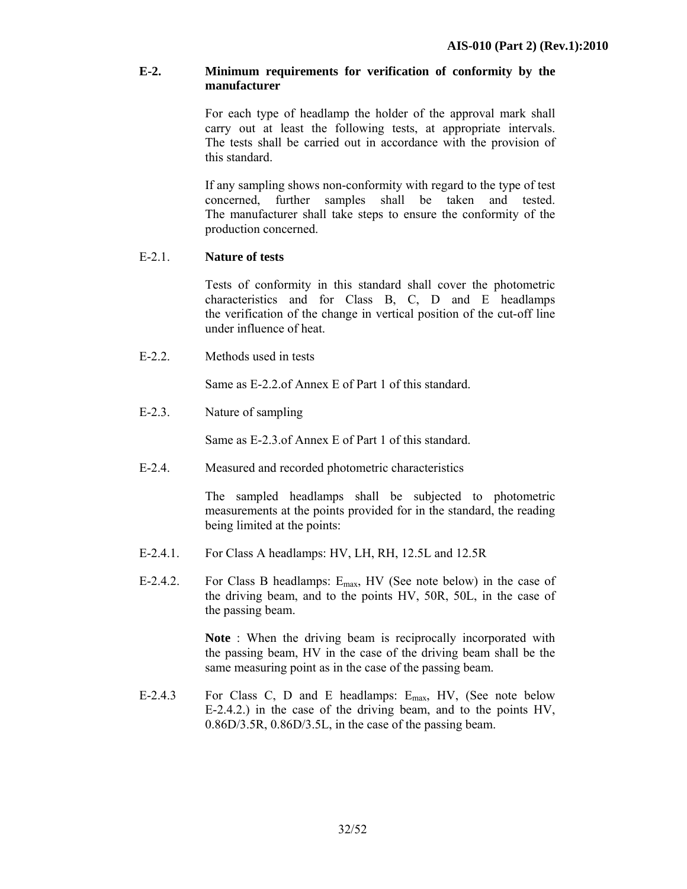**E-2. Minimum requirements for verification of conformity by the manufacturer**

For each type of headlamp the holder of the approval mark shall carry out at least the following tests, at appropriate intervals. The tests shall be carried out in accordance with the provision of this standard.

If any sampling shows non-conformity with regard to the type of test concerned, further samples shall be taken and tested. The manufacturer shall take steps to ensure the conformity of the production concerned.

E-2.1. **Nature of tests**

Tests of conformity in this standard shall cover the photometric characteristics and for Class B, C, D and E headlamps the verification of the change in vertical position of the cut-off line under influence of heat.

E-2.2. Methods used in tests

Same as E-2.2.of Annex E of Part 1 of this standard.

E-2.3. Nature of sampling

Same as E-2.3.of Annex E of Part 1 of this standard.

E-2.4. Measured and recorded photometric characteristics

The sampled headlamps shall be subjected to photometric measurements at the points provided for in the standard, the reading being limited at the points:

E-2.4.1. For Class A headlamps: HV, LH, RH, 12.5L and 12.5R

E-2.4.2. For Class B headlamps: $E_{max}$, HV (See note below) in the case of the driving beam, and to the points HV, 50R, 50L, in the case of the passing beam.

**Note** : When the driving beam is reciprocally incorporated with the passing beam, HV in the case of the driving beam shall be the same measuring point as in the case of the passing beam.

E-2.4.3 For Class C, D and E headlamps: $E_{max}$, HV, (See note below E-2.4.2.) in the case of the driving beam, and to the points HV, 0.86D/3.5R, 0.86D/3.5L, in the case of the passing beam.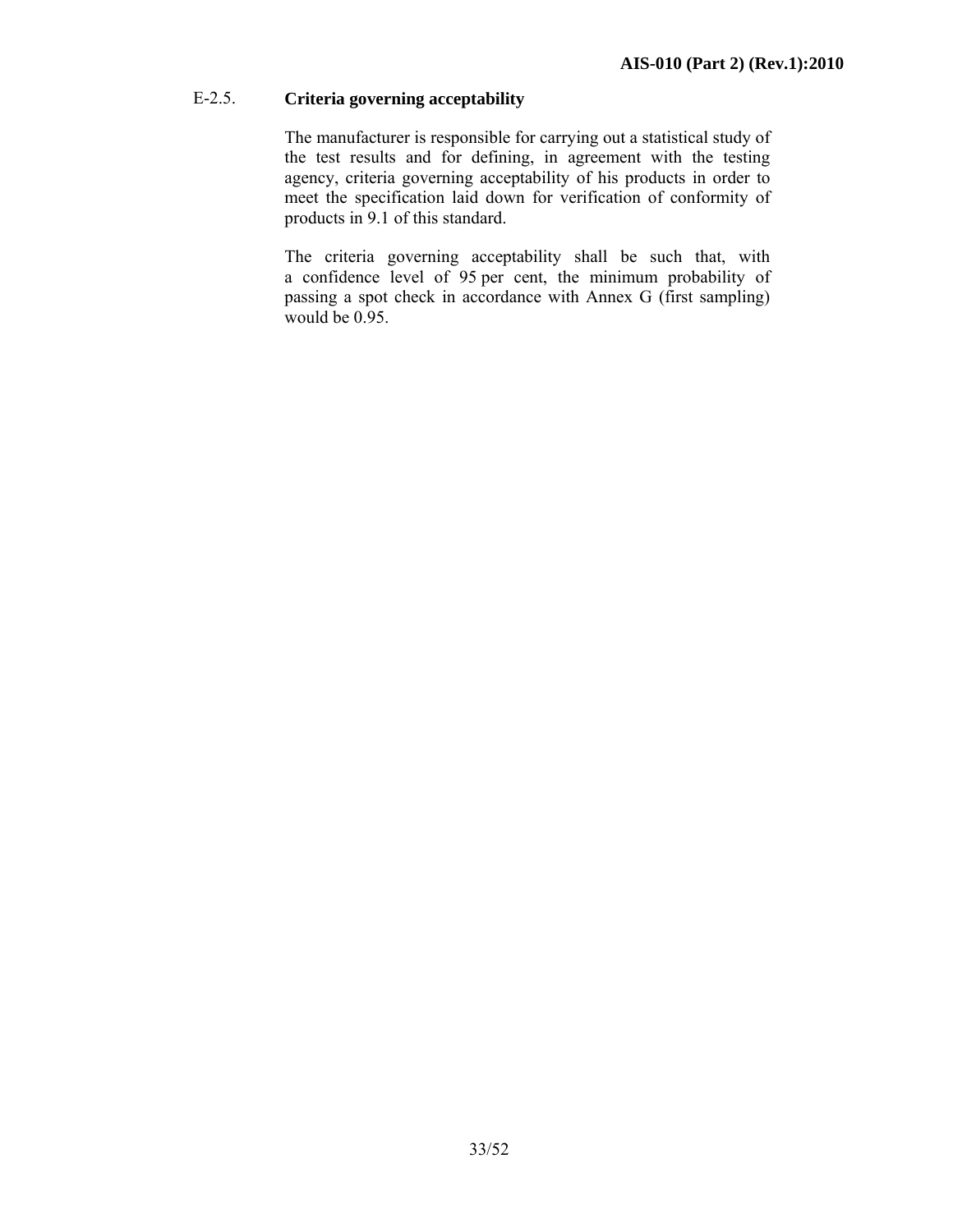### E-2.5. Criteria governing acceptability

The manufacturer is responsible for carrying out a statistical study of the test results and for defining, in agreement with the testing agency, criteria governing acceptability of his products in order to meet the specification laid down for verification of conformity of products in 9.1 of this standard.

The criteria governing acceptability shall be such that, with a confidence level of 95 per cent, the minimum probability of passing a spot check in accordance with Annex G (first sampling) would be 0.95.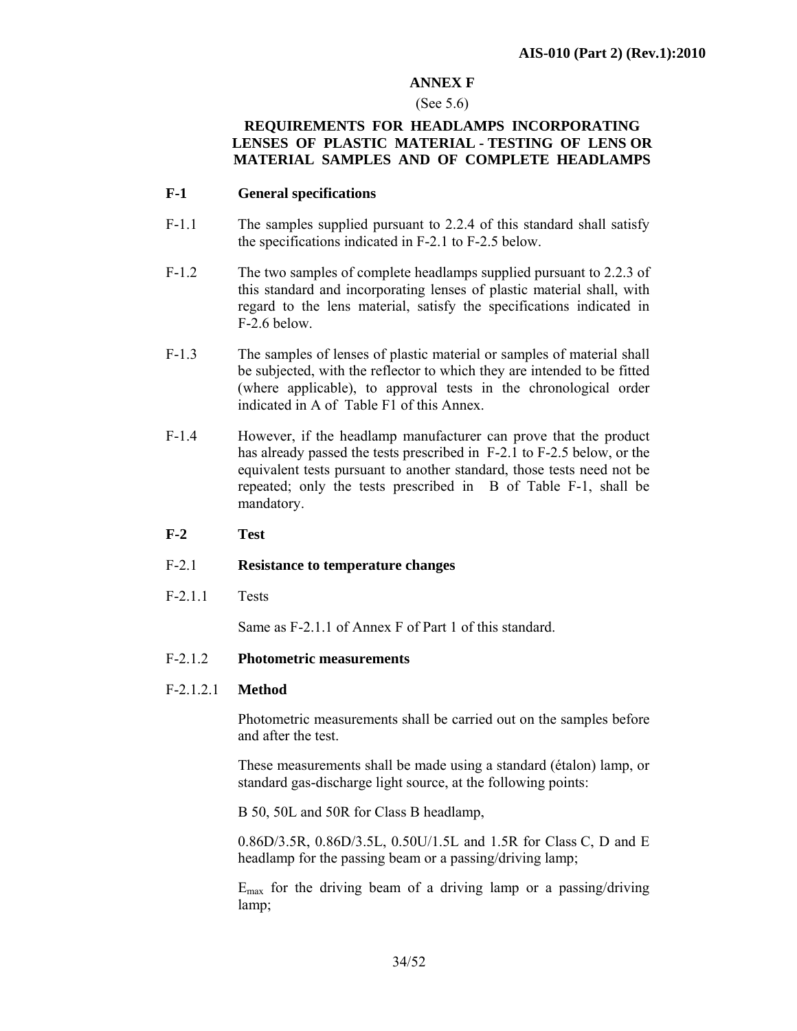## ANNEX F

(See 5.6)

### REQUIREMENTS FOR HEADLAMPS INCORPORATING LENSES OF PLASTIC MATERIAL - TESTING OF LENS OR MATERIAL SAMPLES AND OF COMPLETE HEADLAMPS

**F-1 General specifications**

F-1.1 The samples supplied pursuant to 2.2.4 of this standard shall satisfy the specifications indicated in F-2.1 to F-2.5 below.

F-1.2 The two samples of complete headlamps supplied pursuant to 2.2.3 of this standard and incorporating lenses of plastic material shall, with regard to the lens material, satisfy the specifications indicated in F-2.6 below.

F-1.3 The samples of lenses of plastic material or samples of material shall be subjected, with the reflector to which they are intended to be fitted (where applicable), to approval tests in the chronological order indicated in A of Table F1 of this Annex.

F-1.4 However, if the headlamp manufacturer can prove that the product has already passed the tests prescribed in F-2.1 to F-2.5 below, or the equivalent tests pursuant to another standard, those tests need not be repeated; only the tests prescribed in B of Table F-1, shall be mandatory.

**F-2 Test**

F-2.1 **Resistance to temperature changes**

F-2.1.1 Tests

Same as F-2.1.1 of Annex F of Part 1 of this standard.

F-2.1.2 **Photometric measurements**

F-2.1.2.1 **Method**

Photometric measurements shall be carried out on the samples before and after the test.

These measurements shall be made using a standard (étalon) lamp, or standard gas-discharge light source, at the following points:

B 50, 50L and 50R for Class B headlamp,

0.86D/3.5R, 0.86D/3.5L, 0.50U/1.5L and 1.5R for Class C, D and E headlamp for the passing beam or a passing/driving lamp;

$E_{max}$ for the driving beam of a driving lamp or a passing/driving lamp;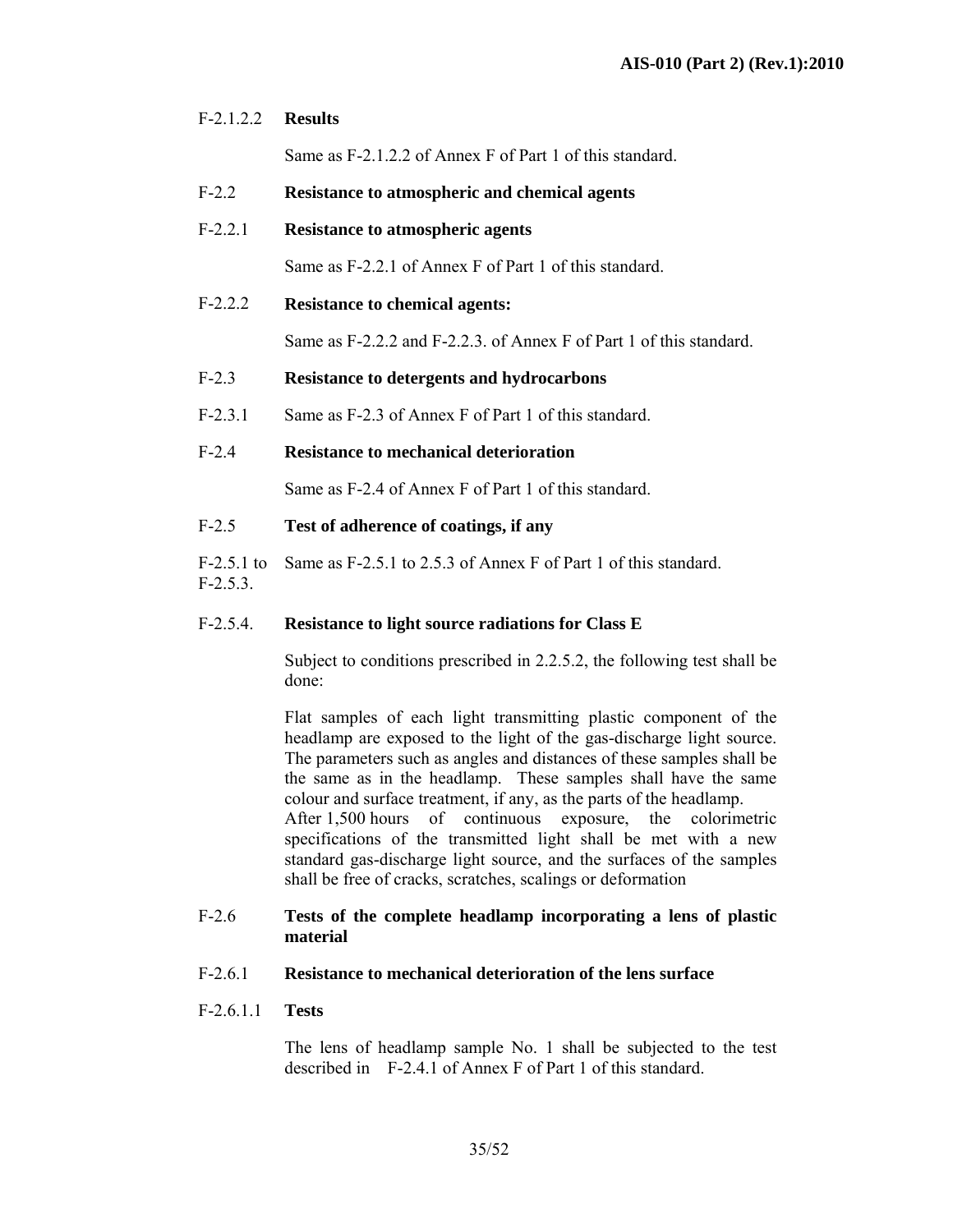F-2.1.2.2 **Results**

Same as F-2.1.2.2 of Annex F of Part 1 of this standard.

F-2.2 **Resistance to atmospheric and chemical agents**

F-2.2.1 **Resistance to atmospheric agents**

Same as F-2.2.1 of Annex F of Part 1 of this standard.

F-2.2.2 **Resistance to chemical agents:**

Same as F-2.2.2 and F-2.2.3. of Annex F of Part 1 of this standard.

F-2.3 **Resistance to detergents and hydrocarbons**

F-2.3.1 Same as F-2.3 of Annex F of Part 1 of this standard.

F-2.4 **Resistance to mechanical deterioration**

Same as F-2.4 of Annex F of Part 1 of this standard.

F-2.5 **Test of adherence of coatings, if any**

F-2.5.1 to F-2.5.3. Same as F-2.5.1 to 2.5.3 of Annex F of Part 1 of this standard.

F-2.5.4. **Resistance to light source radiations for Class E**

Subject to conditions prescribed in 2.2.5.2, the following test shall be done:

Flat samples of each light transmitting plastic component of the headlamp are exposed to the light of the gas-discharge light source. The parameters such as angles and distances of these samples shall be the same as in the headlamp. These samples shall have the same colour and surface treatment, if any, as the parts of the headlamp.
After 1,500 hours of continuous exposure, the colorimetric specifications of the transmitted light shall be met with a new standard gas-discharge light source, and the surfaces of the samples shall be free of cracks, scratches, scalings or deformation

F-2.6 **Tests of the complete headlamp incorporating a lens of plastic material**

F-2.6.1 **Resistance to mechanical deterioration of the lens surface**

F-2.6.1.1 **Tests**

The lens of headlamp sample No. 1 shall be subjected to the test described in F-2.4.1 of Annex F of Part 1 of this standard.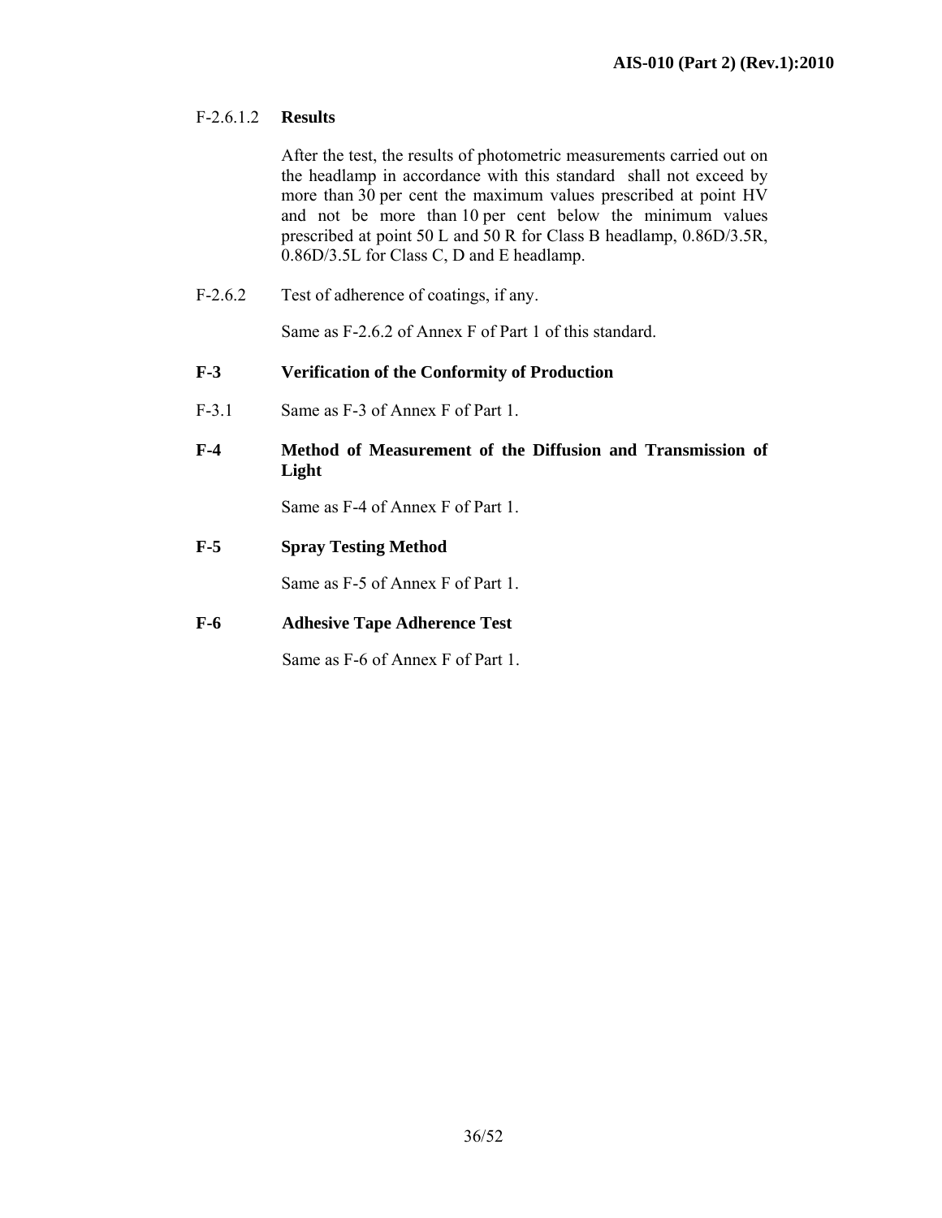F-2.6.1.2 **Results**

After the test, the results of photometric measurements carried out on the headlamp in accordance with this standard shall not exceed by more than 30 per cent the maximum values prescribed at point HV and not be more than 10 per cent below the minimum values prescribed at point 50 L and 50 R for Class B headlamp, 0.86D/3.5R, 0.86D/3.5L for Class C, D and E headlamp.

F-2.6.2 Test of adherence of coatings, if any.

Same as F-2.6.2 of Annex F of Part 1 of this standard.

## F-3 Verification of the Conformity of Production

F-3.1 Same as F-3 of Annex F of Part 1.

## F-4 Method of Measurement of the Diffusion and Transmission of Light

Same as F-4 of Annex F of Part 1.

## F-5 Spray Testing Method

Same as F-5 of Annex F of Part 1.

## F-6 Adhesive Tape Adherence Test

Same as F-6 of Annex F of Part 1.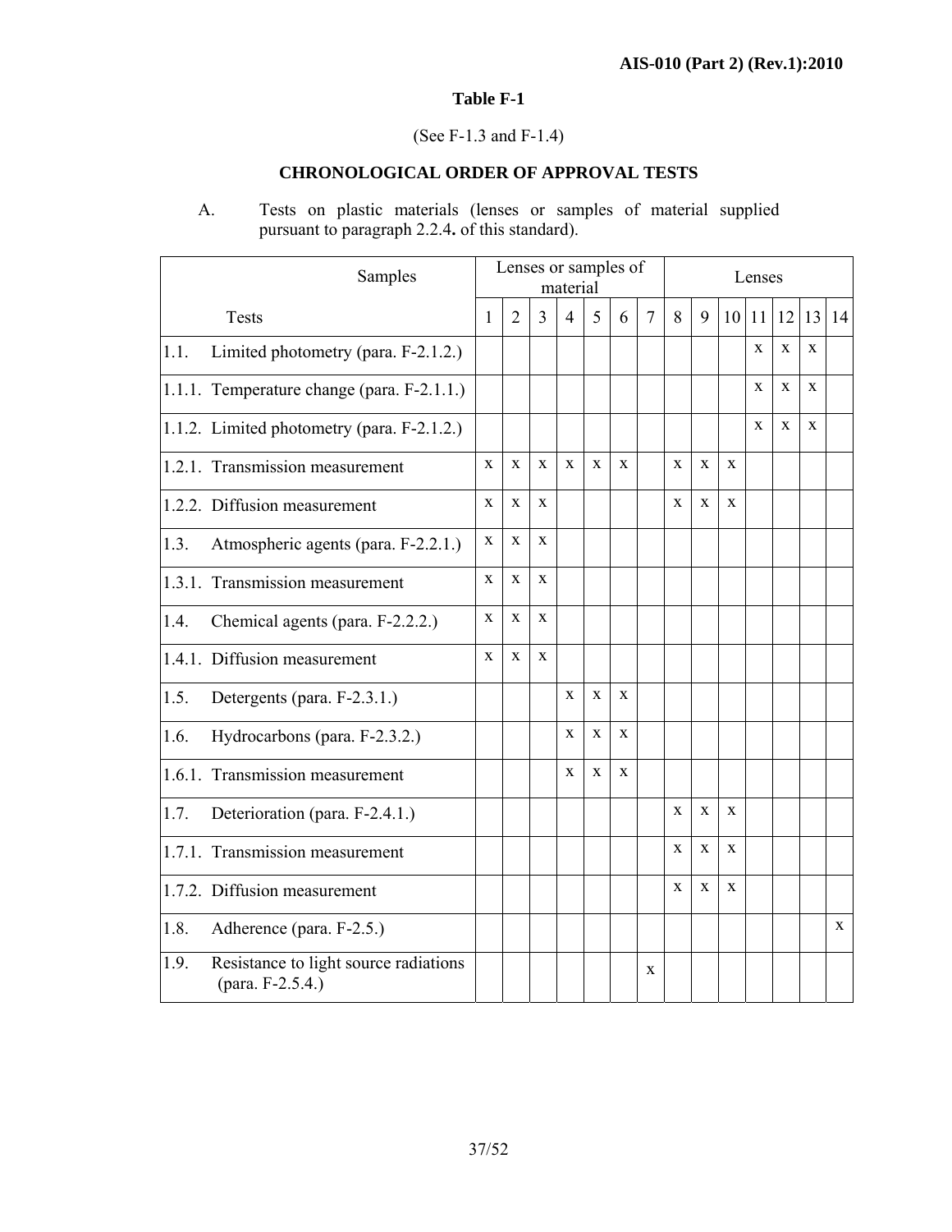**Table F-1**

(See F-1.3 and F-1.4)

**CHRONOLOGICAL ORDER OF APPROVAL TESTS**

A. Tests on plastic materials (lenses or samples of material supplied pursuant to paragraph 2.2.4**.** of this standard).

| Samples | Lenses or samples of material | | | | | | | Lenses | | | | | | |
|---|---|---|---|---|---|---|---|---|---|---|---|---|---|---|
| Tests | 1 | 2 | 3 | 4 | 5 | 6 | 7 | 8 | 9 | 10 | 11 | 12 | 13 | 14 |
| 1.1. Limited photometry (para. F-2.1.2.) | | | | | | | | | | | x | x | x | |
| 1.1.1. Temperature change (para. F-2.1.1.) | | | | | | | | | | | x | x | x | |
| 1.1.2. Limited photometry (para. F-2.1.2.) | | | | | | | | | | | x | x | x | |
| 1.2.1. Transmission measurement | x | x | x | x | x | x | | x | x | x | | | | |
| 1.2.2. Diffusion measurement | x | x | x | | | | | x | x | x | | | | |
| 1.3. Atmospheric agents (para. F-2.2.1.) | x | x | x | | | | | | | | | | | |
| 1.3.1. Transmission measurement | x | x | x | | | | | | | | | | | |
| 1.4. Chemical agents (para. F-2.2.2.) | x | x | x | | | | | | | | | | | |
| 1.4.1. Diffusion measurement | x | x | x | | | | | | | | | | | |
| 1.5. Detergents (para. F-2.3.1.) | | | | x | x | x | | | | | | | | |
| 1.6. Hydrocarbons (para. F-2.3.2.) | | | | x | x | x | | | | | | | | |
| 1.6.1. Transmission measurement | | | | x | x | x | | | | | | | | |
| 1.7. Deterioration (para. F-2.4.1.) | | | | | | | | x | x | x | | | | |
| 1.7.1. Transmission measurement | | | | | | | | x | x | x | | | | |
| 1.7.2. Diffusion measurement | | | | | | | | x | x | x | | | | |
| 1.8. Adherence (para. F-2.5.) | | | | | | | | | | | | | | x |
| 1.9. Resistance to light source radiations (para. F-2.5.4.) | | | | | | | x | | | | | | | |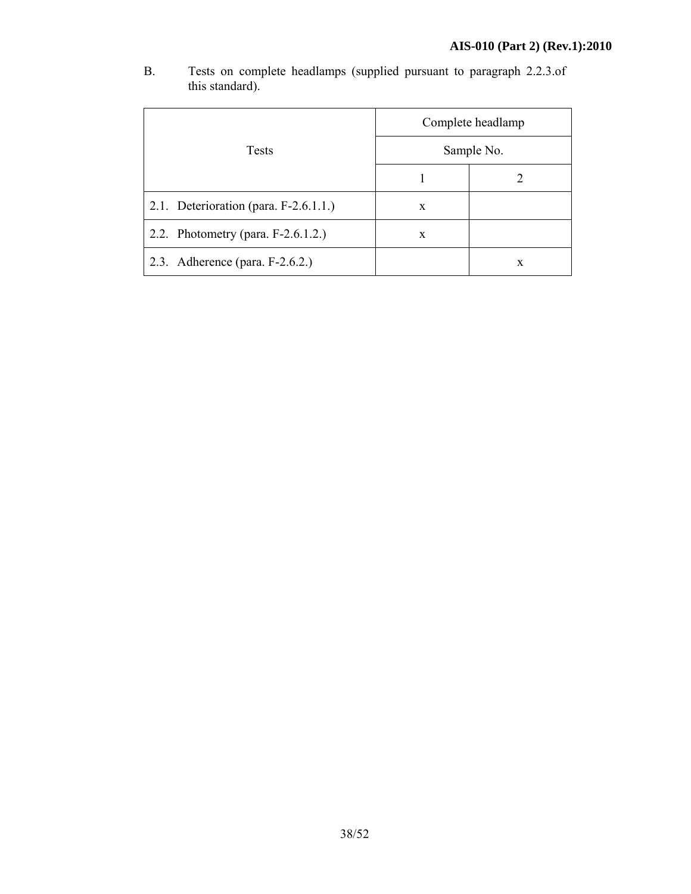B. Tests on complete headlamps (supplied pursuant to paragraph 2.2.3.of this standard).

| Tests | Complete headlamp | |
|---|---|---|
| | Sample No. | |
| | 1 | 2 |
| 2.1. Deterioration (para. F-2.6.1.1.) | x | |
| 2.2. Photometry (para. F-2.6.1.2.) | x | |
| 2.3. Adherence (para. F-2.6.2.) | | x |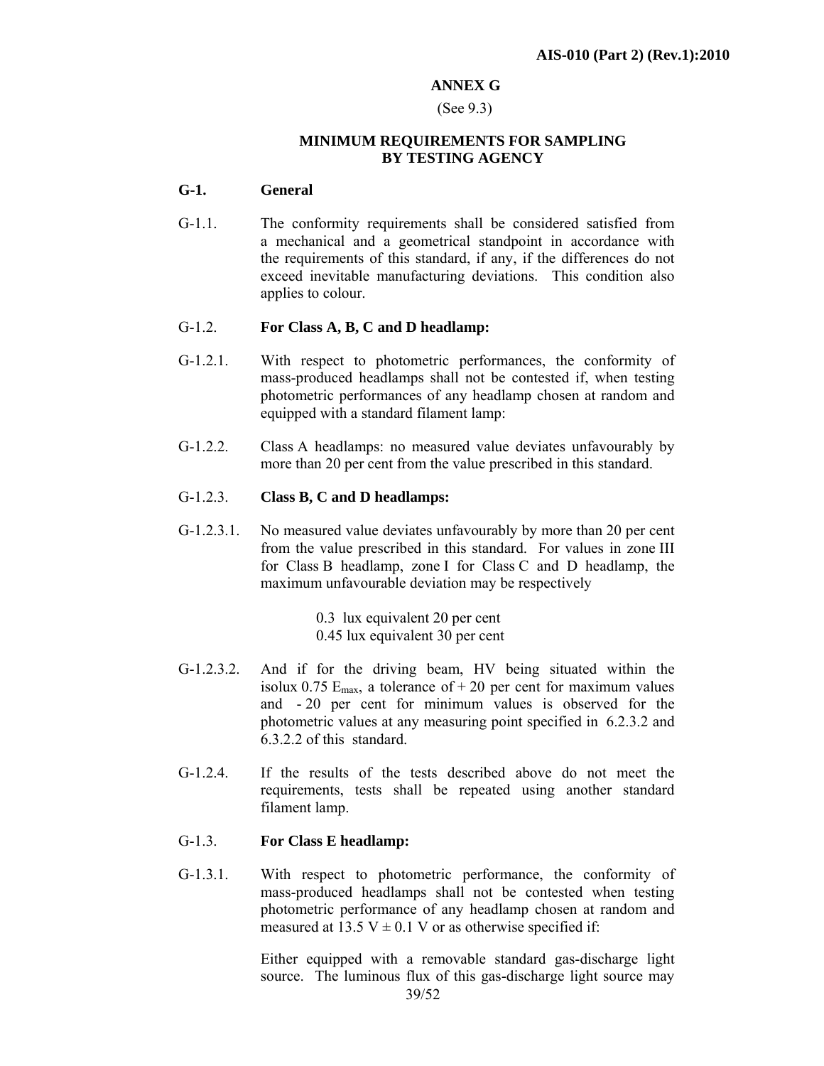## ANNEX G

(See 9.3)

### MINIMUM REQUIREMENTS FOR SAMPLING BY TESTING AGENCY

**G-1. General**

G-1.1. The conformity requirements shall be considered satisfied from a mechanical and a geometrical standpoint in accordance with the requirements of this standard, if any, if the differences do not exceed inevitable manufacturing deviations. This condition also applies to colour.

G-1.2. **For Class A, B, C and D headlamp:**

G-1.2.1. With respect to photometric performances, the conformity of mass-produced headlamps shall not be contested if, when testing photometric performances of any headlamp chosen at random and equipped with a standard filament lamp:

G-1.2.2. Class A headlamps: no measured value deviates unfavourably by more than 20 per cent from the value prescribed in this standard.

G-1.2.3. **Class B, C and D headlamps:**

G-1.2.3.1. No measured value deviates unfavourably by more than 20 per cent from the value prescribed in this standard. For values in zone III for Class B headlamp, zone I for Class C and D headlamp, the maximum unfavourable deviation may be respectively

0.3 lux equivalent 20 per cent
0.45 lux equivalent 30 per cent

G-1.2.3.2. And if for the driving beam, HV being situated within the isolux 0.75 $E_{max}$, a tolerance of + 20 per cent for maximum values and - 20 per cent for minimum values is observed for the photometric values at any measuring point specified in 6.2.3.2 and 6.3.2.2 of this standard.

G-1.2.4. If the results of the tests described above do not meet the requirements, tests shall be repeated using another standard filament lamp.

G-1.3. **For Class E headlamp:**

G-1.3.1. With respect to photometric performance, the conformity of mass-produced headlamps shall not be contested when testing photometric performance of any headlamp chosen at random and measured at 13.5 V ± 0.1 V or as otherwise specified if:

Either equipped with a removable standard gas-discharge light source. The luminous flux of this gas-discharge light source may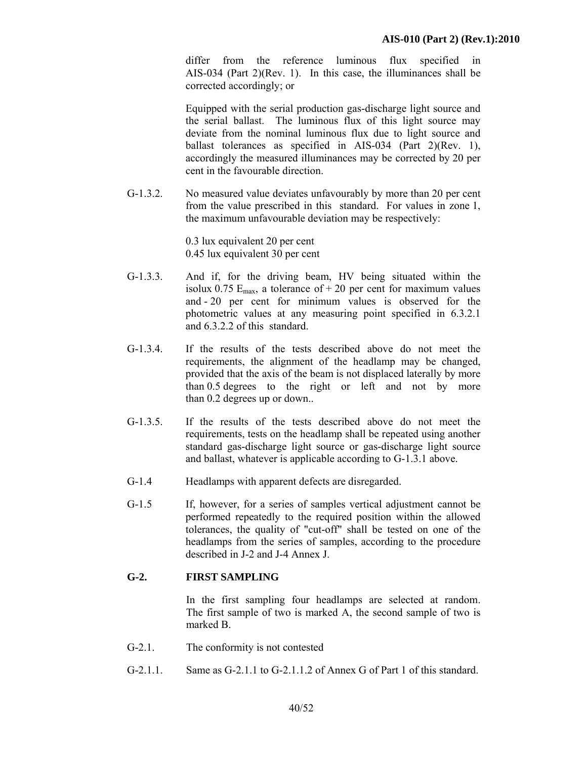differ from the reference luminous flux specified in AIS-034 (Part 2)(Rev. 1). In this case, the illuminances shall be corrected accordingly; or

Equipped with the serial production gas-discharge light source and the serial ballast. The luminous flux of this light source may deviate from the nominal luminous flux due to light source and ballast tolerances as specified in AIS-034 (Part 2)(Rev. 1), accordingly the measured illuminances may be corrected by 20 per cent in the favourable direction.

G-1.3.2. No measured value deviates unfavourably by more than 20 per cent from the value prescribed in this standard. For values in zone 1, the maximum unfavourable deviation may be respectively:

0.3 lux equivalent 20 per cent
0.45 lux equivalent 30 per cent

G-1.3.3. And if, for the driving beam, HV being situated within the isolux 0.75 $E_{max}$, a tolerance of + 20 per cent for maximum values and - 20 per cent for minimum values is observed for the photometric values at any measuring point specified in 6.3.2.1 and 6.3.2.2 of this standard.

G-1.3.4. If the results of the tests described above do not meet the requirements, the alignment of the headlamp may be changed, provided that the axis of the beam is not displaced laterally by more than 0.5 degrees to the right or left and not by more than 0.2 degrees up or down..

G-1.3.5. If the results of the tests described above do not meet the requirements, tests on the headlamp shall be repeated using another standard gas-discharge light source or gas-discharge light source and ballast, whatever is applicable according to G-1.3.1 above.

G-1.4 Headlamps with apparent defects are disregarded.

G-1.5 If, however, for a series of samples vertical adjustment cannot be performed repeatedly to the required position within the allowed tolerances, the quality of "cut-off" shall be tested on one of the headlamps from the series of samples, according to the procedure described in J-2 and J-4 Annex J.

## G-2. FIRST SAMPLING

In the first sampling four headlamps are selected at random. The first sample of two is marked A, the second sample of two is marked B.

G-2.1. The conformity is not contested

G-2.1.1. Same as G-2.1.1 to G-2.1.1.2 of Annex G of Part 1 of this standard.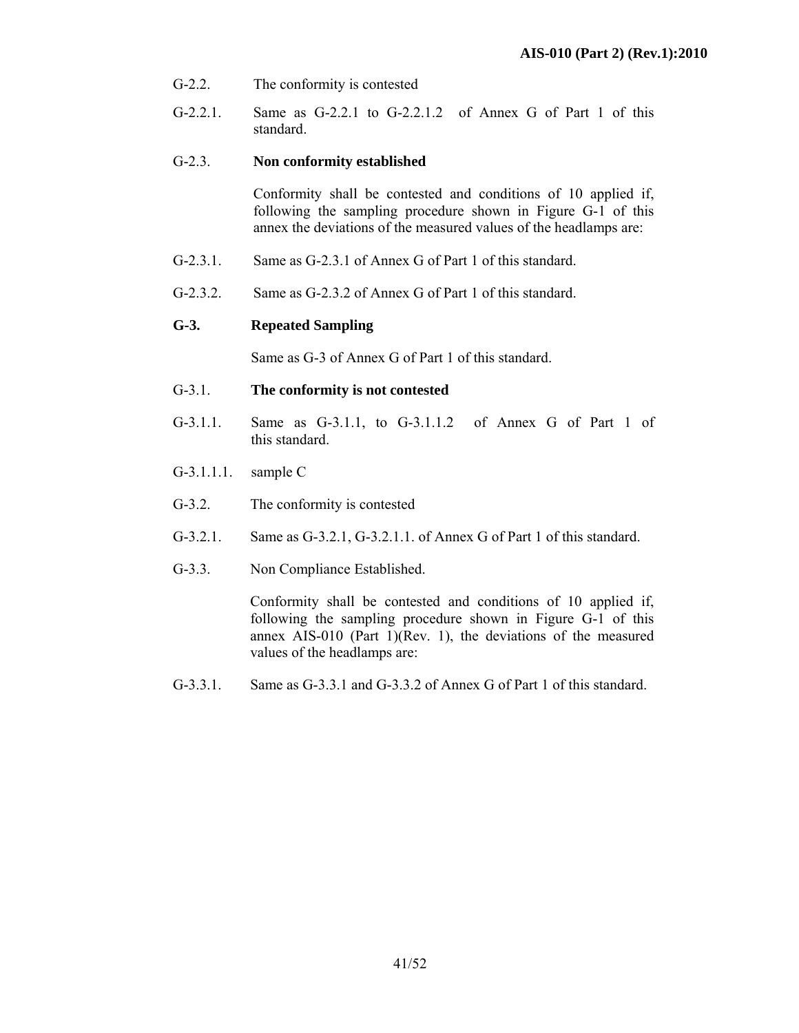G-2.2. The conformity is contested

G-2.2.1. Same as G-2.2.1 to G-2.2.1.2 of Annex G of Part 1 of this standard.

G-2.3. **Non conformity established**

Conformity shall be contested and conditions of 10 applied if, following the sampling procedure shown in Figure G-1 of this annex the deviations of the measured values of the headlamps are:

G-2.3.1. Same as G-2.3.1 of Annex G of Part 1 of this standard.

G-2.3.2. Same as G-2.3.2 of Annex G of Part 1 of this standard.

**G-3. Repeated Sampling**

Same as G-3 of Annex G of Part 1 of this standard.

G-3.1. **The conformity is not contested**

G-3.1.1. Same as G-3.1.1, to G-3.1.1.2 of Annex G of Part 1 of this standard.

G-3.1.1.1. sample C

G-3.2. The conformity is contested

G-3.2.1. Same as G-3.2.1, G-3.2.1.1. of Annex G of Part 1 of this standard.

G-3.3. Non Compliance Established.

Conformity shall be contested and conditions of 10 applied if, following the sampling procedure shown in Figure G-1 of this annex AIS-010 (Part 1)(Rev. 1), the deviations of the measured values of the headlamps are:

G-3.3.1. Same as G-3.3.1 and G-3.3.2 of Annex G of Part 1 of this standard.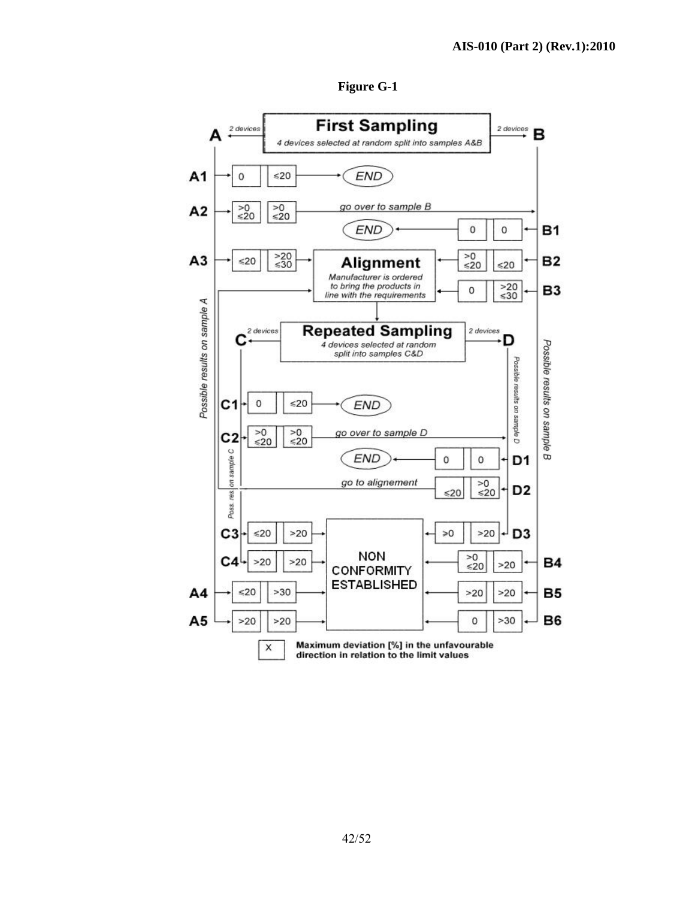**Figure G-1**

First Sampling

4 devices selected at random split into samples A&B

2 devices

A

2 devices

B

A1 | 0 | ≤20 | → END

A2 | >0 ≤20 | >0 ≤20 | go over to sample B

B1 | 0 | 0 | → END

A3 | ≤20 | >20 ≤30 | → Alignment

B2 | >0 ≤20 | ≤20 | → Alignment

B3 | 0 | >20 ≤30 | → Alignment

Alignment

Manufacturer is ordered to bring the products in line with the requirements

Possible results on sample A

Possible results on sample B

Repeated Sampling

4 devices selected at random split into samples C&D

2 devices

C

2 devices

D

Possible results on sample D

Poss. res. on sample C

C1 | 0 | ≤20 | → END

C2 | >0 ≤20 | >0 ≤20 | go over to sample D

D1 | 0 | 0 | → END

D2 | ≤20 | >0 ≤20 | go to alignement

C3 | ≤20 | >20 | → NON CONFORMITY ESTABLISHED

D3 | ≥0 | >20 | → NON CONFORMITY ESTABLISHED

C4 | >20 | >20 | → NON CONFORMITY ESTABLISHED

B4 | >0 ≤20 | >20 | → NON CONFORMITY ESTABLISHED

A4 | ≤20 | >30 | → NON CONFORMITY ESTABLISHED

B5 | >20 | >20 | → NON CONFORMITY ESTABLISHED

A5 | >20 | >20 | → NON CONFORMITY ESTABLISHED

B6 | 0 | >30 | → NON CONFORMITY ESTABLISHED

NON CONFORMITY ESTABLISHED

X — Maximum deviation [%] in the unfavourable direction in relation to the limit values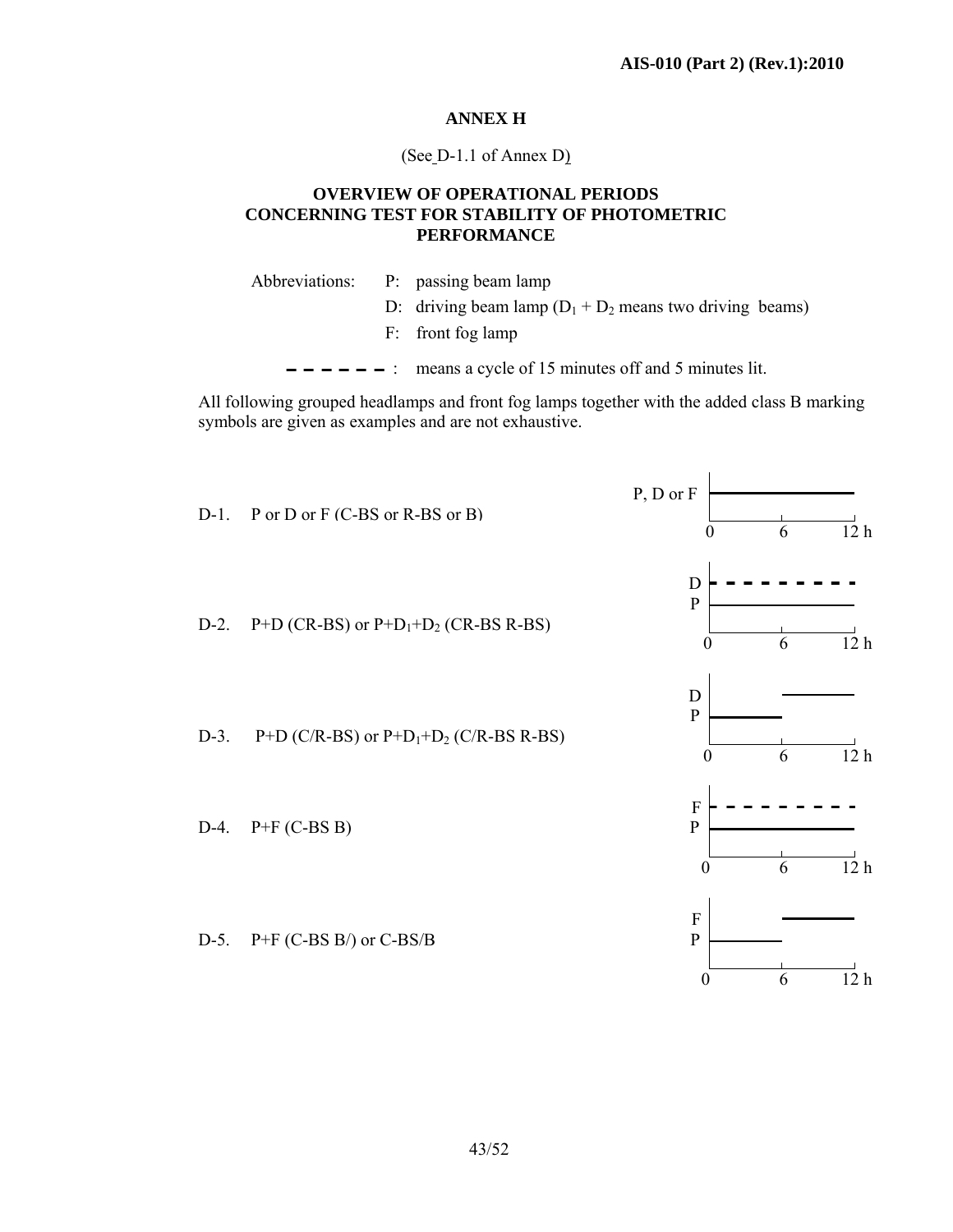## ANNEX H

(See D-1.1 of Annex D)

### OVERVIEW OF OPERATIONAL PERIODS CONCERNING TEST FOR STABILITY OF PHOTOMETRIC PERFORMANCE

Abbreviations:
- P: passing beam lamp
- D: driving beam lamp ($D_1 + D_2$ means two driving beams)
- F: front fog lamp

– – – – – – : means a cycle of 15 minutes off and 5 minutes lit.

All following grouped headlamps and front fog lamps together with the added class B marking symbols are given as examples and are not exhaustive.

D-1. P or D or F (C-BS or R-BS or B)

P, D or F
0 6 12 h

D-2. P+D (CR-BS) or P+$D_1$+$D_2$ (CR-BS R-BS)

D
P
0 6 12 h

D-3. P+D (C/R-BS) or P+$D_1$+$D_2$ (C/R-BS R-BS)

D
P
0 6 12 h

D-4. P+F (C-BS B)

F
P
0 6 12 h

D-5. P+F (C-BS B/) or C-BS/B

F
P
0 6 12 h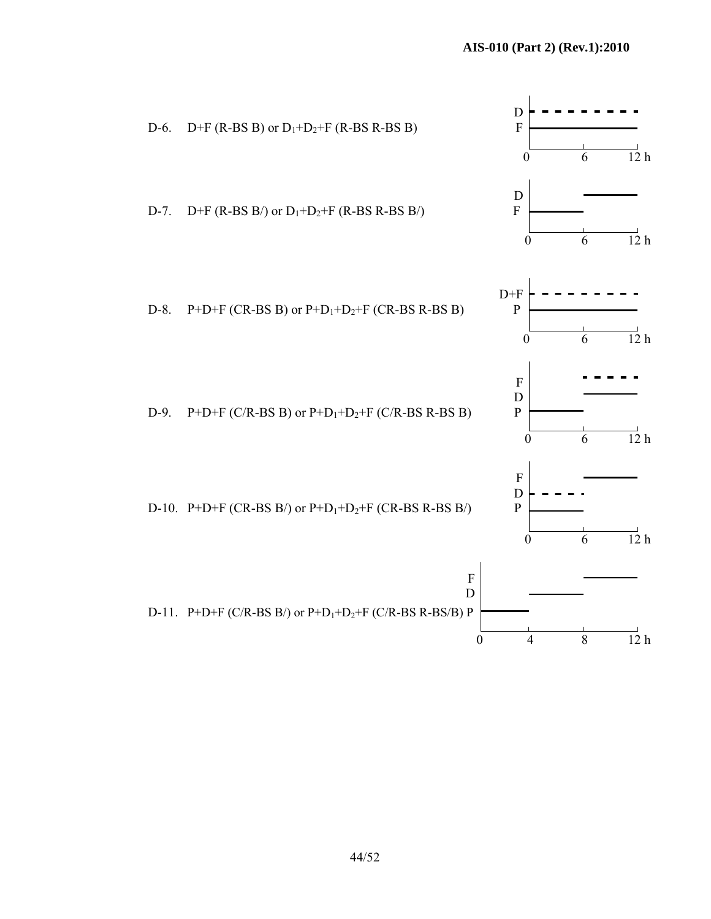D-6. D+F (R-BS B) or $D_1$+$D_2$+F (R-BS R-BS B)

D
F
0 6 12 h

D-7. D+F (R-BS B/) or $D_1$+$D_2$+F (R-BS R-BS B/)

D
F
0 6 12 h

D-8. P+D+F (CR-BS B) or P+$D_1$+$D_2$+F (CR-BS R-BS B)

D+F
P
0 6 12 h

D-9. P+D+F (C/R-BS B) or P+$D_1$+$D_2$+F (C/R-BS R-BS B)

F
D
P
0 6 12 h

D-10. P+D+F (CR-BS B/) or P+$D_1$+$D_2$+F (CR-BS R-BS B/)

F
D
P
0 6 12 h

D-11. P+D+F (C/R-BS B/) or P+$D_1$+$D_2$+F (C/R-BS R-BS/B)

F
D
P
0 4 8 12 h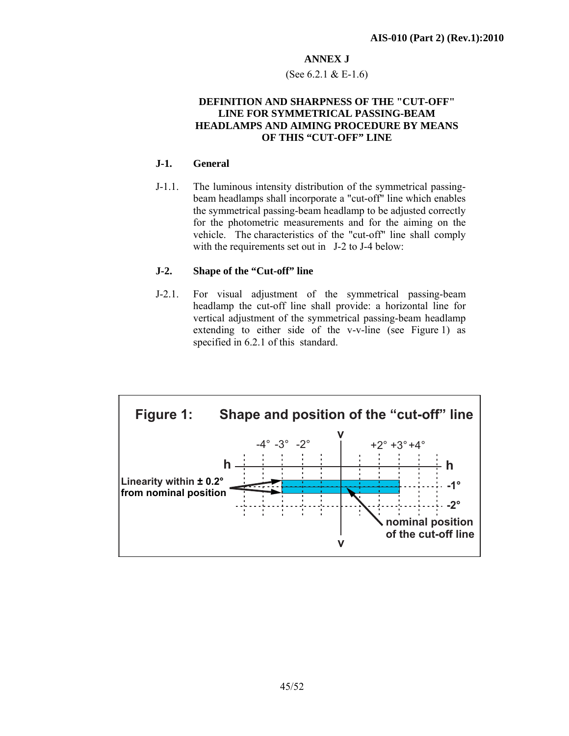## ANNEX J

(See 6.2.1 & E-1.6)

### DEFINITION AND SHARPNESS OF THE "CUT-OFF" LINE FOR SYMMETRICAL PASSING-BEAM HEADLAMPS AND AIMING PROCEDURE BY MEANS OF THIS "CUT-OFF" LINE

**J-1. General**

J-1.1. The luminous intensity distribution of the symmetrical passing-beam headlamps shall incorporate a "cut-off" line which enables the symmetrical passing-beam headlamp to be adjusted correctly for the photometric measurements and for the aiming on the vehicle. The characteristics of the "cut-off" line shall comply with the requirements set out in J-2 to J-4 below:

**J-2. Shape of the "Cut-off" line**

J-2.1. For visual adjustment of the symmetrical passing-beam headlamp the cut-off line shall provide: a horizontal line for vertical adjustment of the symmetrical passing-beam headlamp extending to either side of the v-v-line (see Figure 1) as specified in 6.2.1 of this standard.

**Figure 1: Shape and position of the "cut-off" line**

v
-4° -3° -2°
+2° +3° +4°
h
h
Linearity within ± 0.2° from nominal position
-1°
-2°
nominal position of the cut-off line
v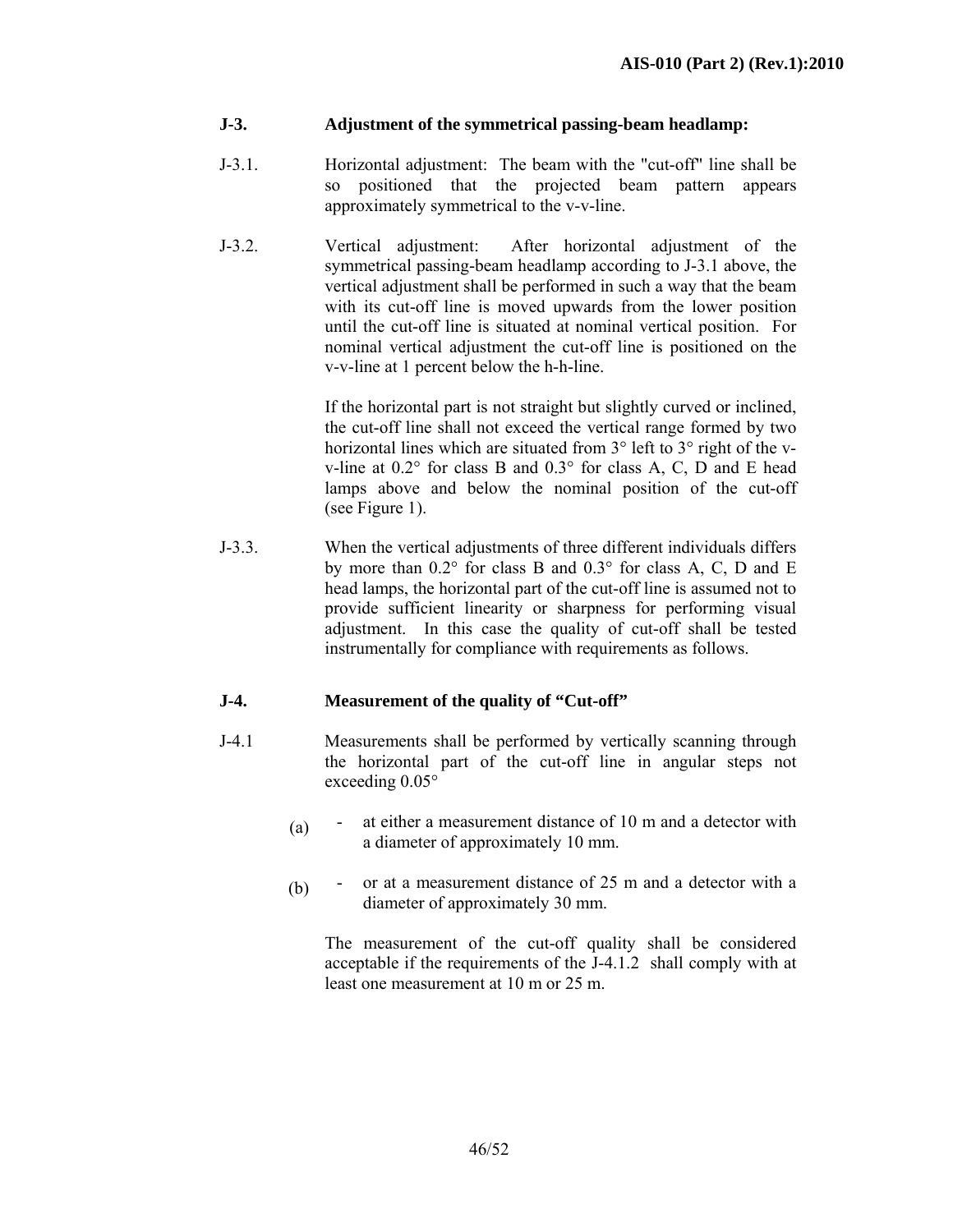**J-3. Adjustment of the symmetrical passing-beam headlamp:**

J-3.1. Horizontal adjustment: The beam with the "cut-off" line shall be so positioned that the projected beam pattern appears approximately symmetrical to the v-v-line.

J-3.2. Vertical adjustment: After horizontal adjustment of the symmetrical passing-beam headlamp according to J-3.1 above, the vertical adjustment shall be performed in such a way that the beam with its cut-off line is moved upwards from the lower position until the cut-off line is situated at nominal vertical position. For nominal vertical adjustment the cut-off line is positioned on the v-v-line at 1 percent below the h-h-line.

If the horizontal part is not straight but slightly curved or inclined, the cut-off line shall not exceed the vertical range formed by two horizontal lines which are situated from 3° left to 3° right of the v-v-line at 0.2° for class B and 0.3° for class A, C, D and E head lamps above and below the nominal position of the cut-off (see Figure 1).

J-3.3. When the vertical adjustments of three different individuals differs by more than 0.2° for class B and 0.3° for class A, C, D and E head lamps, the horizontal part of the cut-off line is assumed not to provide sufficient linearity or sharpness for performing visual adjustment. In this case the quality of cut-off shall be tested instrumentally for compliance with requirements as follows.

**J-4. Measurement of the quality of "Cut-off"**

J-4.1 Measurements shall be performed by vertically scanning through the horizontal part of the cut-off line in angular steps not exceeding 0.05°

(a) - at either a measurement distance of 10 m and a detector with a diameter of approximately 10 mm.

(b) - or at a measurement distance of 25 m and a detector with a diameter of approximately 30 mm.

The measurement of the cut-off quality shall be considered acceptable if the requirements of the J-4.1.2 shall comply with at least one measurement at 10 m or 25 m.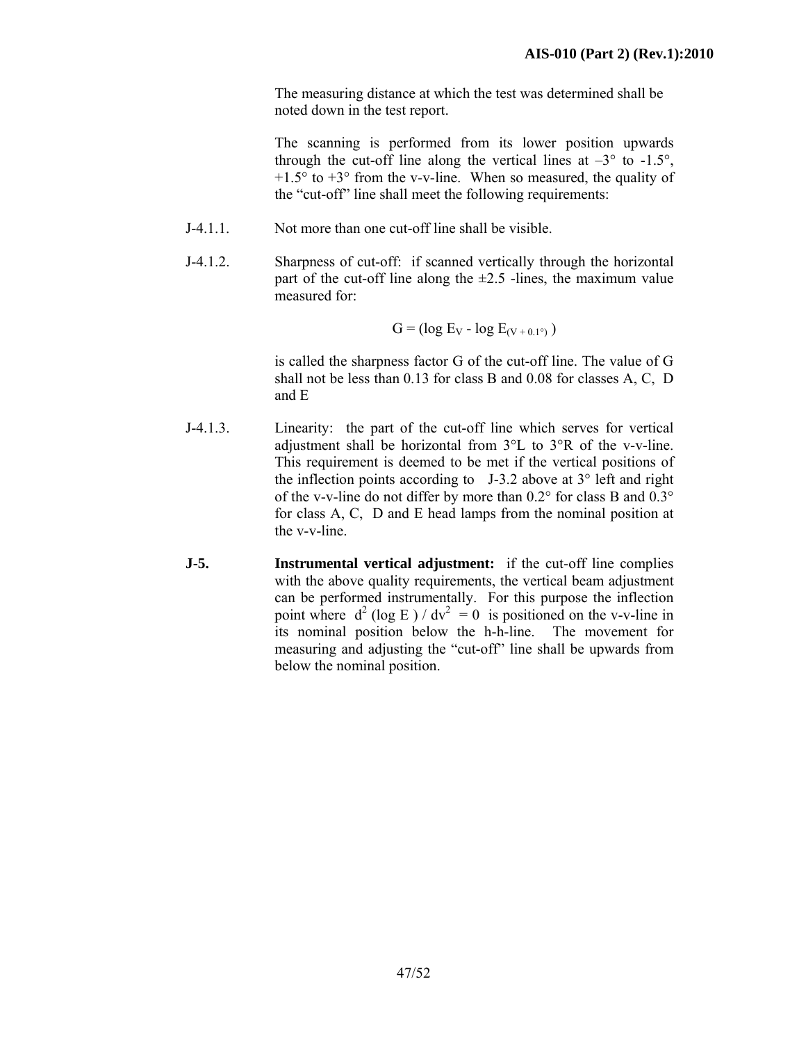The measuring distance at which the test was determined shall be noted down in the test report.

The scanning is performed from its lower position upwards through the cut-off line along the vertical lines at –3° to -1.5°, +1.5° to +3° from the v-v-line. When so measured, the quality of the "cut-off" line shall meet the following requirements:

J-4.1.1. Not more than one cut-off line shall be visible.

J-4.1.2. Sharpness of cut-off: if scanned vertically through the horizontal part of the cut-off line along the ±2.5 -lines, the maximum value measured for:

$$G = (\log E_V - \log E_{(V + 0.1°)})$$

is called the sharpness factor G of the cut-off line. The value of G shall not be less than 0.13 for class B and 0.08 for classes A, C, D and E

J-4.1.3. Linearity: the part of the cut-off line which serves for vertical adjustment shall be horizontal from 3°L to 3°R of the v-v-line. This requirement is deemed to be met if the vertical positions of the inflection points according to J-3.2 above at 3° left and right of the v-v-line do not differ by more than 0.2° for class B and 0.3° for class A, C, D and E head lamps from the nominal position at the v-v-line.

**J-5.** **Instrumental vertical adjustment:** if the cut-off line complies with the above quality requirements, the vertical beam adjustment can be performed instrumentally. For this purpose the inflection point where $d^2 (\log E) / dv^2 = 0$ is positioned on the v-v-line in its nominal position below the h-h-line. The movement for measuring and adjusting the "cut-off" line shall be upwards from below the nominal position.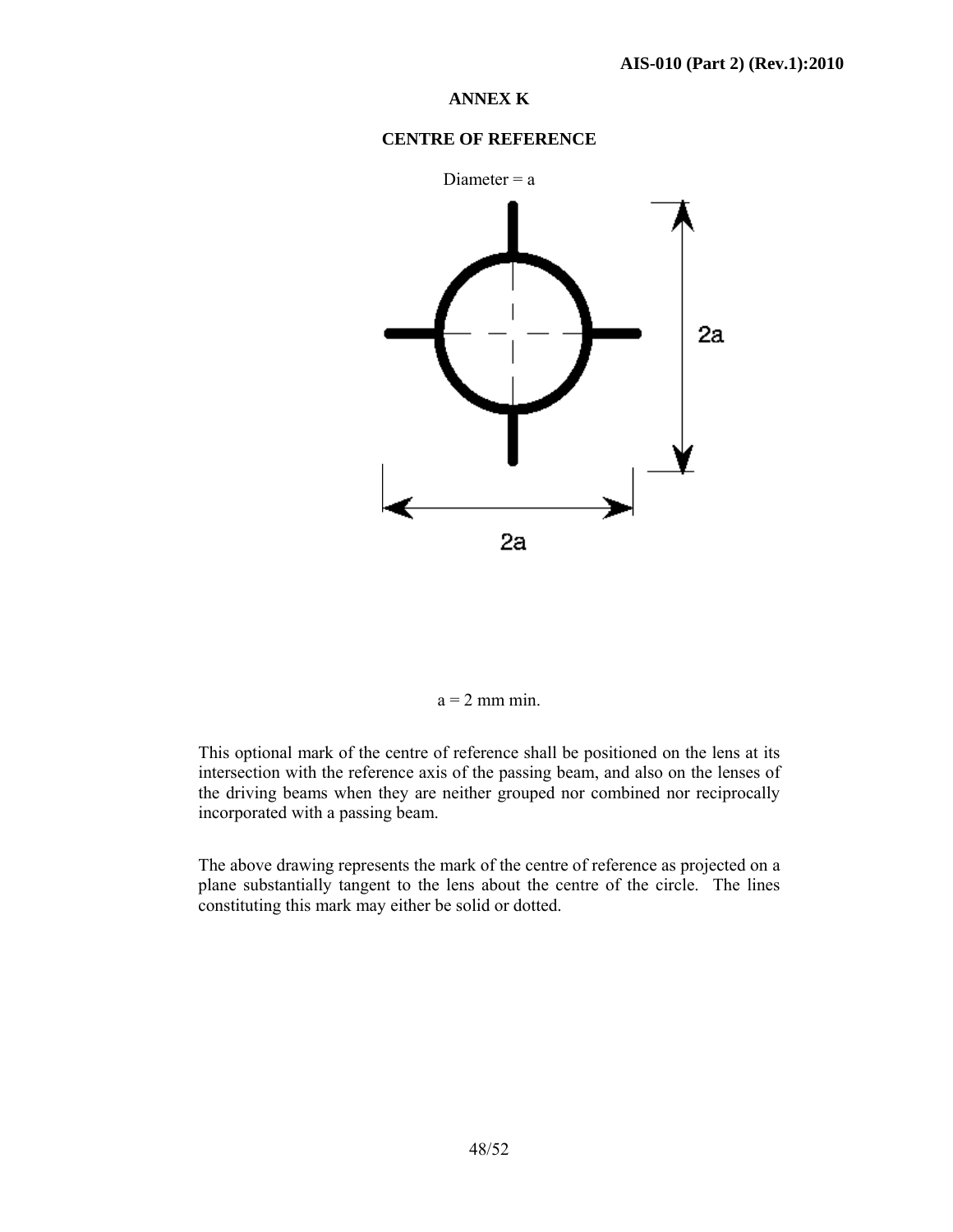## ANNEX K

## CENTRE OF REFERENCE

Diameter = a

2a

2a

a = 2 mm min.

This optional mark of the centre of reference shall be positioned on the lens at its intersection with the reference axis of the passing beam, and also on the lenses of the driving beams when they are neither grouped nor combined nor reciprocally incorporated with a passing beam.

The above drawing represents the mark of the centre of reference as projected on a plane substantially tangent to the lens about the centre of the circle. The lines constituting this mark may either be solid or dotted.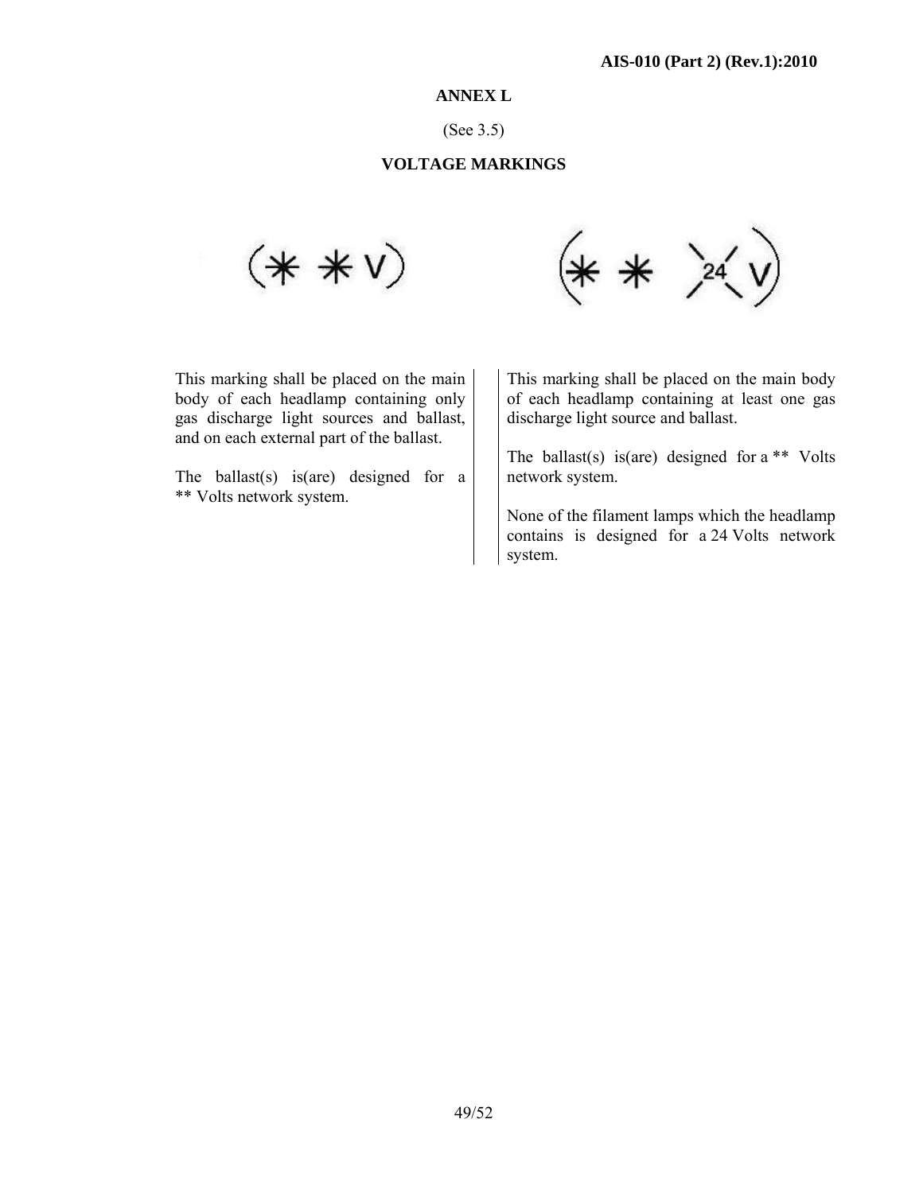## ANNEX L

(See 3.5)

### VOLTAGE MARKINGS

(* * V)

(* * 24 V)

| | |
|---|---|
| This marking shall be placed on the main body of each headlamp containing only gas discharge light sources and ballast, and on each external part of the ballast.<br><br>The ballast(s) is(are) designed for a ** Volts network system. | This marking shall be placed on the main body of each headlamp containing at least one gas discharge light source and ballast.<br><br>The ballast(s) is(are) designed for a ** Volts network system.<br><br>None of the filament lamps which the headlamp contains is designed for a 24 Volts network system. |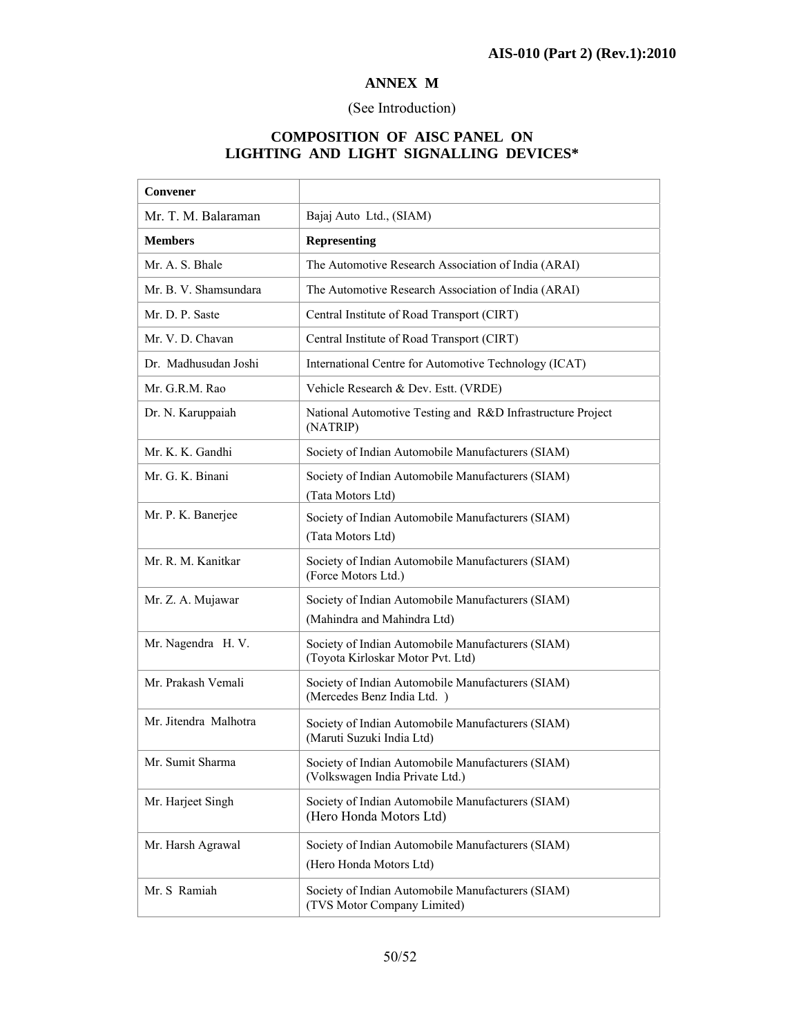## ANNEX M

(See Introduction)

## COMPOSITION OF AISC PANEL ON LIGHTING AND LIGHT SIGNALLING DEVICES*

| **Convener** | |
|---|---|
| Mr. T. M. Balaraman | Bajaj Auto Ltd., (SIAM) |
| **Members** | **Representing** |
| Mr. A. S. Bhale | The Automotive Research Association of India (ARAI) |
| Mr. B. V. Shamsundara | The Automotive Research Association of India (ARAI) |
| Mr. D. P. Saste | Central Institute of Road Transport (CIRT) |
| Mr. V. D. Chavan | Central Institute of Road Transport (CIRT) |
| Dr. Madhusudan Joshi | International Centre for Automotive Technology (ICAT) |
| Mr. G.R.M. Rao | Vehicle Research & Dev. Estt. (VRDE) |
| Dr. N. Karuppaiah | National Automotive Testing and R&D Infrastructure Project (NATRIP) |
| Mr. K. K. Gandhi | Society of Indian Automobile Manufacturers (SIAM) |
| Mr. G. K. Binani | Society of Indian Automobile Manufacturers (SIAM) (Tata Motors Ltd) |
| Mr. P. K. Banerjee | Society of Indian Automobile Manufacturers (SIAM) (Tata Motors Ltd) |
| Mr. R. M. Kanitkar | Society of Indian Automobile Manufacturers (SIAM) (Force Motors Ltd.) |
| Mr. Z. A. Mujawar | Society of Indian Automobile Manufacturers (SIAM) (Mahindra and Mahindra Ltd) |
| Mr. Nagendra H. V. | Society of Indian Automobile Manufacturers (SIAM) (Toyota Kirloskar Motor Pvt. Ltd) |
| Mr. Prakash Vemali | Society of Indian Automobile Manufacturers (SIAM) (Mercedes Benz India Ltd. ) |
| Mr. Jitendra Malhotra | Society of Indian Automobile Manufacturers (SIAM) (Maruti Suzuki India Ltd) |
| Mr. Sumit Sharma | Society of Indian Automobile Manufacturers (SIAM) (Volkswagen India Private Ltd.) |
| Mr. Harjeet Singh | Society of Indian Automobile Manufacturers (SIAM) (Hero Honda Motors Ltd) |
| Mr. Harsh Agrawal | Society of Indian Automobile Manufacturers (SIAM) (Hero Honda Motors Ltd) |
| Mr. S Ramiah | Society of Indian Automobile Manufacturers (SIAM) (TVS Motor Company Limited) |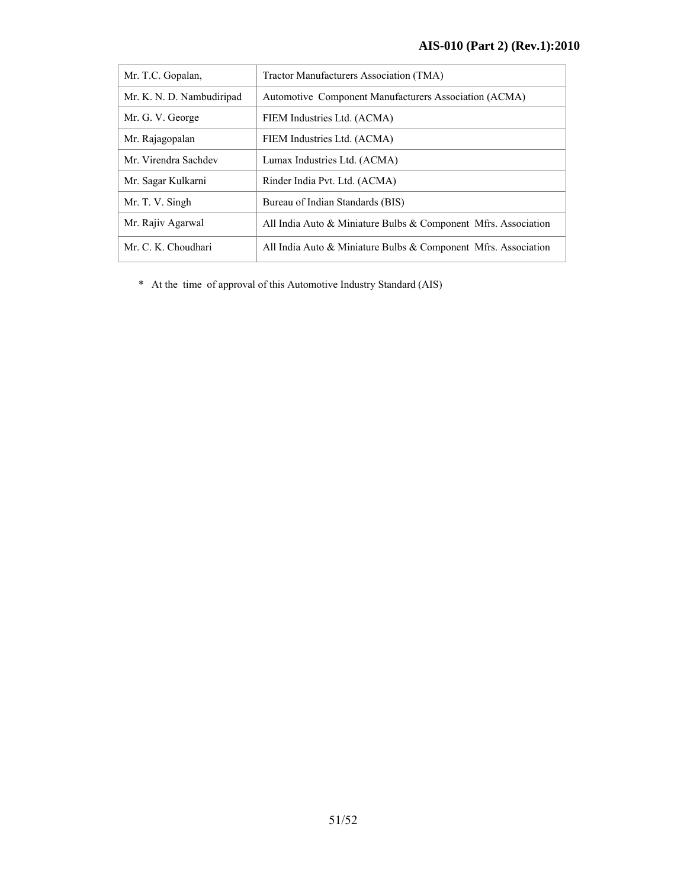| | |
|---|---|
| Mr. T.C. Gopalan, | Tractor Manufacturers Association (TMA) |
| Mr. K. N. D. Nambudiripad | Automotive Component Manufacturers Association (ACMA) |
| Mr. G. V. George | FIEM Industries Ltd. (ACMA) |
| Mr. Rajagopalan | FIEM Industries Ltd. (ACMA) |
| Mr. Virendra Sachdev | Lumax Industries Ltd. (ACMA) |
| Mr. Sagar Kulkarni | Rinder India Pvt. Ltd. (ACMA) |
| Mr. T. V. Singh | Bureau of Indian Standards (BIS) |
| Mr. Rajiv Agarwal | All India Auto & Miniature Bulbs & Component Mfrs. Association |
| Mr. C. K. Choudhari | All India Auto & Miniature Bulbs & Component Mfrs. Association |

\* At the time of approval of this Automotive Industry Standard (AIS)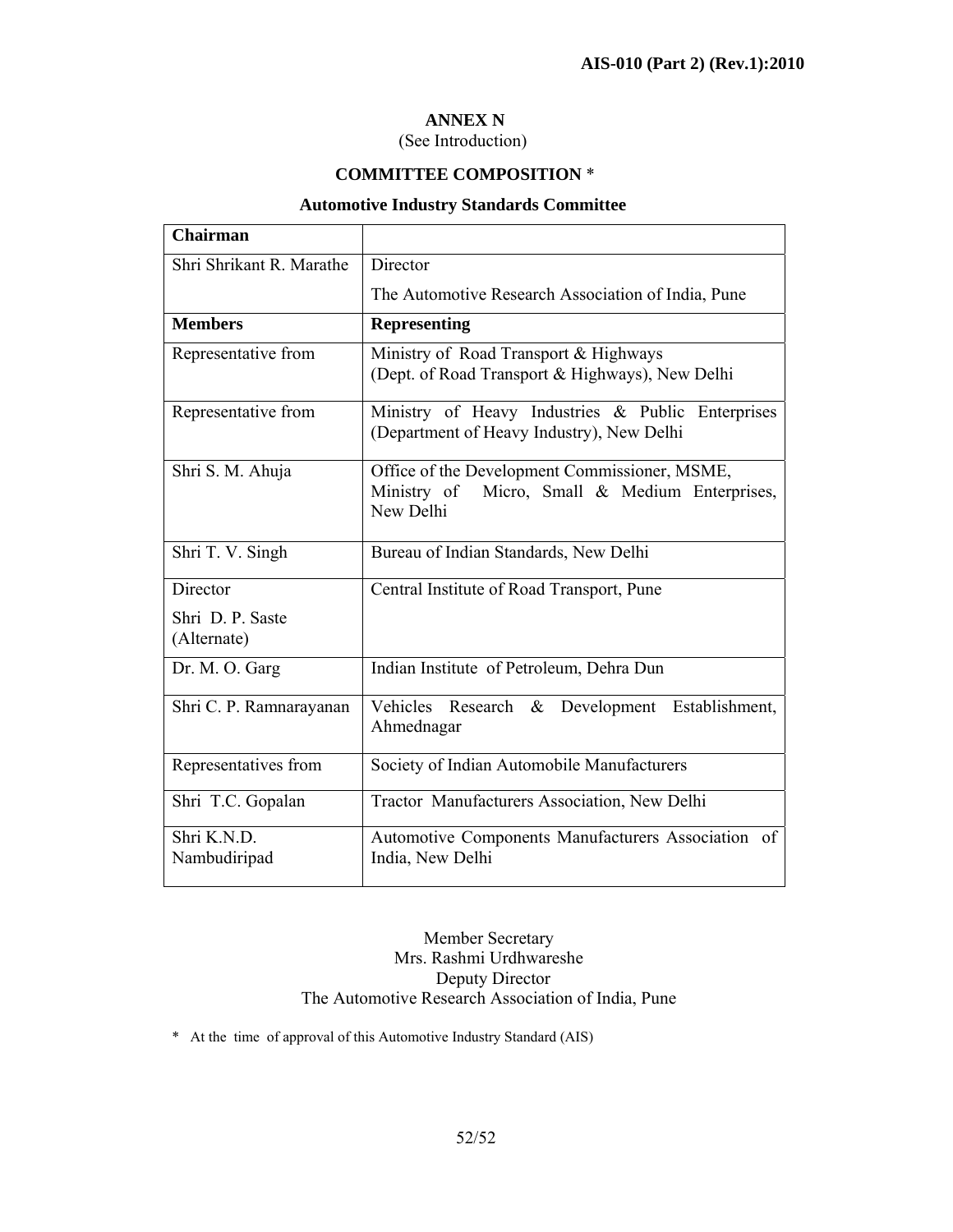## ANNEX N

(See Introduction)

### COMMITTEE COMPOSITION *

### Automotive Industry Standards Committee

| **Chairman** | |
|---|---|
| Shri Shrikant R. Marathe | Director<br>The Automotive Research Association of India, Pune |
| **Members** | **Representing** |
| Representative from | Ministry of Road Transport & Highways (Dept. of Road Transport & Highways), New Delhi |
| Representative from | Ministry of Heavy Industries & Public Enterprises (Department of Heavy Industry), New Delhi |
| Shri S. M. Ahuja | Office of the Development Commissioner, MSME, Ministry of Micro, Small & Medium Enterprises, New Delhi |
| Shri T. V. Singh | Bureau of Indian Standards, New Delhi |
| Director<br>Shri D. P. Saste (Alternate) | Central Institute of Road Transport, Pune |
| Dr. M. O. Garg | Indian Institute of Petroleum, Dehra Dun |
| Shri C. P. Ramnarayanan | Vehicles Research & Development Establishment, Ahmednagar |
| Representatives from | Society of Indian Automobile Manufacturers |
| Shri T.C. Gopalan | Tractor Manufacturers Association, New Delhi |
| Shri K.N.D. Nambudiripad | Automotive Components Manufacturers Association of India, New Delhi |

Member Secretary
Mrs. Rashmi Urdhwareshe
Deputy Director
The Automotive Research Association of India, Pune

\* At the time of approval of this Automotive Industry Standard (AIS)